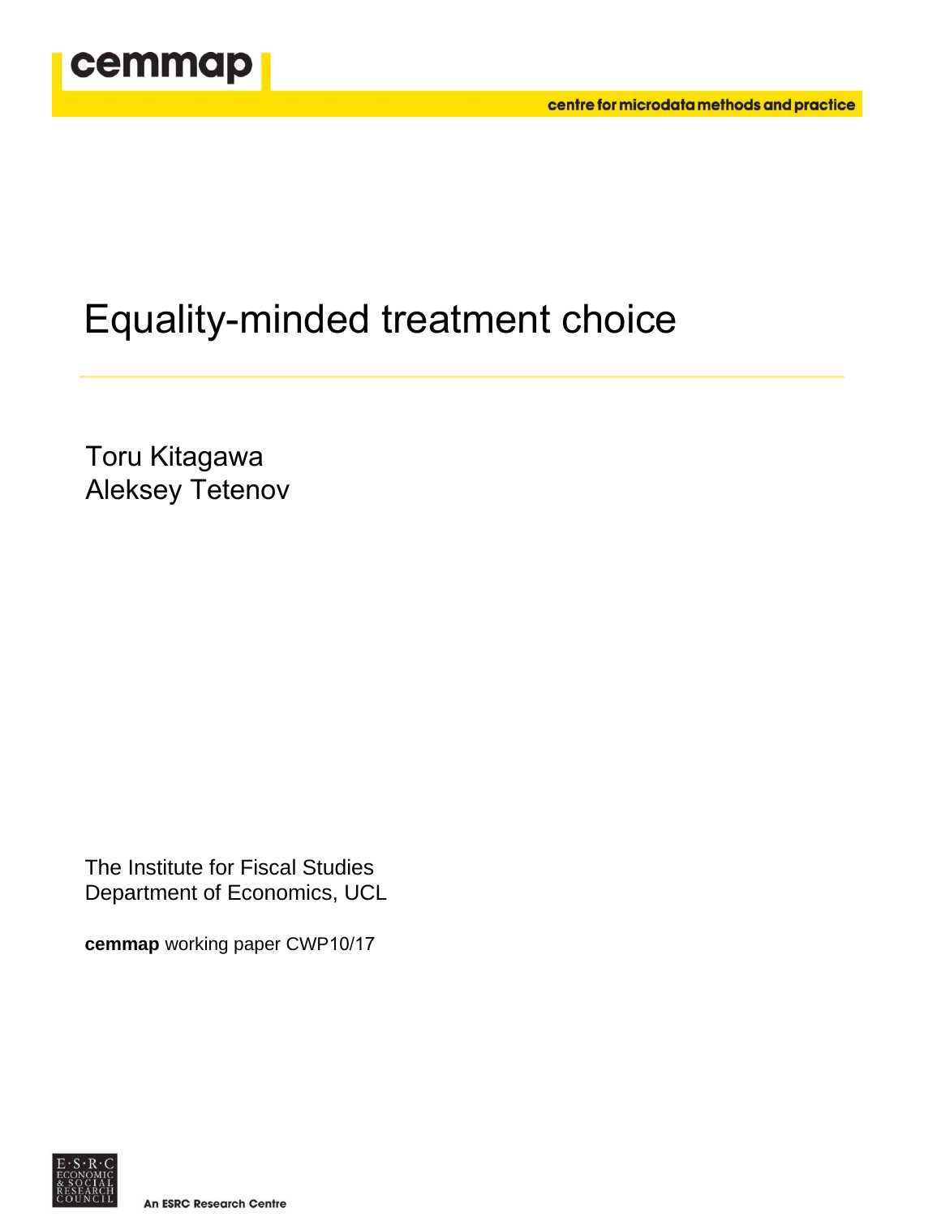cemmap

centre for microdata methods and practice

# Equality-minded treatment choice

Toru Kitagawa
Aleksey Tetenov

The Institute for Fiscal Studies
Department of Economics, UCL

**cemmap** working paper CWP10/17

E·S·R·C ECONOMIC & SOCIAL RESEARCH COUNCIL

An ESRC Research Centre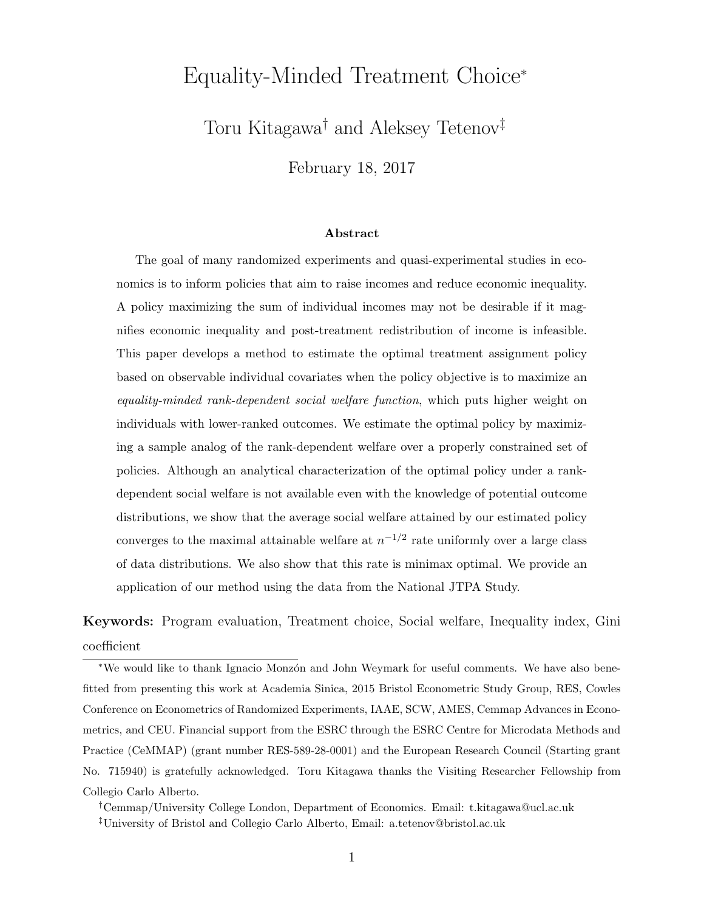# Equality-Minded Treatment Choice*

Toru Kitagawa† and Aleksey Tetenov‡

February 18, 2017

### Abstract

The goal of many randomized experiments and quasi-experimental studies in economics is to inform policies that aim to raise incomes and reduce economic inequality. A policy maximizing the sum of individual incomes may not be desirable if it magnifies economic inequality and post-treatment redistribution of income is infeasible. This paper develops a method to estimate the optimal treatment assignment policy based on observable individual covariates when the policy objective is to maximize an *equality-minded rank-dependent social welfare function*, which puts higher weight on individuals with lower-ranked outcomes. We estimate the optimal policy by maximizing a sample analog of the rank-dependent welfare over a properly constrained set of policies. Although an analytical characterization of the optimal policy under a rank-dependent social welfare is not available even with the knowledge of potential outcome distributions, we show that the average social welfare attained by our estimated policy converges to the maximal attainable welfare at $n^{-1/2}$ rate uniformly over a large class of data distributions. We also show that this rate is minimax optimal. We provide an application of our method using the data from the National JTPA Study.

**Keywords:** Program evaluation, Treatment choice, Social welfare, Inequality index, Gini coefficient

---

*We would like to thank Ignacio Monzón and John Weymark for useful comments. We have also benefitted from presenting this work at Academia Sinica, 2015 Bristol Econometric Study Group, RES, Cowles Conference on Econometrics of Randomized Experiments, IAAE, SCW, AMES, Cemmap Advances in Econometrics, and CEU. Financial support from the ESRC through the ESRC Centre for Microdata Methods and Practice (CeMMAP) (grant number RES-589-28-0001) and the European Research Council (Starting grant No. 715940) is gratefully acknowledged. Toru Kitagawa thanks the Visiting Researcher Fellowship from Collegio Carlo Alberto.

†Cemmap/University College London, Department of Economics. Email: t.kitagawa@ucl.ac.uk

‡University of Bristol and Collegio Carlo Alberto, Email: a.tetenov@bristol.ac.uk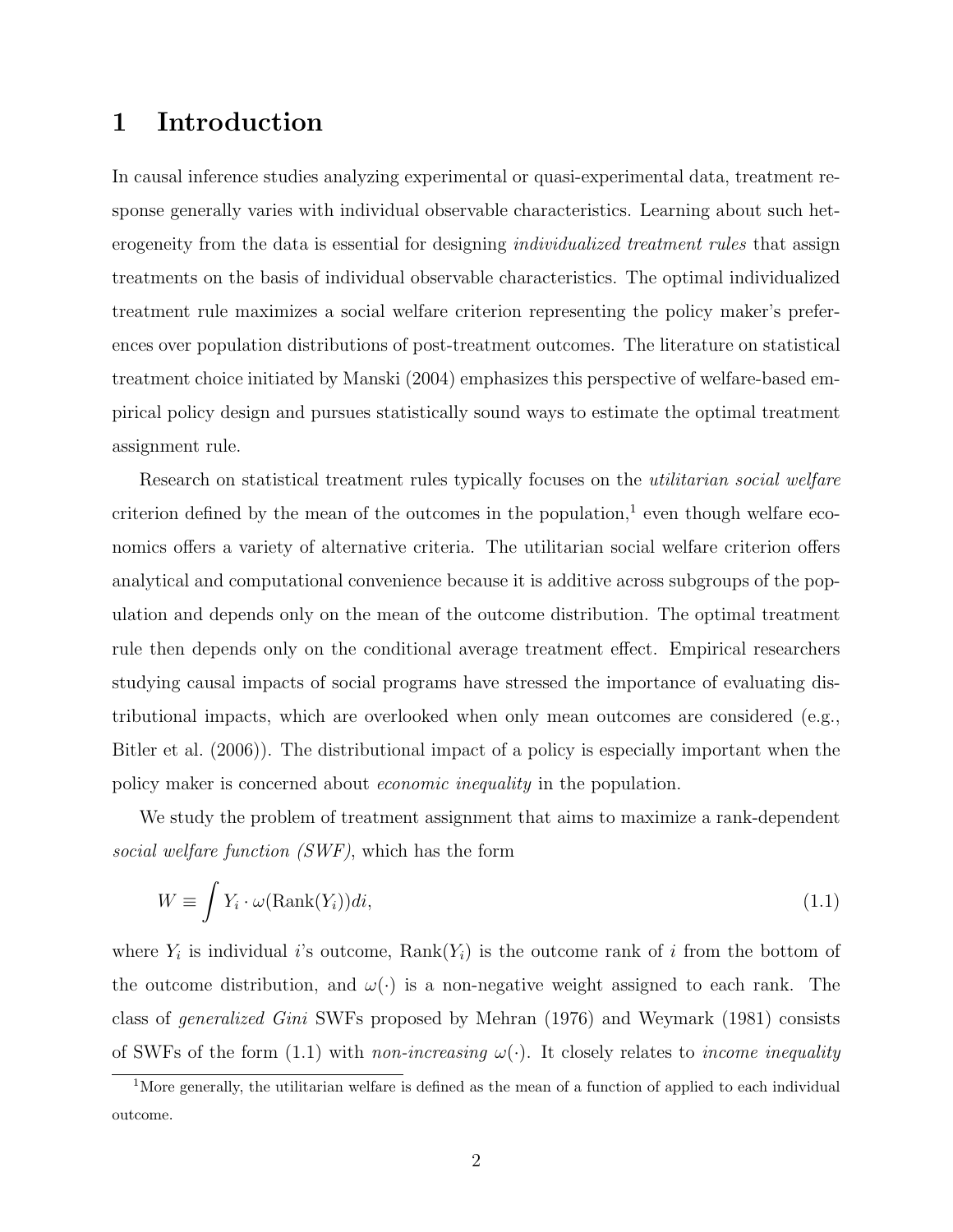# 1 Introduction

In causal inference studies analyzing experimental or quasi-experimental data, treatment response generally varies with individual observable characteristics. Learning about such heterogeneity from the data is essential for designing *individualized treatment rules* that assign treatments on the basis of individual observable characteristics. The optimal individualized treatment rule maximizes a social welfare criterion representing the policy maker's preferences over population distributions of post-treatment outcomes. The literature on statistical treatment choice initiated by Manski (2004) emphasizes this perspective of welfare-based empirical policy design and pursues statistically sound ways to estimate the optimal treatment assignment rule.

Research on statistical treatment rules typically focuses on the *utilitarian social welfare* criterion defined by the mean of the outcomes in the population,[1] even though welfare economics offers a variety of alternative criteria. The utilitarian social welfare criterion offers analytical and computational convenience because it is additive across subgroups of the population and depends only on the mean of the outcome distribution. The optimal treatment rule then depends only on the conditional average treatment effect. Empirical researchers studying causal impacts of social programs have stressed the importance of evaluating distributional impacts, which are overlooked when only mean outcomes are considered (e.g., Bitler et al. (2006)). The distributional impact of a policy is especially important when the policy maker is concerned about *economic inequality* in the population.

We study the problem of treatment assignment that aims to maximize a rank-dependent *social welfare function (SWF)*, which has the form

$$
W \equiv \int Y_i \cdot \omega(\text{Rank}(Y_i))di, \tag{1.1}
$$

where $Y_i$ is individual $i$'s outcome, $\text{Rank}(Y_i)$ is the outcome rank of $i$ from the bottom of the outcome distribution, and $\omega(\cdot)$ is a non-negative weight assigned to each rank. The class of *generalized Gini* SWFs proposed by Mehran (1976) and Weymark (1981) consists of SWFs of the form (1.1) with *non-increasing* $\omega(\cdot)$. It closely relates to *income inequality*

[1] More generally, the utilitarian welfare is defined as the mean of a function of applied to each individual outcome.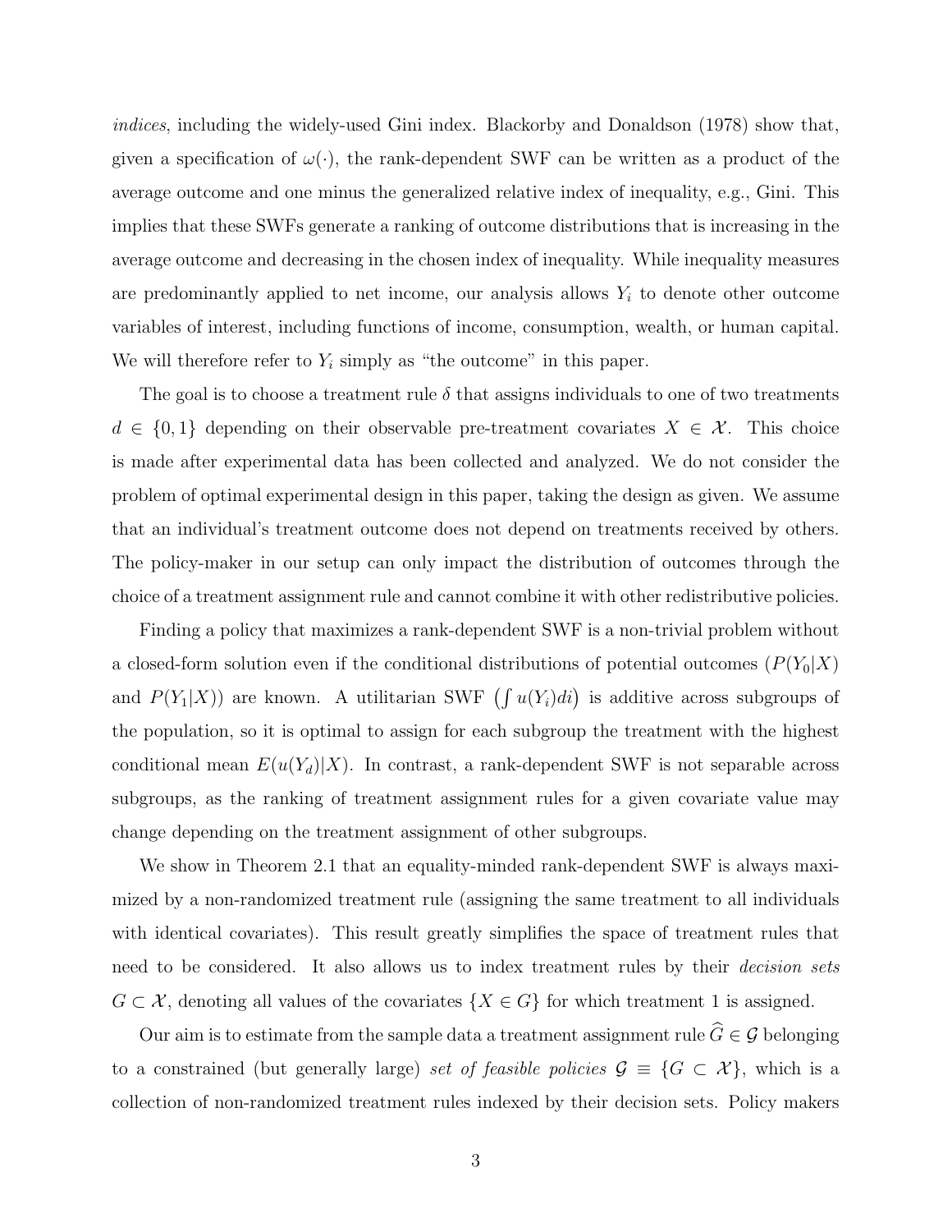*indices*, including the widely-used Gini index. Blackorby and Donaldson (1978) show that, given a specification of $\omega(\cdot)$, the rank-dependent SWF can be written as a product of the average outcome and one minus the generalized relative index of inequality, e.g., Gini. This implies that these SWFs generate a ranking of outcome distributions that is increasing in the average outcome and decreasing in the chosen index of inequality. While inequality measures are predominantly applied to net income, our analysis allows $Y_i$ to denote other outcome variables of interest, including functions of income, consumption, wealth, or human capital. We will therefore refer to $Y_i$ simply as "the outcome" in this paper.

The goal is to choose a treatment rule $\delta$ that assigns individuals to one of two treatments $d \in \{0, 1\}$ depending on their observable pre-treatment covariates $X \in \mathcal{X}$. This choice is made after experimental data has been collected and analyzed. We do not consider the problem of optimal experimental design in this paper, taking the design as given. We assume that an individual's treatment outcome does not depend on treatments received by others. The policy-maker in our setup can only impact the distribution of outcomes through the choice of a treatment assignment rule and cannot combine it with other redistributive policies.

Finding a policy that maximizes a rank-dependent SWF is a non-trivial problem without a closed-form solution even if the conditional distributions of potential outcomes ($P(Y_0|X)$ and $P(Y_1|X)$) are known. A utilitarian SWF $\left(\int u(Y_i)di\right)$ is additive across subgroups of the population, so it is optimal to assign for each subgroup the treatment with the highest conditional mean $E(u(Y_d)|X)$. In contrast, a rank-dependent SWF is not separable across subgroups, as the ranking of treatment assignment rules for a given covariate value may change depending on the treatment assignment of other subgroups.

We show in Theorem 2.1 that an equality-minded rank-dependent SWF is always maximized by a non-randomized treatment rule (assigning the same treatment to all individuals with identical covariates). This result greatly simplifies the space of treatment rules that need to be considered. It also allows us to index treatment rules by their *decision sets* $G \subset \mathcal{X}$, denoting all values of the covariates $\{X \in G\}$ for which treatment 1 is assigned.

Our aim is to estimate from the sample data a treatment assignment rule $\widehat{G} \in \mathcal{G}$ belonging to a constrained (but generally large) *set of feasible policies* $\mathcal{G} \equiv \{G \subset \mathcal{X}\}$, which is a collection of non-randomized treatment rules indexed by their decision sets. Policy makers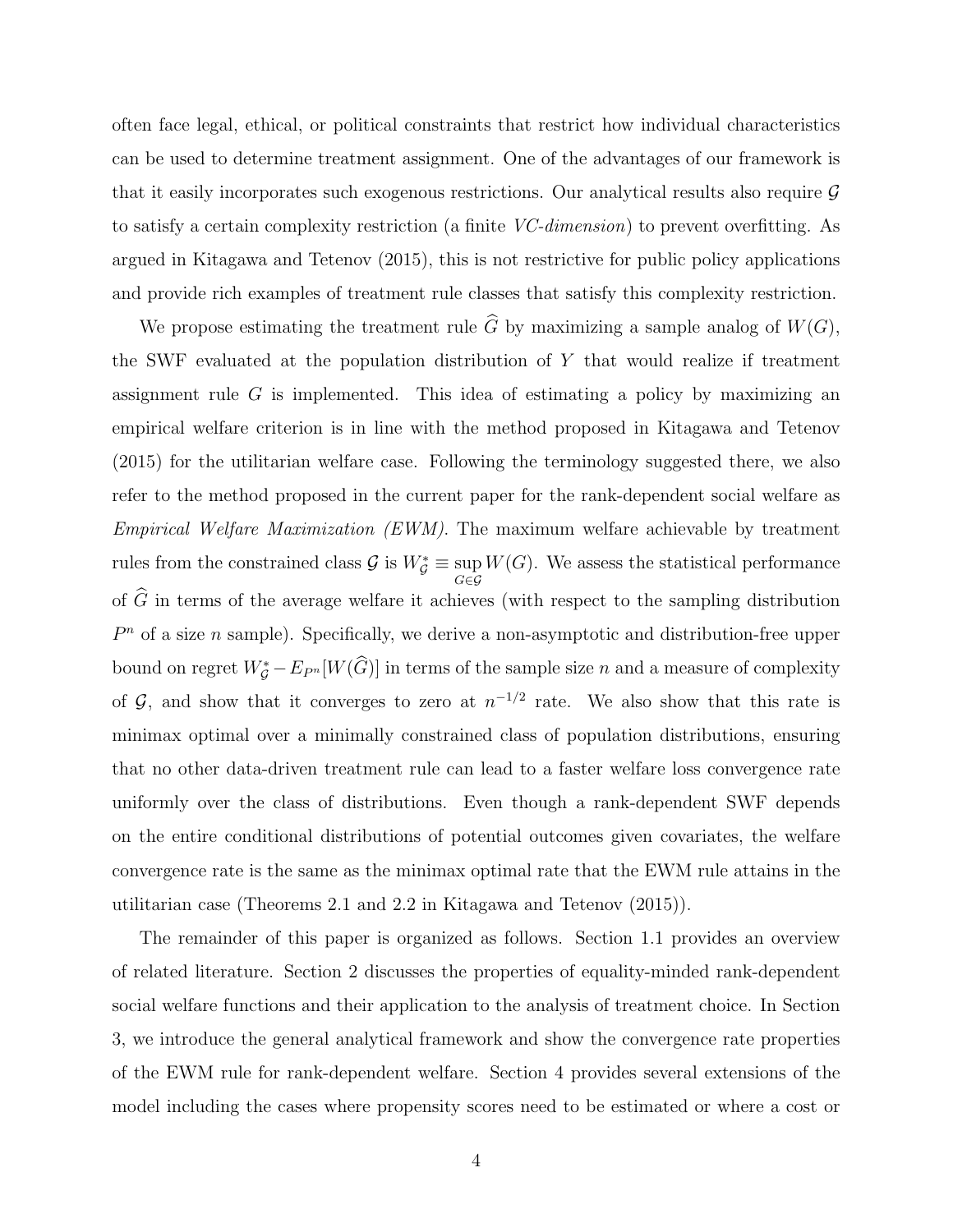often face legal, ethical, or political constraints that restrict how individual characteristics can be used to determine treatment assignment. One of the advantages of our framework is that it easily incorporates such exogenous restrictions. Our analytical results also require $\mathcal{G}$ to satisfy a certain complexity restriction (a finite *VC-dimension*) to prevent overfitting. As argued in Kitagawa and Tetenov (2015), this is not restrictive for public policy applications and provide rich examples of treatment rule classes that satisfy this complexity restriction.

We propose estimating the treatment rule $\widehat{G}$ by maximizing a sample analog of $W(G)$, the SWF evaluated at the population distribution of $Y$ that would realize if treatment assignment rule $G$ is implemented. This idea of estimating a policy by maximizing an empirical welfare criterion is in line with the method proposed in Kitagawa and Tetenov (2015) for the utilitarian welfare case. Following the terminology suggested there, we also refer to the method proposed in the current paper for the rank-dependent social welfare as *Empirical Welfare Maximization (EWM).* The maximum welfare achievable by treatment rules from the constrained class $\mathcal{G}$ is $W_{\mathcal{G}}^* \equiv \sup_{G \in \mathcal{G}} W(G)$. We assess the statistical performance of $\widehat{G}$ in terms of the average welfare it achieves (with respect to the sampling distribution $P^n$ of a size $n$ sample). Specifically, we derive a non-asymptotic and distribution-free upper bound on regret $W_{\mathcal{G}}^* - E_{P^n}[W(\widehat{G})]$ in terms of the sample size $n$ and a measure of complexity of $\mathcal{G}$, and show that it converges to zero at $n^{-1/2}$ rate. We also show that this rate is minimax optimal over a minimally constrained class of population distributions, ensuring that no other data-driven treatment rule can lead to a faster welfare loss convergence rate uniformly over the class of distributions. Even though a rank-dependent SWF depends on the entire conditional distributions of potential outcomes given covariates, the welfare convergence rate is the same as the minimax optimal rate that the EWM rule attains in the utilitarian case (Theorems 2.1 and 2.2 in Kitagawa and Tetenov (2015)).

The remainder of this paper is organized as follows. Section 1.1 provides an overview of related literature. Section 2 discusses the properties of equality-minded rank-dependent social welfare functions and their application to the analysis of treatment choice. In Section 3, we introduce the general analytical framework and show the convergence rate properties of the EWM rule for rank-dependent welfare. Section 4 provides several extensions of the model including the cases where propensity scores need to be estimated or where a cost or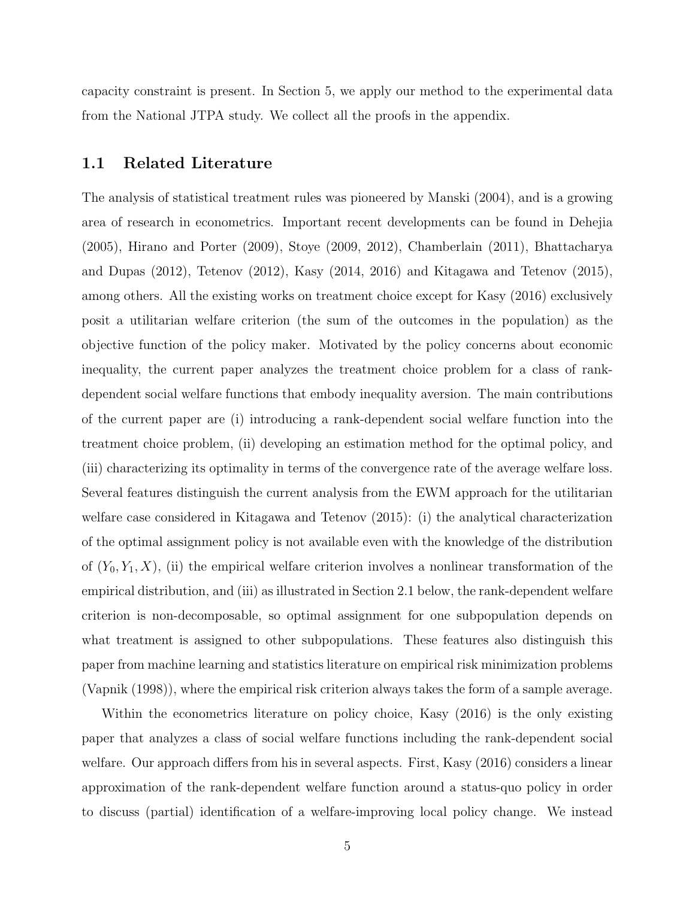capacity constraint is present. In Section 5, we apply our method to the experimental data from the National JTPA study. We collect all the proofs in the appendix.

## 1.1 Related Literature

The analysis of statistical treatment rules was pioneered by Manski (2004), and is a growing area of research in econometrics. Important recent developments can be found in Dehejia (2005), Hirano and Porter (2009), Stoye (2009, 2012), Chamberlain (2011), Bhattacharya and Dupas (2012), Tetenov (2012), Kasy (2014, 2016) and Kitagawa and Tetenov (2015), among others. All the existing works on treatment choice except for Kasy (2016) exclusively posit a utilitarian welfare criterion (the sum of the outcomes in the population) as the objective function of the policy maker. Motivated by the policy concerns about economic inequality, the current paper analyzes the treatment choice problem for a class of rank-dependent social welfare functions that embody inequality aversion. The main contributions of the current paper are (i) introducing a rank-dependent social welfare function into the treatment choice problem, (ii) developing an estimation method for the optimal policy, and (iii) characterizing its optimality in terms of the convergence rate of the average welfare loss. Several features distinguish the current analysis from the EWM approach for the utilitarian welfare case considered in Kitagawa and Tetenov (2015): (i) the analytical characterization of the optimal assignment policy is not available even with the knowledge of the distribution of $(Y_0, Y_1, X)$, (ii) the empirical welfare criterion involves a nonlinear transformation of the empirical distribution, and (iii) as illustrated in Section 2.1 below, the rank-dependent welfare criterion is non-decomposable, so optimal assignment for one subpopulation depends on what treatment is assigned to other subpopulations. These features also distinguish this paper from machine learning and statistics literature on empirical risk minimization problems (Vapnik (1998)), where the empirical risk criterion always takes the form of a sample average.

Within the econometrics literature on policy choice, Kasy (2016) is the only existing paper that analyzes a class of social welfare functions including the rank-dependent social welfare. Our approach differs from his in several aspects. First, Kasy (2016) considers a linear approximation of the rank-dependent welfare function around a status-quo policy in order to discuss (partial) identification of a welfare-improving local policy change. We instead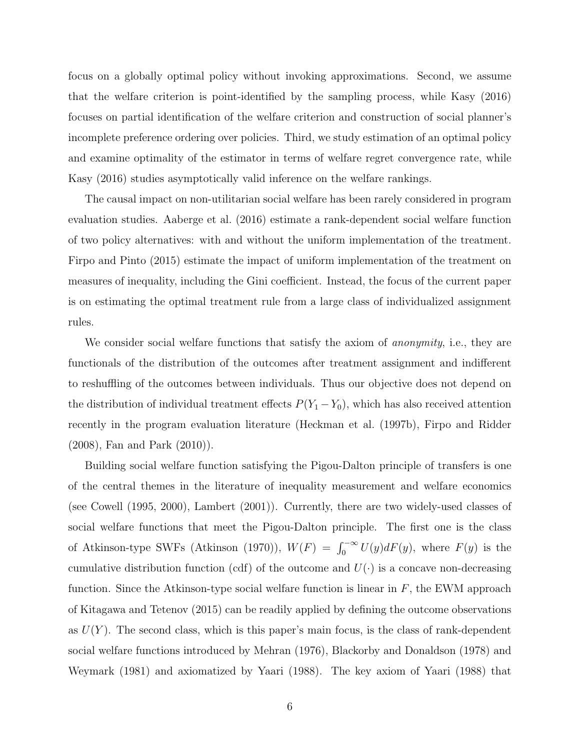focus on a globally optimal policy without invoking approximations. Second, we assume that the welfare criterion is point-identified by the sampling process, while Kasy (2016) focuses on partial identification of the welfare criterion and construction of social planner's incomplete preference ordering over policies. Third, we study estimation of an optimal policy and examine optimality of the estimator in terms of welfare regret convergence rate, while Kasy (2016) studies asymptotically valid inference on the welfare rankings.

The causal impact on non-utilitarian social welfare has been rarely considered in program evaluation studies. Aaberge et al. (2016) estimate a rank-dependent social welfare function of two policy alternatives: with and without the uniform implementation of the treatment. Firpo and Pinto (2015) estimate the impact of uniform implementation of the treatment on measures of inequality, including the Gini coefficient. Instead, the focus of the current paper is on estimating the optimal treatment rule from a large class of individualized assignment rules.

We consider social welfare functions that satisfy the axiom of *anonymity*, i.e., they are functionals of the distribution of the outcomes after treatment assignment and indifferent to reshuffling of the outcomes between individuals. Thus our objective does not depend on the distribution of individual treatment effects $P(Y_1 - Y_0)$, which has also received attention recently in the program evaluation literature (Heckman et al. (1997b), Firpo and Ridder (2008), Fan and Park (2010)).

Building social welfare function satisfying the Pigou-Dalton principle of transfers is one of the central themes in the literature of inequality measurement and welfare economics (see Cowell (1995, 2000), Lambert (2001)). Currently, there are two widely-used classes of social welfare functions that meet the Pigou-Dalton principle. The first one is the class of Atkinson-type SWFs (Atkinson (1970)), $W(F) = \int_0^{-\infty} U(y)dF(y)$, where $F(y)$ is the cumulative distribution function (cdf) of the outcome and $U(\cdot)$ is a concave non-decreasing function. Since the Atkinson-type social welfare function is linear in $F$, the EWM approach of Kitagawa and Tetenov (2015) can be readily applied by defining the outcome observations as $U(Y)$. The second class, which is this paper's main focus, is the class of rank-dependent social welfare functions introduced by Mehran (1976), Blackorby and Donaldson (1978) and Weymark (1981) and axiomatized by Yaari (1988). The key axiom of Yaari (1988) that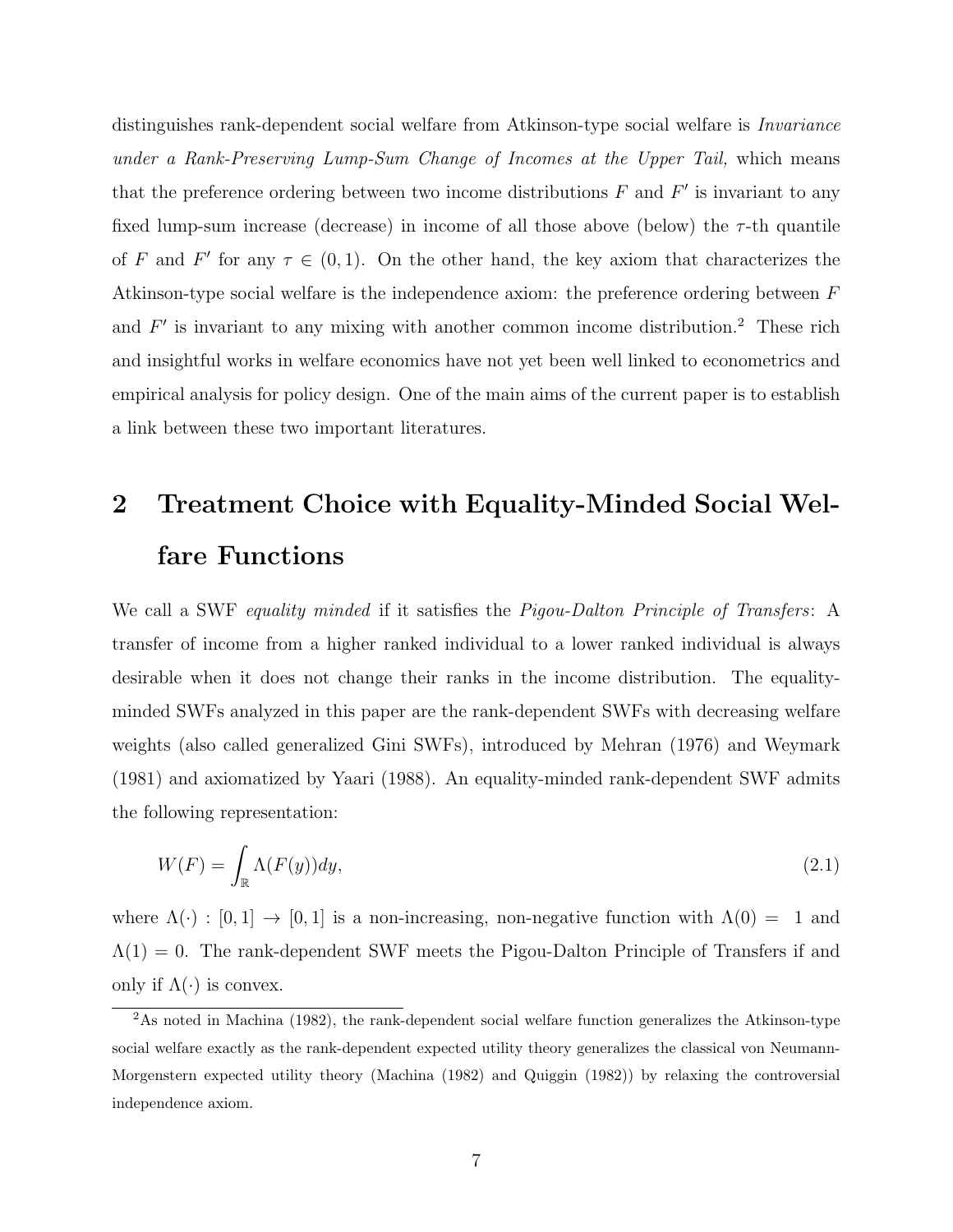distinguishes rank-dependent social welfare from Atkinson-type social welfare is *Invariance under a Rank-Preserving Lump-Sum Change of Incomes at the Upper Tail,* which means that the preference ordering between two income distributions $F$ and $F'$ is invariant to any fixed lump-sum increase (decrease) in income of all those above (below) the $\tau$-th quantile of $F$ and $F'$ for any $\tau \in (0,1)$. On the other hand, the key axiom that characterizes the Atkinson-type social welfare is the independence axiom: the preference ordering between $F$ and $F'$ is invariant to any mixing with another common income distribution.[2] These rich and insightful works in welfare economics have not yet been well linked to econometrics and empirical analysis for policy design. One of the main aims of the current paper is to establish a link between these two important literatures.

# 2 Treatment Choice with Equality-Minded Social Welfare Functions

We call a SWF *equality minded* if it satisfies the *Pigou-Dalton Principle of Transfers*: A transfer of income from a higher ranked individual to a lower ranked individual is always desirable when it does not change their ranks in the income distribution. The equality-minded SWFs analyzed in this paper are the rank-dependent SWFs with decreasing welfare weights (also called generalized Gini SWFs), introduced by Mehran (1976) and Weymark (1981) and axiomatized by Yaari (1988). An equality-minded rank-dependent SWF admits the following representation:

$$W(F) = \int_{\mathbb{R}} \Lambda(F(y))dy, \tag{2.1}$$

where $\Lambda(\cdot) : [0,1] \to [0,1]$ is a non-increasing, non-negative function with $\Lambda(0) = 1$ and $\Lambda(1) = 0$. The rank-dependent SWF meets the Pigou-Dalton Principle of Transfers if and only if $\Lambda(\cdot)$ is convex.

[2] As noted in Machina (1982), the rank-dependent social welfare function generalizes the Atkinson-type social welfare exactly as the rank-dependent expected utility theory generalizes the classical von Neumann-Morgenstern expected utility theory (Machina (1982) and Quiggin (1982)) by relaxing the controversial independence axiom.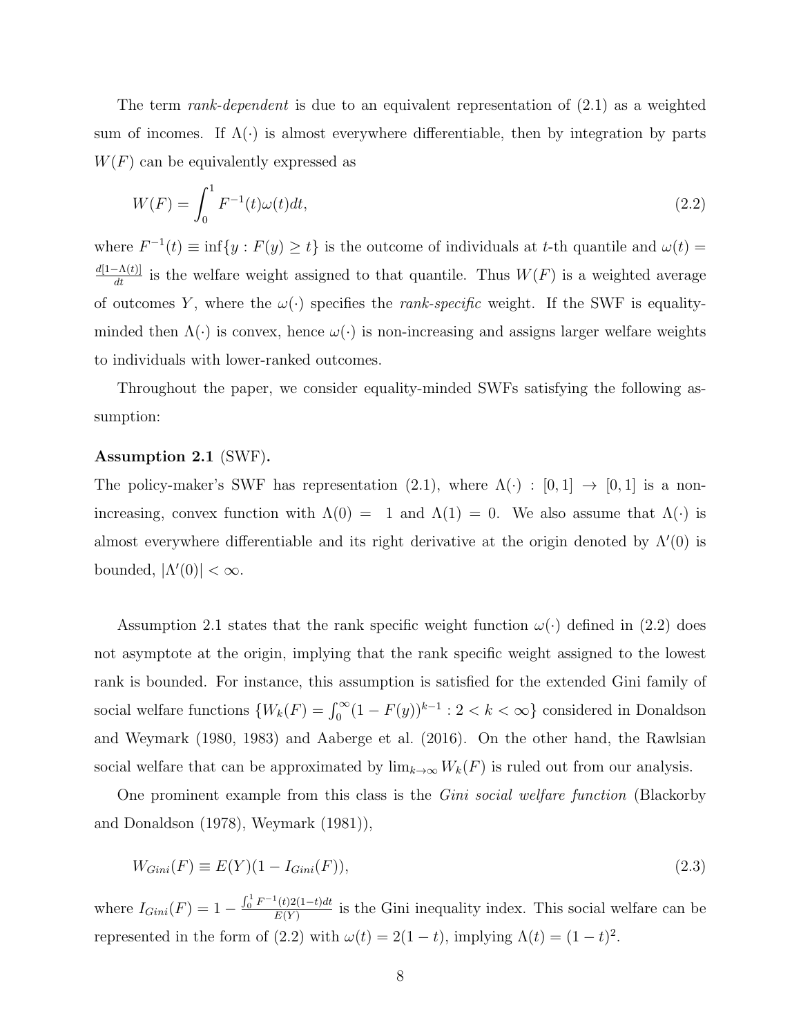The term *rank-dependent* is due to an equivalent representation of (2.1) as a weighted sum of incomes. If $\Lambda(\cdot)$ is almost everywhere differentiable, then by integration by parts $W(F)$ can be equivalently expressed as

$$W(F) = \int_0^1 F^{-1}(t)\omega(t)dt, \tag{2.2}$$

where $F^{-1}(t) \equiv \inf\{y : F(y) \geq t\}$ is the outcome of individuals at $t$-th quantile and $\omega(t) = \frac{d[1-\Lambda(t)]}{dt}$ is the welfare weight assigned to that quantile. Thus $W(F)$ is a weighted average of outcomes $Y$, where the $\omega(\cdot)$ specifies the *rank-specific* weight. If the SWF is equality-minded then $\Lambda(\cdot)$ is convex, hence $\omega(\cdot)$ is non-increasing and assigns larger welfare weights to individuals with lower-ranked outcomes.

Throughout the paper, we consider equality-minded SWFs satisfying the following assumption:

**Assumption 2.1** (SWF)**.**
The policy-maker's SWF has representation (2.1), where $\Lambda(\cdot) : [0,1] \to [0,1]$ is a non-increasing, convex function with $\Lambda(0) = 1$ and $\Lambda(1) = 0$. We also assume that $\Lambda(\cdot)$ is almost everywhere differentiable and its right derivative at the origin denoted by $\Lambda'(0)$ is bounded, $|\Lambda'(0)| < \infty$.

Assumption 2.1 states that the rank specific weight function $\omega(\cdot)$ defined in (2.2) does not asymptote at the origin, implying that the rank specific weight assigned to the lowest rank is bounded. For instance, this assumption is satisfied for the extended Gini family of social welfare functions $\{W_k(F) = \int_0^\infty (1 - F(y))^{k-1} : 2 < k < \infty\}$ considered in Donaldson and Weymark (1980, 1983) and Aaberge et al. (2016). On the other hand, the Rawlsian social welfare that can be approximated by $\lim_{k\to\infty} W_k(F)$ is ruled out from our analysis.

One prominent example from this class is the *Gini social welfare function* (Blackorby and Donaldson (1978), Weymark (1981)),

$$W_{Gini}(F) \equiv E(Y)(1 - I_{Gini}(F)), \tag{2.3}$$

where $I_{Gini}(F) = 1 - \frac{\int_0^1 F^{-1}(t)2(1-t)dt}{E(Y)}$ is the Gini inequality index. This social welfare can be represented in the form of (2.2) with $\omega(t) = 2(1-t)$, implying $\Lambda(t) = (1-t)^2$.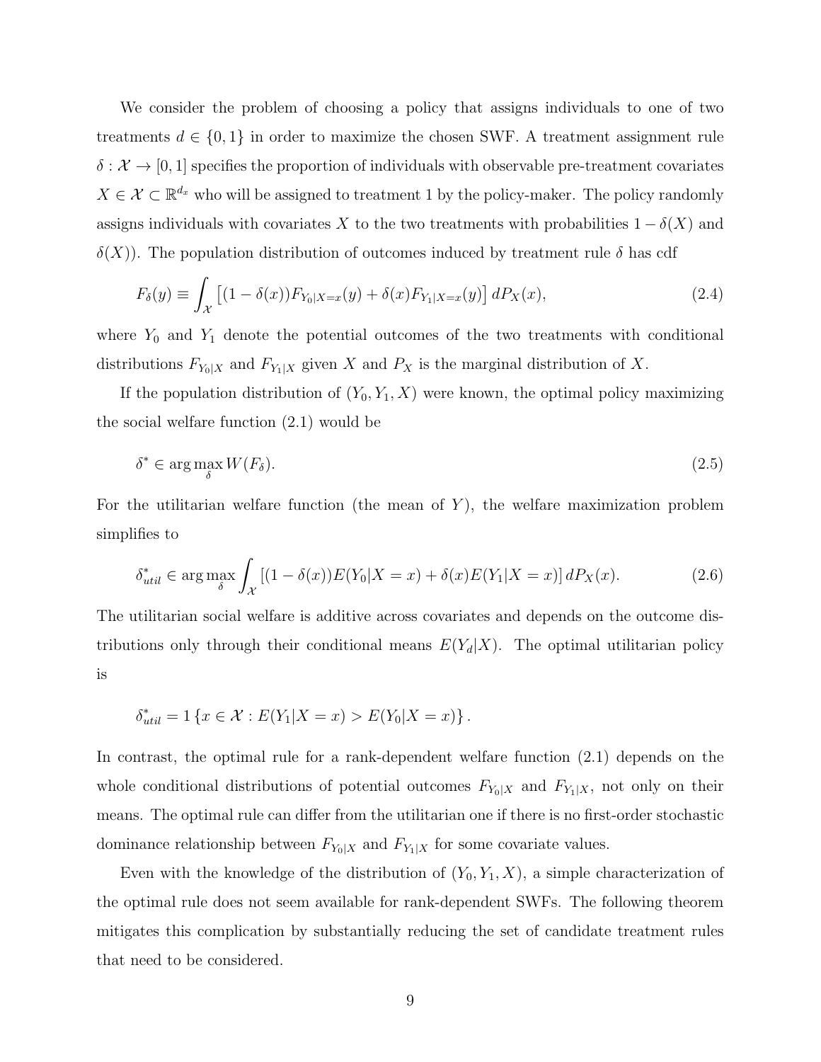We consider the problem of choosing a policy that assigns individuals to one of two treatments $d \in \{0, 1\}$ in order to maximize the chosen SWF. A treatment assignment rule $\delta : \mathcal{X} \to [0, 1]$ specifies the proportion of individuals with observable pre-treatment covariates $X \in \mathcal{X} \subset \mathbb{R}^{d_x}$ who will be assigned to treatment 1 by the policy-maker. The policy randomly assigns individuals with covariates $X$ to the two treatments with probabilities $1 - \delta(X)$ and $\delta(X)$). The population distribution of outcomes induced by treatment rule $\delta$ has cdf

$$F_\delta(y) \equiv \int_{\mathcal{X}} \left[ (1 - \delta(x)) F_{Y_0|X=x}(y) + \delta(x) F_{Y_1|X=x}(y) \right] dP_X(x), \tag{2.4}$$

where $Y_0$ and $Y_1$ denote the potential outcomes of the two treatments with conditional distributions $F_{Y_0|X}$ and $F_{Y_1|X}$ given $X$ and $P_X$ is the marginal distribution of $X$.

If the population distribution of $(Y_0, Y_1, X)$ were known, the optimal policy maximizing the social welfare function (2.1) would be

$$\delta^* \in \arg\max_{\delta} W(F_\delta). \tag{2.5}$$

For the utilitarian welfare function (the mean of $Y$), the welfare maximization problem simplifies to

$$\delta^*_{util} \in \arg\max_{\delta} \int_{\mathcal{X}} \left[ (1 - \delta(x)) E(Y_0|X = x) + \delta(x) E(Y_1|X = x) \right] dP_X(x). \tag{2.6}$$

The utilitarian social welfare is additive across covariates and depends on the outcome distributions only through their conditional means $E(Y_d|X)$. The optimal utilitarian policy is

$$\delta^*_{util} = 1 \left\{ x \in \mathcal{X} : E(Y_1|X = x) > E(Y_0|X = x) \right\}.$$

In contrast, the optimal rule for a rank-dependent welfare function (2.1) depends on the whole conditional distributions of potential outcomes $F_{Y_0|X}$ and $F_{Y_1|X}$, not only on their means. The optimal rule can differ from the utilitarian one if there is no first-order stochastic dominance relationship between $F_{Y_0|X}$ and $F_{Y_1|X}$ for some covariate values.

Even with the knowledge of the distribution of $(Y_0, Y_1, X)$, a simple characterization of the optimal rule does not seem available for rank-dependent SWFs. The following theorem mitigates this complication by substantially reducing the set of candidate treatment rules that need to be considered.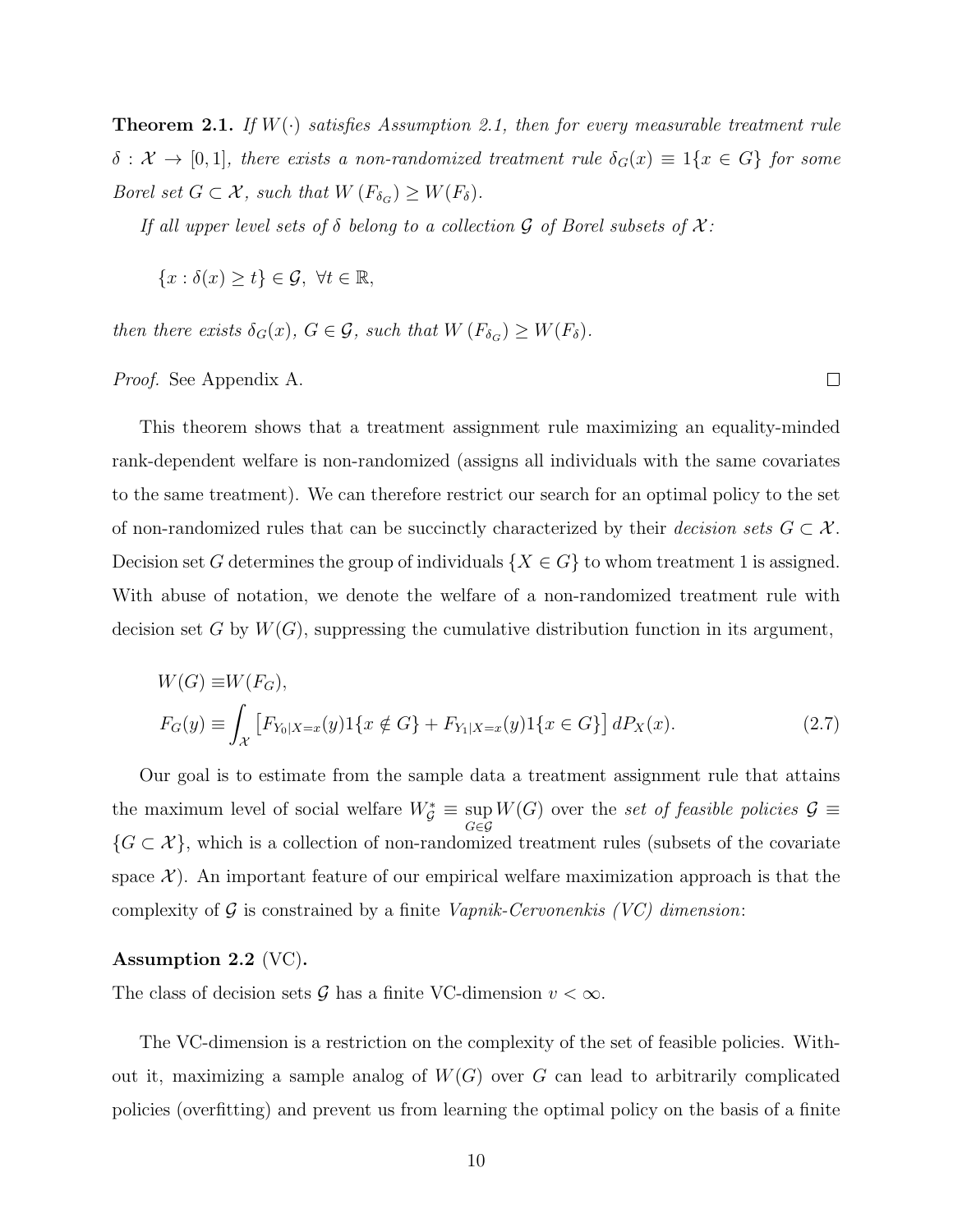**Theorem 2.1.** *If $W(\cdot)$ satisfies Assumption 2.1, then for every measurable treatment rule $\delta : \mathcal{X} \to [0,1]$, there exists a non-randomized treatment rule $\delta_G(x) \equiv 1\{x \in G\}$ for some Borel set $G \subset \mathcal{X}$, such that $W(F_{\delta_G}) \geq W(F_\delta)$.*

*If all upper level sets of $\delta$ belong to a collection $\mathcal{G}$ of Borel subsets of $\mathcal{X}$:*

$$\{x : \delta(x) \geq t\} \in \mathcal{G}, \ \forall t \in \mathbb{R},$$

*then there exists $\delta_G(x)$, $G \in \mathcal{G}$, such that $W(F_{\delta_G}) \geq W(F_\delta)$.*

*Proof.* See Appendix A. $\square$

This theorem shows that a treatment assignment rule maximizing an equality-minded rank-dependent welfare is non-randomized (assigns all individuals with the same covariates to the same treatment). We can therefore restrict our search for an optimal policy to the set of non-randomized rules that can be succinctly characterized by their *decision sets* $G \subset \mathcal{X}$. Decision set $G$ determines the group of individuals $\{X \in G\}$ to whom treatment 1 is assigned. With abuse of notation, we denote the welfare of a non-randomized treatment rule with decision set $G$ by $W(G)$, suppressing the cumulative distribution function in its argument,

$$\begin{aligned} W(G) \equiv & W(F_G), \\ F_G(y) \equiv & \int_{\mathcal{X}} \left[ F_{Y_0|X=x}(y) 1\{x \notin G\} + F_{Y_1|X=x}(y) 1\{x \in G\} \right] dP_X(x). \end{aligned} \tag{2.7}$$

Our goal is to estimate from the sample data a treatment assignment rule that attains the maximum level of social welfare $W^*_{\mathcal{G}} \equiv \sup_{G \in \mathcal{G}} W(G)$ over the *set of feasible policies* $\mathcal{G} \equiv \{G \subset \mathcal{X}\}$, which is a collection of non-randomized treatment rules (subsets of the covariate space $\mathcal{X}$). An important feature of our empirical welfare maximization approach is that the complexity of $\mathcal{G}$ is constrained by a finite *Vapnik-Cervonenkis (VC) dimension*:

**Assumption 2.2** (VC)**.**
The class of decision sets $\mathcal{G}$ has a finite VC-dimension $v < \infty$.

The VC-dimension is a restriction on the complexity of the set of feasible policies. Without it, maximizing a sample analog of $W(G)$ over $G$ can lead to arbitrarily complicated policies (overfitting) and prevent us from learning the optimal policy on the basis of a finite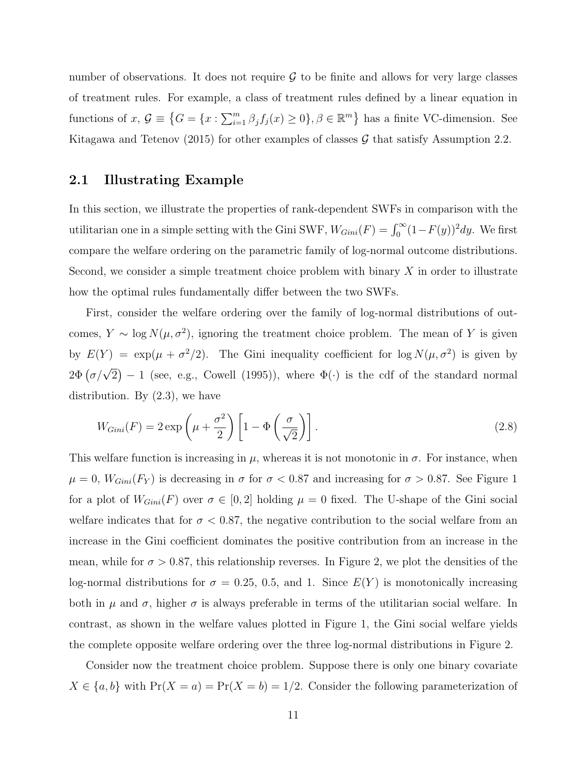number of observations. It does not require $\mathcal{G}$ to be finite and allows for very large classes of treatment rules. For example, a class of treatment rules defined by a linear equation in functions of $x$, $\mathcal{G} \equiv \left\{ G = \{x : \sum_{i=1}^{m} \beta_j f_j(x) \geq 0\}, \beta \in \mathbb{R}^m \right\}$ has a finite VC-dimension. See Kitagawa and Tetenov (2015) for other examples of classes $\mathcal{G}$ that satisfy Assumption 2.2.

## 2.1 Illustrating Example

In this section, we illustrate the properties of rank-dependent SWFs in comparison with the utilitarian one in a simple setting with the Gini SWF, $W_{Gini}(F) = \int_0^\infty (1-F(y))^2 dy$. We first compare the welfare ordering on the parametric family of log-normal outcome distributions. Second, we consider a simple treatment choice problem with binary $X$ in order to illustrate how the optimal rules fundamentally differ between the two SWFs.

First, consider the welfare ordering over the family of log-normal distributions of outcomes, $Y \sim \log N(\mu, \sigma^2)$, ignoring the treatment choice problem. The mean of $Y$ is given by $E(Y) = \exp(\mu + \sigma^2/2)$. The Gini inequality coefficient for $\log N(\mu, \sigma^2)$ is given by $2\Phi\left(\sigma/\sqrt{2}\right) - 1$ (see, e.g., Cowell (1995)), where $\Phi(\cdot)$ is the cdf of the standard normal distribution. By (2.3), we have

$$W_{Gini}(F) = 2\exp\left(\mu + \frac{\sigma^2}{2}\right)\left[1 - \Phi\left(\frac{\sigma}{\sqrt{2}}\right)\right]. \tag{2.8}$$

This welfare function is increasing in $\mu$, whereas it is not monotonic in $\sigma$. For instance, when $\mu = 0$, $W_{Gini}(F_Y)$ is decreasing in $\sigma$ for $\sigma < 0.87$ and increasing for $\sigma > 0.87$. See Figure 1 for a plot of $W_{Gini}(F)$ over $\sigma \in [0, 2]$ holding $\mu = 0$ fixed. The U-shape of the Gini social welfare indicates that for $\sigma < 0.87$, the negative contribution to the social welfare from an increase in the Gini coefficient dominates the positive contribution from an increase in the mean, while for $\sigma > 0.87$, this relationship reverses. In Figure 2, we plot the densities of the log-normal distributions for $\sigma = 0.25$, $0.5$, and $1$. Since $E(Y)$ is monotonically increasing both in $\mu$ and $\sigma$, higher $\sigma$ is always preferable in terms of the utilitarian social welfare. In contrast, as shown in the welfare values plotted in Figure 1, the Gini social welfare yields the complete opposite welfare ordering over the three log-normal distributions in Figure 2.

Consider now the treatment choice problem. Suppose there is only one binary covariate $X \in \{a, b\}$ with $\Pr(X = a) = \Pr(X = b) = 1/2$. Consider the following parameterization of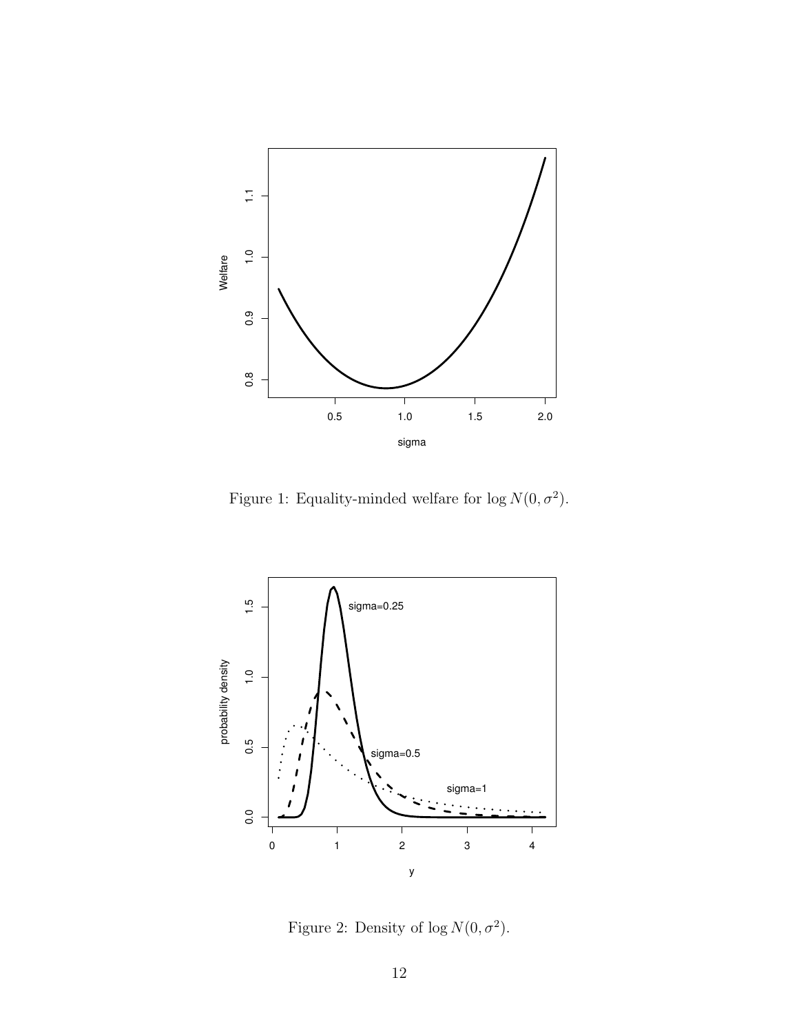Figure 1: Equality-minded welfare for $\log N(0, \sigma^2)$.

Figure 2: Density of $\log N(0, \sigma^2)$.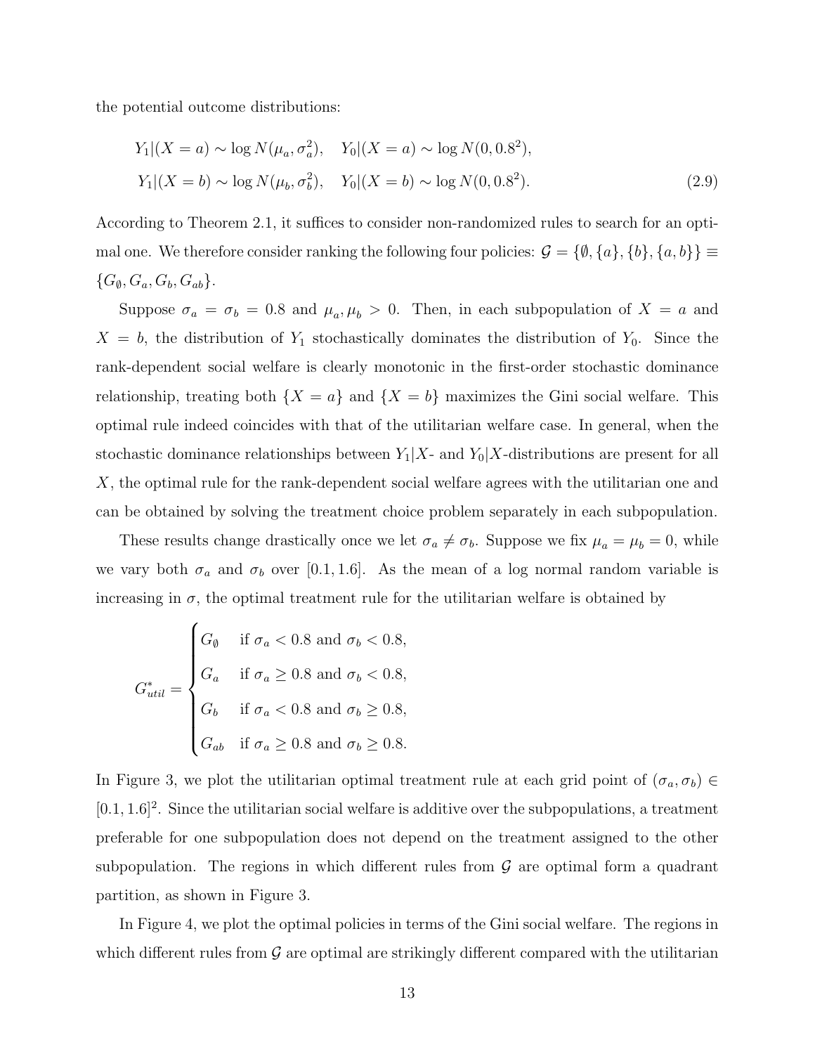the potential outcome distributions:

$$
\begin{aligned}
Y_1|(X=a) &\sim \log N(\mu_a, \sigma_a^2), \quad Y_0|(X=a) \sim \log N(0, 0.8^2), \\
Y_1|(X=b) &\sim \log N(\mu_b, \sigma_b^2), \quad Y_0|(X=b) \sim \log N(0, 0.8^2).
\end{aligned} \tag{2.9}
$$

According to Theorem 2.1, it suffices to consider non-randomized rules to search for an optimal one. We therefore consider ranking the following four policies: $\mathcal{G} = \{\emptyset, \{a\}, \{b\}, \{a,b\}\} \equiv \{G_\emptyset, G_a, G_b, G_{ab}\}$.

Suppose $\sigma_a = \sigma_b = 0.8$ and $\mu_a, \mu_b > 0$. Then, in each subpopulation of $X = a$ and $X = b$, the distribution of $Y_1$ stochastically dominates the distribution of $Y_0$. Since the rank-dependent social welfare is clearly monotonic in the first-order stochastic dominance relationship, treating both $\{X = a\}$ and $\{X = b\}$ maximizes the Gini social welfare. This optimal rule indeed coincides with that of the utilitarian welfare case. In general, when the stochastic dominance relationships between $Y_1|X$- and $Y_0|X$-distributions are present for all $X$, the optimal rule for the rank-dependent social welfare agrees with the utilitarian one and can be obtained by solving the treatment choice problem separately in each subpopulation.

These results change drastically once we let $\sigma_a \neq \sigma_b$. Suppose we fix $\mu_a = \mu_b = 0$, while we vary both $\sigma_a$ and $\sigma_b$ over $[0.1, 1.6]$. As the mean of a log normal random variable is increasing in $\sigma$, the optimal treatment rule for the utilitarian welfare is obtained by

$$
G^*_{util} = \begin{cases}
G_\emptyset & \text{if } \sigma_a < 0.8 \text{ and } \sigma_b < 0.8, \\
G_a & \text{if } \sigma_a \geq 0.8 \text{ and } \sigma_b < 0.8, \\
G_b & \text{if } \sigma_a < 0.8 \text{ and } \sigma_b \geq 0.8, \\
G_{ab} & \text{if } \sigma_a \geq 0.8 \text{ and } \sigma_b \geq 0.8.
\end{cases}
$$

In Figure 3, we plot the utilitarian optimal treatment rule at each grid point of $(\sigma_a, \sigma_b) \in [0.1, 1.6]^2$. Since the utilitarian social welfare is additive over the subpopulations, a treatment preferable for one subpopulation does not depend on the treatment assigned to the other subpopulation. The regions in which different rules from $\mathcal{G}$ are optimal form a quadrant partition, as shown in Figure 3.

In Figure 4, we plot the optimal policies in terms of the Gini social welfare. The regions in which different rules from $\mathcal{G}$ are optimal are strikingly different compared with the utilitarian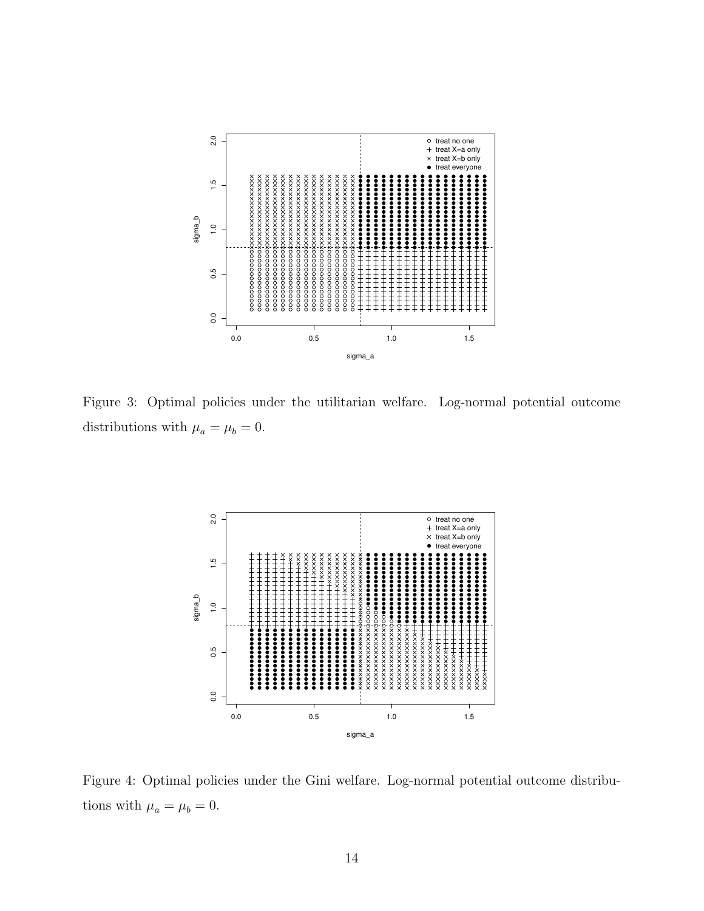Figure 3: Optimal policies under the utilitarian welfare. Log-normal potential outcome distributions with $\mu_a = \mu_b = 0$.

Figure 4: Optimal policies under the Gini welfare. Log-normal potential outcome distributions with $\mu_a = \mu_b = 0$.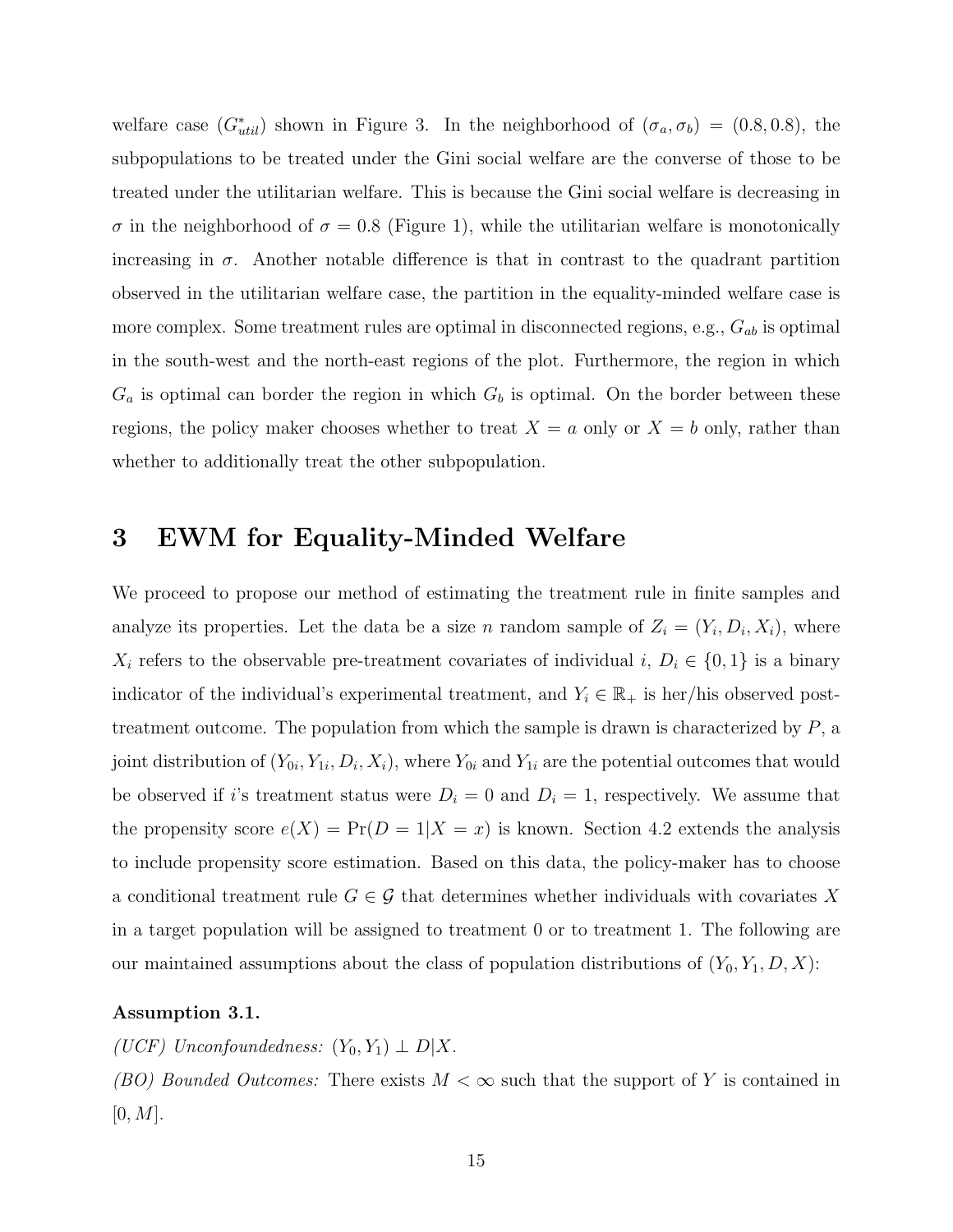welfare case ($G^*_{util}$) shown in Figure 3. In the neighborhood of $(\sigma_a, \sigma_b) = (0.8, 0.8)$, the subpopulations to be treated under the Gini social welfare are the converse of those to be treated under the utilitarian welfare. This is because the Gini social welfare is decreasing in $\sigma$ in the neighborhood of $\sigma = 0.8$ (Figure 1), while the utilitarian welfare is monotonically increasing in $\sigma$. Another notable difference is that in contrast to the quadrant partition observed in the utilitarian welfare case, the partition in the equality-minded welfare case is more complex. Some treatment rules are optimal in disconnected regions, e.g., $G_{ab}$ is optimal in the south-west and the north-east regions of the plot. Furthermore, the region in which $G_a$ is optimal can border the region in which $G_b$ is optimal. On the border between these regions, the policy maker chooses whether to treat $X = a$ only or $X = b$ only, rather than whether to additionally treat the other subpopulation.

# 3 EWM for Equality-Minded Welfare

We proceed to propose our method of estimating the treatment rule in finite samples and analyze its properties. Let the data be a size $n$ random sample of $Z_i = (Y_i, D_i, X_i)$, where $X_i$ refers to the observable pre-treatment covariates of individual $i$, $D_i \in \{0, 1\}$ is a binary indicator of the individual's experimental treatment, and $Y_i \in \mathbb{R}_+$ is her/his observed post-treatment outcome. The population from which the sample is drawn is characterized by $P$, a joint distribution of $(Y_{0i}, Y_{1i}, D_i, X_i)$, where $Y_{0i}$ and $Y_{1i}$ are the potential outcomes that would be observed if $i$'s treatment status were $D_i = 0$ and $D_i = 1$, respectively. We assume that the propensity score $e(X) = \Pr(D = 1|X = x)$ is known. Section 4.2 extends the analysis to include propensity score estimation. Based on this data, the policy-maker has to choose a conditional treatment rule $G \in \mathcal{G}$ that determines whether individuals with covariates $X$ in a target population will be assigned to treatment 0 or to treatment 1. The following are our maintained assumptions about the class of population distributions of $(Y_0, Y_1, D, X)$:

**Assumption 3.1.**

*(UCF) Unconfoundedness:* $(Y_0, Y_1) \perp D|X$.

*(BO) Bounded Outcomes:* There exists $M < \infty$ such that the support of $Y$ is contained in $[0, M]$.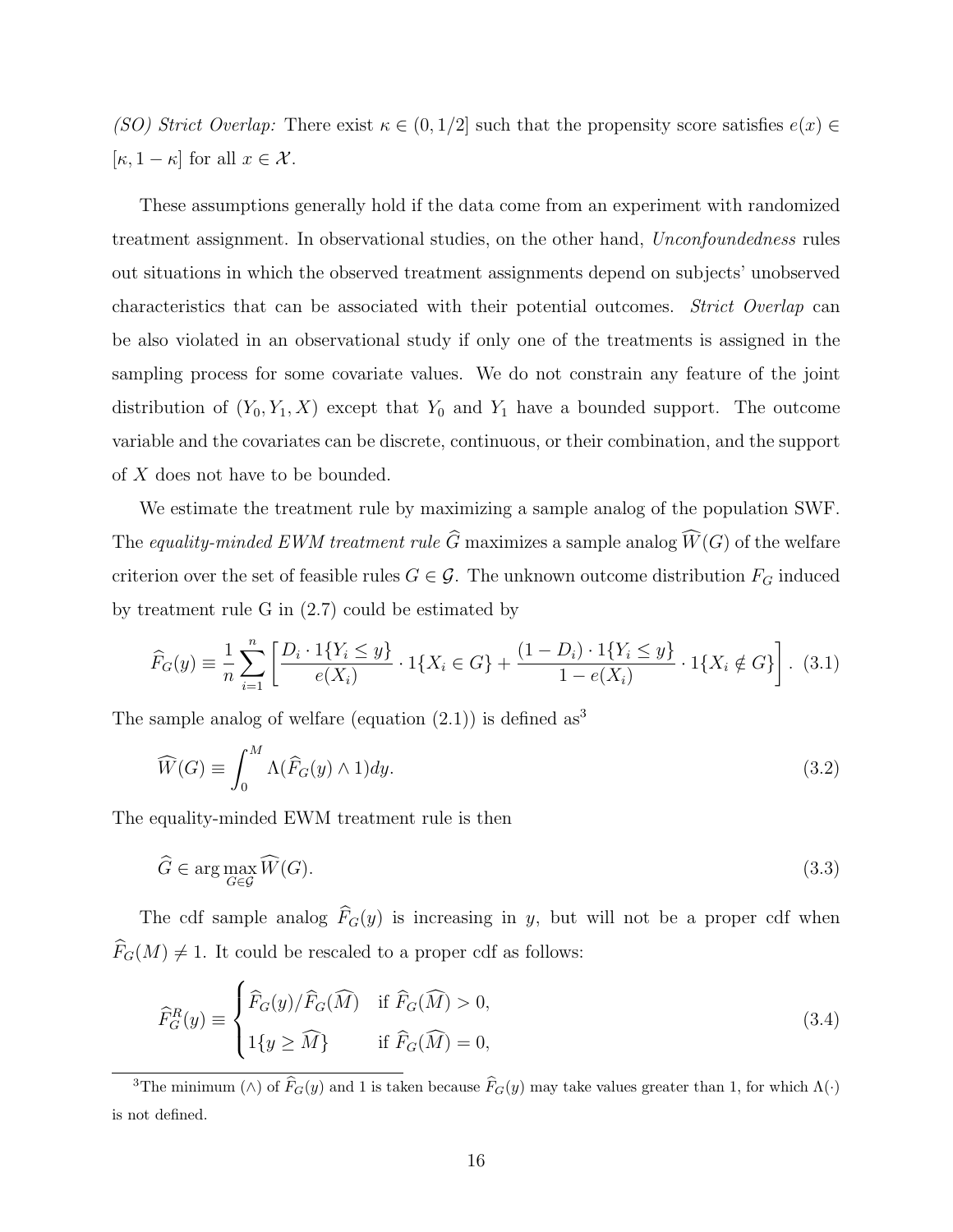*(SO) Strict Overlap:* There exist $\kappa \in (0, 1/2]$ such that the propensity score satisfies $e(x) \in [\kappa, 1-\kappa]$ for all $x \in \mathcal{X}$.

These assumptions generally hold if the data come from an experiment with randomized treatment assignment. In observational studies, on the other hand, *Unconfoundedness* rules out situations in which the observed treatment assignments depend on subjects' unobserved characteristics that can be associated with their potential outcomes. *Strict Overlap* can be also violated in an observational study if only one of the treatments is assigned in the sampling process for some covariate values. We do not constrain any feature of the joint distribution of $(Y_0, Y_1, X)$ except that $Y_0$ and $Y_1$ have a bounded support. The outcome variable and the covariates can be discrete, continuous, or their combination, and the support of $X$ does not have to be bounded.

We estimate the treatment rule by maximizing a sample analog of the population SWF. The *equality-minded EWM treatment rule* $\widehat{G}$ maximizes a sample analog $\widehat{W}(G)$ of the welfare criterion over the set of feasible rules $G \in \mathcal{G}$. The unknown outcome distribution $F_G$ induced by treatment rule G in (2.7) could be estimated by

$$\widehat{F}_G(y) \equiv \frac{1}{n}\sum_{i=1}^{n}\left[\frac{D_i \cdot 1\{Y_i \leq y\}}{e(X_i)} \cdot 1\{X_i \in G\} + \frac{(1-D_i)\cdot 1\{Y_i \leq y\}}{1-e(X_i)} \cdot 1\{X_i \notin G\}\right]. \quad (3.1)$$

The sample analog of welfare (equation (2.1)) is defined as[3]

$$\widehat{W}(G) \equiv \int_0^M \Lambda(\widehat{F}_G(y) \wedge 1)dy. \quad (3.2)$$

The equality-minded EWM treatment rule is then

$$\widehat{G} \in \arg\max_{G\in\mathcal{G}} \widehat{W}(G). \quad (3.3)$$

The cdf sample analog $\widehat{F}_G(y)$ is increasing in $y$, but will not be a proper cdf when $\widehat{F}_G(M) \neq 1$. It could be rescaled to a proper cdf as follows:

$$\widehat{F}_G^R(y) \equiv \begin{cases} \widehat{F}_G(y)/\widehat{F}_G(\widehat{M}) & \text{if } \widehat{F}_G(\widehat{M}) > 0, \\ 1\{y \geq \widehat{M}\} & \text{if } \widehat{F}_G(\widehat{M}) = 0, \end{cases} \quad (3.4)$$

[3] The minimum ($\wedge$) of $\widehat{F}_G(y)$ and 1 is taken because $\widehat{F}_G(y)$ may take values greater than 1, for which $\Lambda(\cdot)$ is not defined.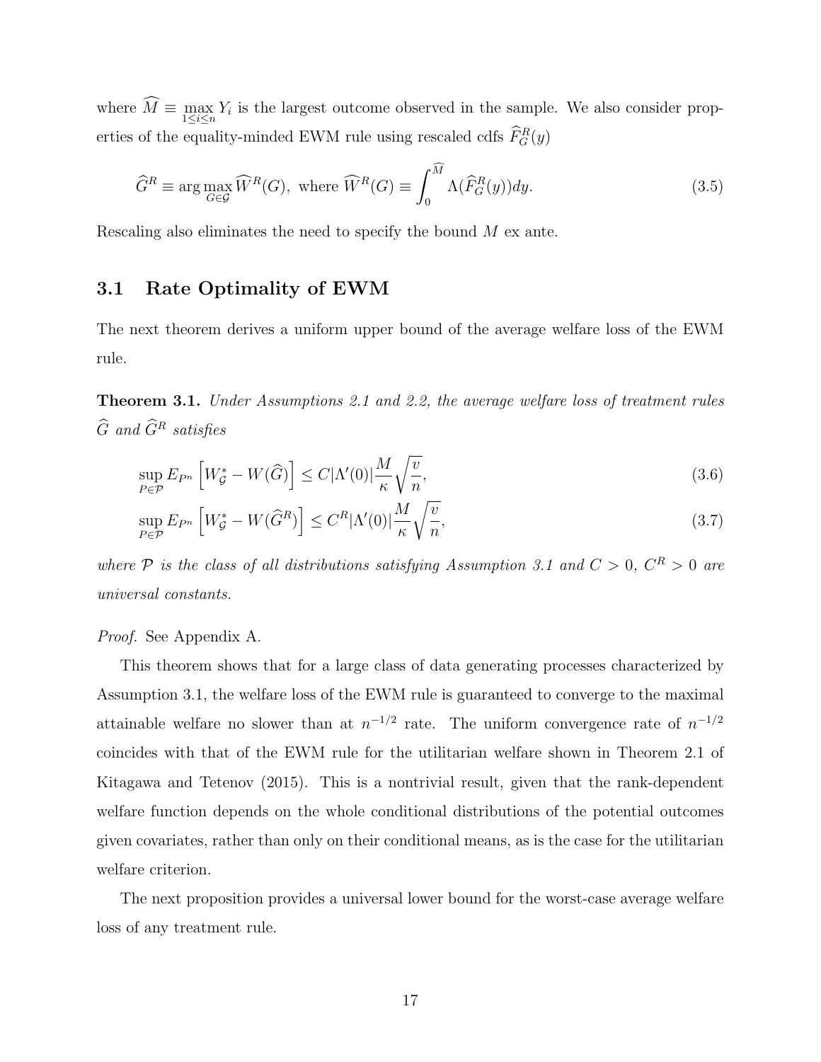where $\widehat{M} \equiv \max_{1 \leq i \leq n} Y_i$ is the largest outcome observed in the sample. We also consider properties of the equality-minded EWM rule using rescaled cdfs $\widehat{F}_G^R(y)$

$$
\widehat{G}^R \equiv \arg\max_{G \in \mathcal{G}} \widehat{W}^R(G), \text{ where } \widehat{W}^R(G) \equiv \int_0^{\widehat{M}} \Lambda(\widehat{F}_G^R(y))dy. \tag{3.5}
$$

Rescaling also eliminates the need to specify the bound $M$ ex ante.

## 3.1 Rate Optimality of EWM

The next theorem derives a uniform upper bound of the average welfare loss of the EWM rule.

**Theorem 3.1.** *Under Assumptions 2.1 and 2.2, the average welfare loss of treatment rules $\widehat{G}$ and $\widehat{G}^R$ satisfies*

$$
\sup_{P \in \mathcal{P}} E_{P^n} \left[ W_{\mathcal{G}}^* - W(\widehat{G}) \right] \leq C |\Lambda'(0)| \frac{M}{\kappa} \sqrt{\frac{v}{n}}, \tag{3.6}
$$

$$
\sup_{P \in \mathcal{P}} E_{P^n} \left[ W_{\mathcal{G}}^* - W(\widehat{G}^R) \right] \leq C^R |\Lambda'(0)| \frac{M}{\kappa} \sqrt{\frac{v}{n}}, \tag{3.7}
$$

*where $\mathcal{P}$ is the class of all distributions satisfying Assumption 3.1 and $C > 0$, $C^R > 0$ are universal constants.*

*Proof.* See Appendix A.

This theorem shows that for a large class of data generating processes characterized by Assumption 3.1, the welfare loss of the EWM rule is guaranteed to converge to the maximal attainable welfare no slower than at $n^{-1/2}$ rate. The uniform convergence rate of $n^{-1/2}$ coincides with that of the EWM rule for the utilitarian welfare shown in Theorem 2.1 of Kitagawa and Tetenov (2015). This is a nontrivial result, given that the rank-dependent welfare function depends on the whole conditional distributions of the potential outcomes given covariates, rather than only on their conditional means, as is the case for the utilitarian welfare criterion.

The next proposition provides a universal lower bound for the worst-case average welfare loss of any treatment rule.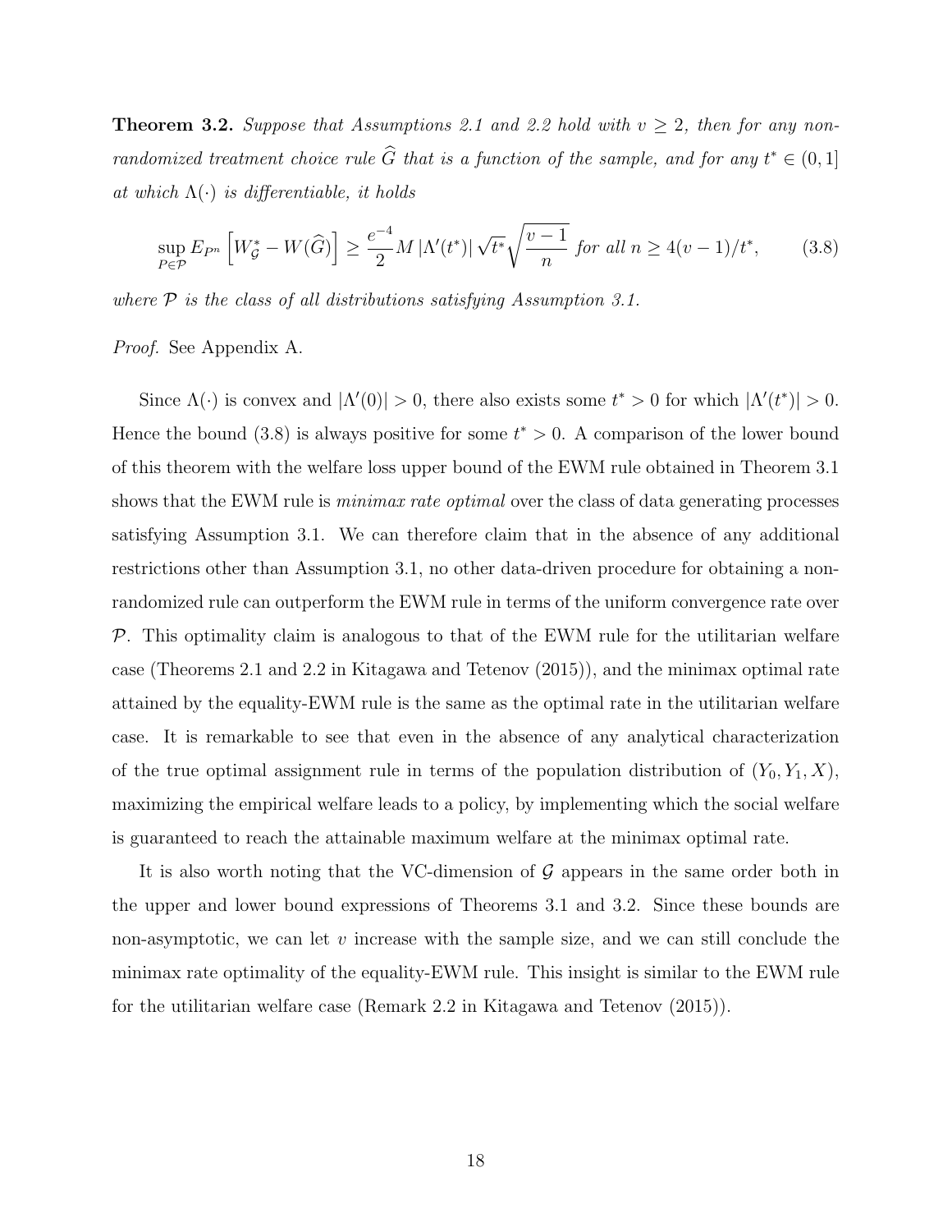**Theorem 3.2.** *Suppose that Assumptions 2.1 and 2.2 hold with $v \geq 2$, then for any non-randomized treatment choice rule $\widehat{G}$ that is a function of the sample, and for any $t^* \in (0, 1]$ at which $\Lambda(\cdot)$ is differentiable, it holds*

$$\sup_{P \in \mathcal{P}} E_{P^n} \left[ W^*_{\mathcal{G}} - W(\widehat{G}) \right] \geq \frac{e^{-4}}{2} M \left| \Lambda'(t^*) \right| \sqrt{t^*} \sqrt{\frac{v-1}{n}} \text{ for all } n \geq 4(v-1)/t^*, \tag{3.8}$$

*where $\mathcal{P}$ is the class of all distributions satisfying Assumption 3.1.*

*Proof.* See Appendix A.

Since $\Lambda(\cdot)$ is convex and $|\Lambda'(0)| > 0$, there also exists some $t^* > 0$ for which $|\Lambda'(t^*)| > 0$. Hence the bound (3.8) is always positive for some $t^* > 0$. A comparison of the lower bound of this theorem with the welfare loss upper bound of the EWM rule obtained in Theorem 3.1 shows that the EWM rule is *minimax rate optimal* over the class of data generating processes satisfying Assumption 3.1. We can therefore claim that in the absence of any additional restrictions other than Assumption 3.1, no other data-driven procedure for obtaining a non-randomized rule can outperform the EWM rule in terms of the uniform convergence rate over $\mathcal{P}$. This optimality claim is analogous to that of the EWM rule for the utilitarian welfare case (Theorems 2.1 and 2.2 in Kitagawa and Tetenov (2015)), and the minimax optimal rate attained by the equality-EWM rule is the same as the optimal rate in the utilitarian welfare case. It is remarkable to see that even in the absence of any analytical characterization of the true optimal assignment rule in terms of the population distribution of $(Y_0, Y_1, X)$, maximizing the empirical welfare leads to a policy, by implementing which the social welfare is guaranteed to reach the attainable maximum welfare at the minimax optimal rate.

It is also worth noting that the VC-dimension of $\mathcal{G}$ appears in the same order both in the upper and lower bound expressions of Theorems 3.1 and 3.2. Since these bounds are non-asymptotic, we can let $v$ increase with the sample size, and we can still conclude the minimax rate optimality of the equality-EWM rule. This insight is similar to the EWM rule for the utilitarian welfare case (Remark 2.2 in Kitagawa and Tetenov (2015)).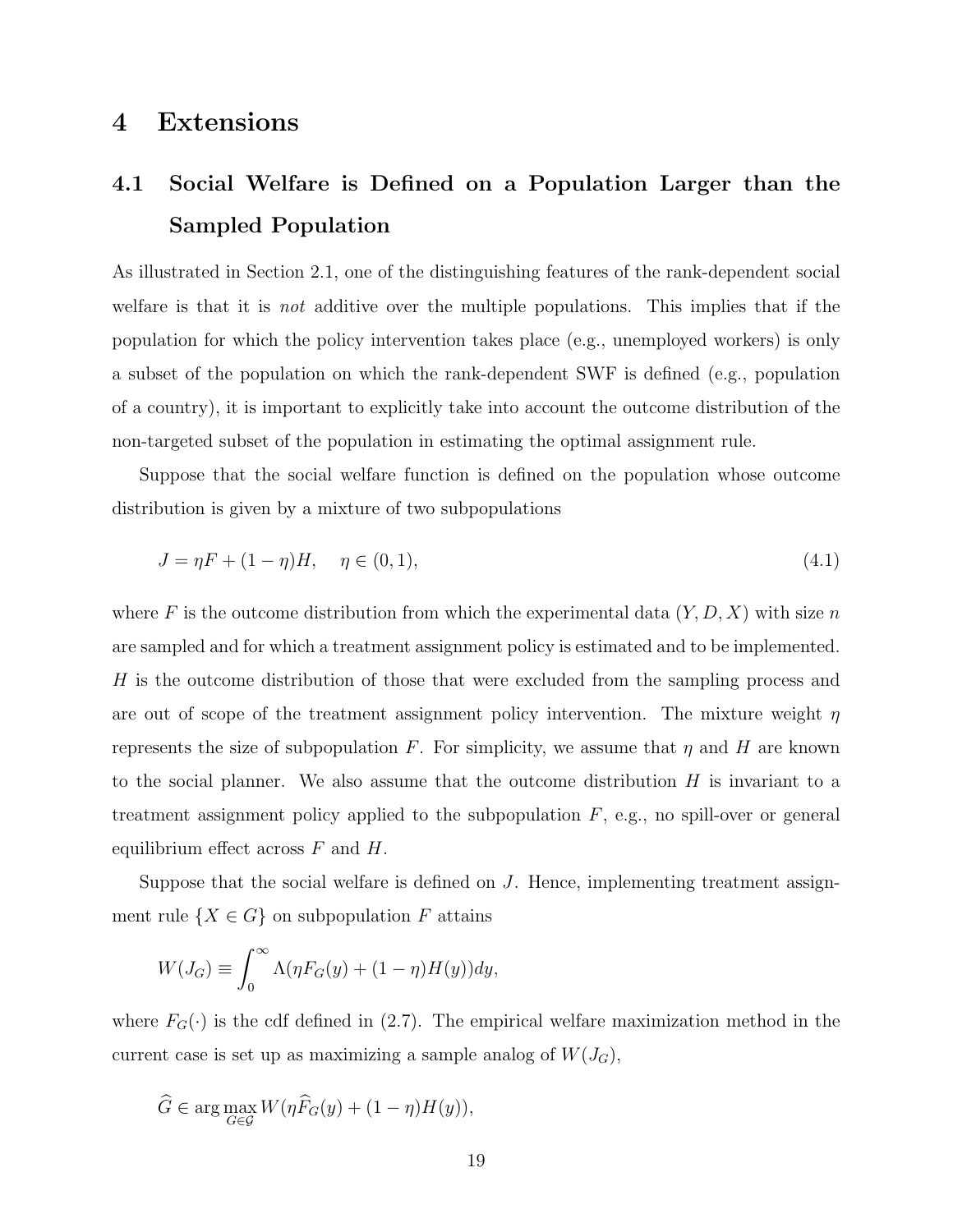# 4 Extensions

## 4.1 Social Welfare is Defined on a Population Larger than the Sampled Population

As illustrated in Section 2.1, one of the distinguishing features of the rank-dependent social welfare is that it is *not* additive over the multiple populations. This implies that if the population for which the policy intervention takes place (e.g., unemployed workers) is only a subset of the population on which the rank-dependent SWF is defined (e.g., population of a country), it is important to explicitly take into account the outcome distribution of the non-targeted subset of the population in estimating the optimal assignment rule.

Suppose that the social welfare function is defined on the population whose outcome distribution is given by a mixture of two subpopulations

$$J = \eta F + (1-\eta)H, \quad \eta \in (0,1), \tag{4.1}$$

where $F$ is the outcome distribution from which the experimental data $(Y, D, X)$ with size $n$ are sampled and for which a treatment assignment policy is estimated and to be implemented. $H$ is the outcome distribution of those that were excluded from the sampling process and are out of scope of the treatment assignment policy intervention. The mixture weight $\eta$ represents the size of subpopulation $F$. For simplicity, we assume that $\eta$ and $H$ are known to the social planner. We also assume that the outcome distribution $H$ is invariant to a treatment assignment policy applied to the subpopulation $F$, e.g., no spill-over or general equilibrium effect across $F$ and $H$.

Suppose that the social welfare is defined on $J$. Hence, implementing treatment assignment rule $\{X \in G\}$ on subpopulation $F$ attains

$$W(J_G) \equiv \int_0^\infty \Lambda(\eta F_G(y) + (1-\eta)H(y))dy,$$

where $F_G(\cdot)$ is the cdf defined in (2.7). The empirical welfare maximization method in the current case is set up as maximizing a sample analog of $W(J_G)$,

$$\widehat{G} \in \arg\max_{G \in \mathcal{G}} W(\eta \widehat{F}_G(y) + (1-\eta)H(y)),$$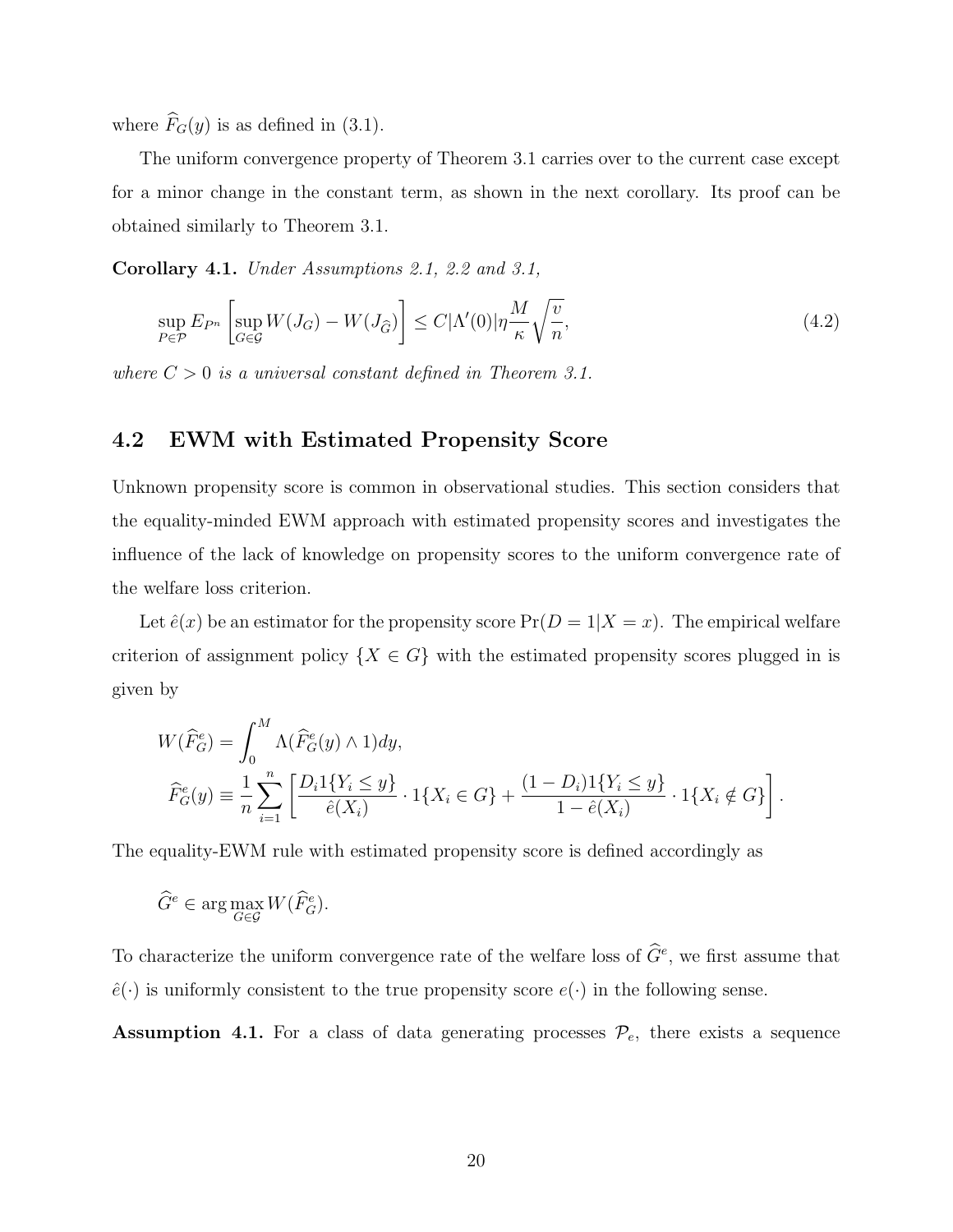where $\widehat{F}_G(y)$ is as defined in (3.1).

The uniform convergence property of Theorem 3.1 carries over to the current case except for a minor change in the constant term, as shown in the next corollary. Its proof can be obtained similarly to Theorem 3.1.

**Corollary 4.1.** *Under Assumptions 2.1, 2.2 and 3.1,*

$$\sup_{P \in \mathcal{P}} E_{P^n}\left[\sup_{G \in \mathcal{G}} W(J_G) - W(J_{\widehat{G}})\right] \leq C|\Lambda'(0)|\eta \frac{M}{\kappa}\sqrt{\frac{v}{n}}, \tag{4.2}$$

*where $C > 0$ is a universal constant defined in Theorem 3.1.*

## 4.2 EWM with Estimated Propensity Score

Unknown propensity score is common in observational studies. This section considers that the equality-minded EWM approach with estimated propensity scores and investigates the influence of the lack of knowledge on propensity scores to the uniform convergence rate of the welfare loss criterion.

Let $\hat{e}(x)$ be an estimator for the propensity score $\Pr(D = 1|X = x)$. The empirical welfare criterion of assignment policy $\{X \in G\}$ with the estimated propensity scores plugged in is given by

$$W(\widehat{F}^e_G) = \int_0^M \Lambda(\widehat{F}^e_G(y) \wedge 1)dy,$$

$$\widehat{F}^e_G(y) \equiv \frac{1}{n}\sum_{i=1}^n \left[\frac{D_i 1\{Y_i \leq y\}}{\hat{e}(X_i)} \cdot 1\{X_i \in G\} + \frac{(1 - D_i)1\{Y_i \leq y\}}{1 - \hat{e}(X_i)} \cdot 1\{X_i \notin G\}\right].$$

The equality-EWM rule with estimated propensity score is defined accordingly as

$$\widehat{G}^e \in \arg\max_{G \in \mathcal{G}} W(\widehat{F}^e_G).$$

To characterize the uniform convergence rate of the welfare loss of $\widehat{G}^e$, we first assume that $\hat{e}(\cdot)$ is uniformly consistent to the true propensity score $e(\cdot)$ in the following sense.

**Assumption 4.1.** For a class of data generating processes $\mathcal{P}_e$, there exists a sequence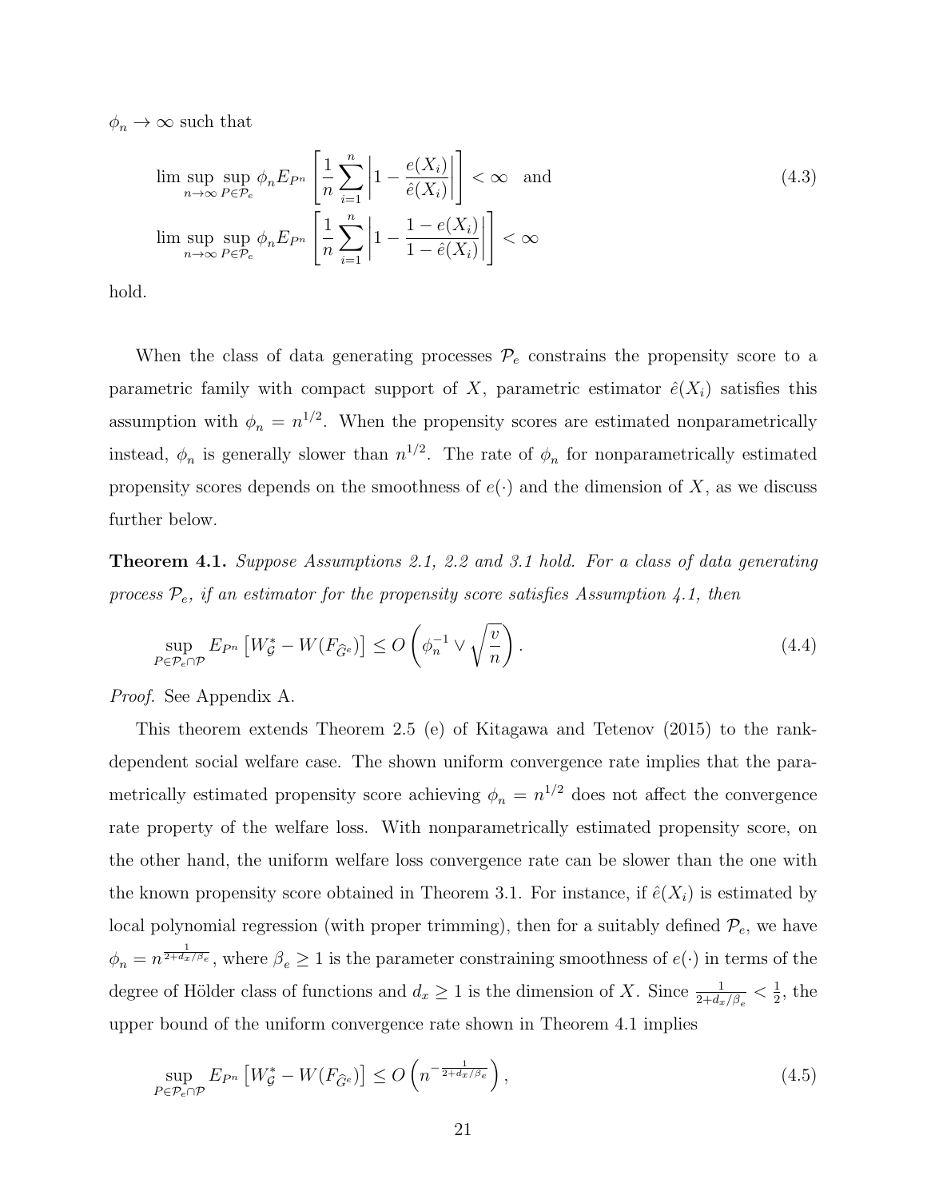$\phi_n \to \infty$ such that

$$
\begin{aligned}
&\limsup_{n\to\infty} \sup_{P\in\mathcal{P}_e} \phi_n E_{P^n}\left[\frac{1}{n}\sum_{i=1}^{n}\left|1-\frac{e(X_i)}{\hat{e}(X_i)}\right|\right] < \infty \quad \text{and} \\
&\limsup_{n\to\infty} \sup_{P\in\mathcal{P}_e} \phi_n E_{P^n}\left[\frac{1}{n}\sum_{i=1}^{n}\left|1-\frac{1-e(X_i)}{1-\hat{e}(X_i)}\right|\right] < \infty
\end{aligned}
\tag{4.3}
$$

hold.

When the class of data generating processes $\mathcal{P}_e$ constrains the propensity score to a parametric family with compact support of $X$, parametric estimator $\hat{e}(X_i)$ satisfies this assumption with $\phi_n = n^{1/2}$. When the propensity scores are estimated nonparametrically instead, $\phi_n$ is generally slower than $n^{1/2}$. The rate of $\phi_n$ for nonparametrically estimated propensity scores depends on the smoothness of $e(\cdot)$ and the dimension of $X$, as we discuss further below.

**Theorem 4.1.** *Suppose Assumptions 2.1, 2.2 and 3.1 hold. For a class of data generating process $\mathcal{P}_e$, if an estimator for the propensity score satisfies Assumption 4.1, then*

$$
\sup_{P\in\mathcal{P}_e\cap\mathcal{P}} E_{P^n}\left[W_{\mathcal{G}}^* - W(F_{\widehat{G}^e})\right] \le O\left(\phi_n^{-1} \vee \sqrt{\frac{v}{n}}\right). \tag{4.4}
$$

*Proof.* See Appendix A.

This theorem extends Theorem 2.5 (e) of Kitagawa and Tetenov (2015) to the rank-dependent social welfare case. The shown uniform convergence rate implies that the parametrically estimated propensity score achieving $\phi_n = n^{1/2}$ does not affect the convergence rate property of the welfare loss. With nonparametrically estimated propensity score, on the other hand, the uniform welfare loss convergence rate can be slower than the one with the known propensity score obtained in Theorem 3.1. For instance, if $\hat{e}(X_i)$ is estimated by local polynomial regression (with proper trimming), then for a suitably defined $\mathcal{P}_e$, we have $\phi_n = n^{\frac{1}{2+d_x/\beta_e}}$, where $\beta_e \ge 1$ is the parameter constraining smoothness of $e(\cdot)$ in terms of the degree of Hölder class of functions and $d_x \ge 1$ is the dimension of $X$. Since $\frac{1}{2+d_x/\beta_e} < \frac{1}{2}$, the upper bound of the uniform convergence rate shown in Theorem 4.1 implies

$$
\sup_{P\in\mathcal{P}_e\cap\mathcal{P}} E_{P^n}\left[W_{\mathcal{G}}^* - W(F_{\widehat{G}^e})\right] \le O\left(n^{-\frac{1}{2+d_x/\beta_e}}\right), \tag{4.5}
$$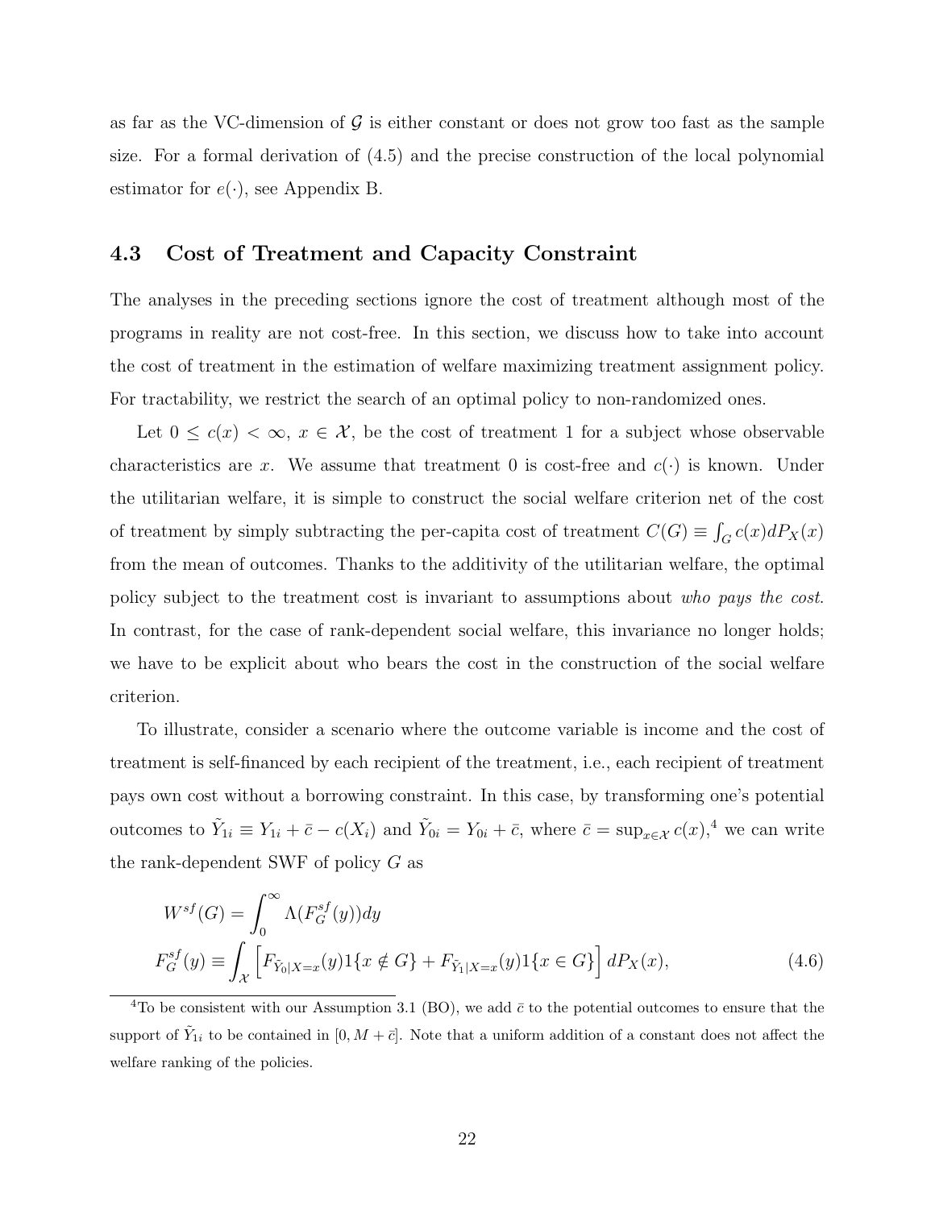as far as the VC-dimension of $\mathcal{G}$ is either constant or does not grow too fast as the sample size. For a formal derivation of (4.5) and the precise construction of the local polynomial estimator for $e(\cdot)$, see Appendix B.

### 4.3 Cost of Treatment and Capacity Constraint

The analyses in the preceding sections ignore the cost of treatment although most of the programs in reality are not cost-free. In this section, we discuss how to take into account the cost of treatment in the estimation of welfare maximizing treatment assignment policy. For tractability, we restrict the search of an optimal policy to non-randomized ones.

Let $0 \leq c(x) < \infty$, $x \in \mathcal{X}$, be the cost of treatment 1 for a subject whose observable characteristics are $x$. We assume that treatment 0 is cost-free and $c(\cdot)$ is known. Under the utilitarian welfare, it is simple to construct the social welfare criterion net of the cost of treatment by simply subtracting the per-capita cost of treatment $C(G) \equiv \int_G c(x)dP_X(x)$ from the mean of outcomes. Thanks to the additivity of the utilitarian welfare, the optimal policy subject to the treatment cost is invariant to assumptions about *who pays the cost*. In contrast, for the case of rank-dependent social welfare, this invariance no longer holds; we have to be explicit about who bears the cost in the construction of the social welfare criterion.

To illustrate, consider a scenario where the outcome variable is income and the cost of treatment is self-financed by each recipient of the treatment, i.e., each recipient of treatment pays own cost without a borrowing constraint. In this case, by transforming one's potential outcomes to $\tilde{Y}_{1i} \equiv Y_{1i} + \bar{c} - c(X_i)$ and $\tilde{Y}_{0i} = Y_{0i} + \bar{c}$, where $\bar{c} = \sup_{x \in \mathcal{X}} c(x)$,[4] we can write the rank-dependent SWF of policy $G$ as

$$W^{sf}(G) = \int_0^\infty \Lambda(F_G^{sf}(y))dy$$
$$F_G^{sf}(y) \equiv \int_{\mathcal{X}} \left[ F_{\tilde{Y}_0|X=x}(y)1\{x \notin G\} + F_{\tilde{Y}_1|X=x}(y)1\{x \in G\} \right] dP_X(x), \tag{4.6}$$

[4] To be consistent with our Assumption 3.1 (BO), we add $\bar{c}$ to the potential outcomes to ensure that the support of $\tilde{Y}_{1i}$ to be contained in $[0, M + \bar{c}]$. Note that a uniform addition of a constant does not affect the welfare ranking of the policies.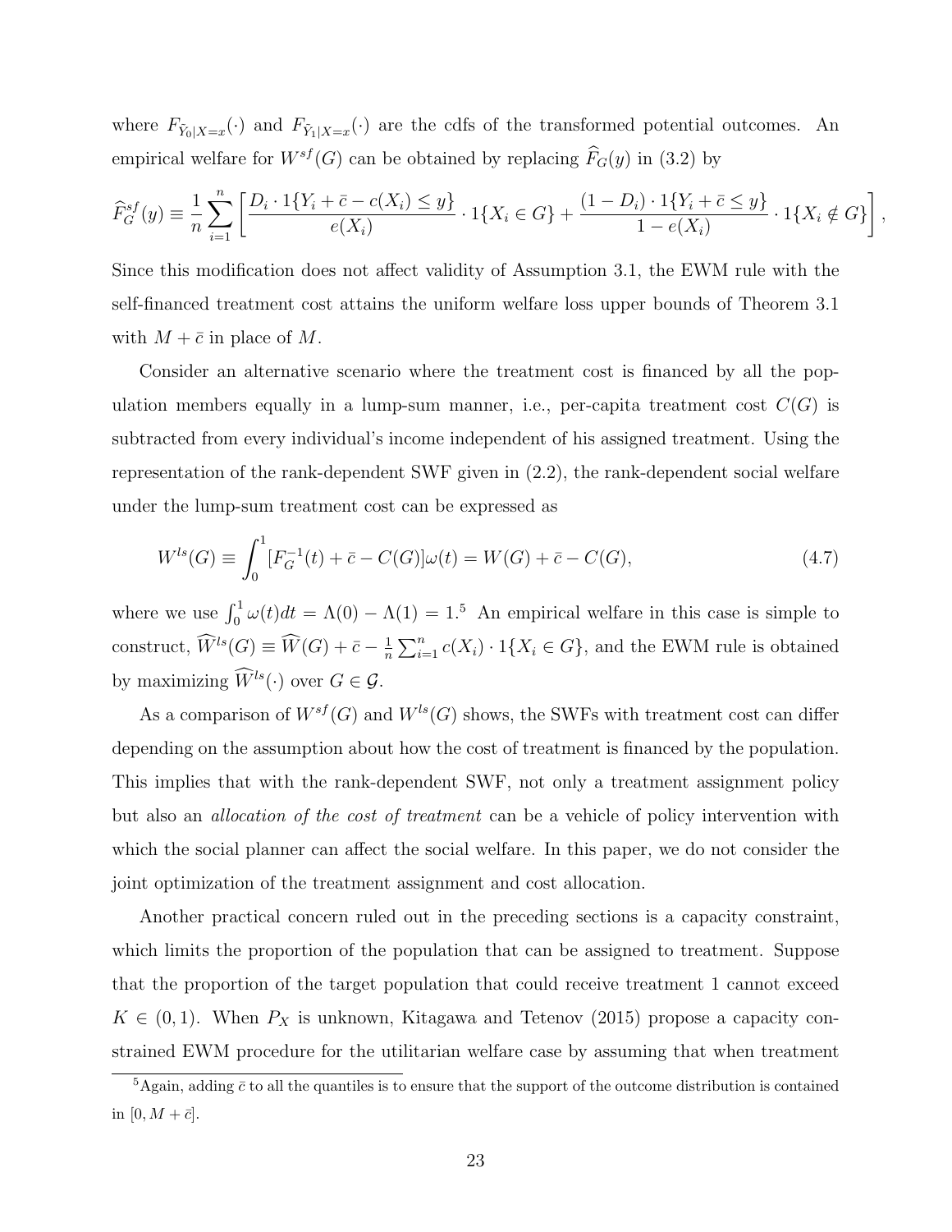where $F_{\tilde{Y}_0|X=x}(\cdot)$ and $F_{\tilde{Y}_1|X=x}(\cdot)$ are the cdfs of the transformed potential outcomes. An empirical welfare for $W^{sf}(G)$ can be obtained by replacing $\widehat{F}_G(y)$ in (3.2) by

$$\widehat{F}_G^{sf}(y) \equiv \frac{1}{n}\sum_{i=1}^{n}\left[\frac{D_i \cdot 1\{Y_i + \bar{c} - c(X_i) \leq y\}}{e(X_i)} \cdot 1\{X_i \in G\} + \frac{(1-D_i)\cdot 1\{Y_i + \bar{c} \leq y\}}{1-e(X_i)} \cdot 1\{X_i \notin G\}\right],$$

Since this modification does not affect validity of Assumption 3.1, the EWM rule with the self-financed treatment cost attains the uniform welfare loss upper bounds of Theorem 3.1 with $M + \bar{c}$ in place of $M$.

Consider an alternative scenario where the treatment cost is financed by all the population members equally in a lump-sum manner, i.e., per-capita treatment cost $C(G)$ is subtracted from every individual's income independent of his assigned treatment. Using the representation of the rank-dependent SWF given in (2.2), the rank-dependent social welfare under the lump-sum treatment cost can be expressed as

$$W^{ls}(G) \equiv \int_0^1 [F_G^{-1}(t) + \bar{c} - C(G)]\omega(t) = W(G) + \bar{c} - C(G), \tag{4.7}$$

where we use $\int_0^1 \omega(t)dt = \Lambda(0) - \Lambda(1) = 1$.[5] An empirical welfare in this case is simple to construct, $\widehat{W}^{ls}(G) \equiv \widehat{W}(G) + \bar{c} - \frac{1}{n}\sum_{i=1}^{n} c(X_i) \cdot 1\{X_i \in G\}$, and the EWM rule is obtained by maximizing $\widehat{W}^{ls}(\cdot)$ over $G \in \mathcal{G}$.

As a comparison of $W^{sf}(G)$ and $W^{ls}(G)$ shows, the SWFs with treatment cost can differ depending on the assumption about how the cost of treatment is financed by the population. This implies that with the rank-dependent SWF, not only a treatment assignment policy but also an *allocation of the cost of treatment* can be a vehicle of policy intervention with which the social planner can affect the social welfare. In this paper, we do not consider the joint optimization of the treatment assignment and cost allocation.

Another practical concern ruled out in the preceding sections is a capacity constraint, which limits the proportion of the population that can be assigned to treatment. Suppose that the proportion of the target population that could receive treatment 1 cannot exceed $K \in (0, 1)$. When $P_X$ is unknown, Kitagawa and Tetenov (2015) propose a capacity constrained EWM procedure for the utilitarian welfare case by assuming that when treatment

[5] Again, adding $\bar{c}$ to all the quantiles is to ensure that the support of the outcome distribution is contained in $[0, M + \bar{c}]$.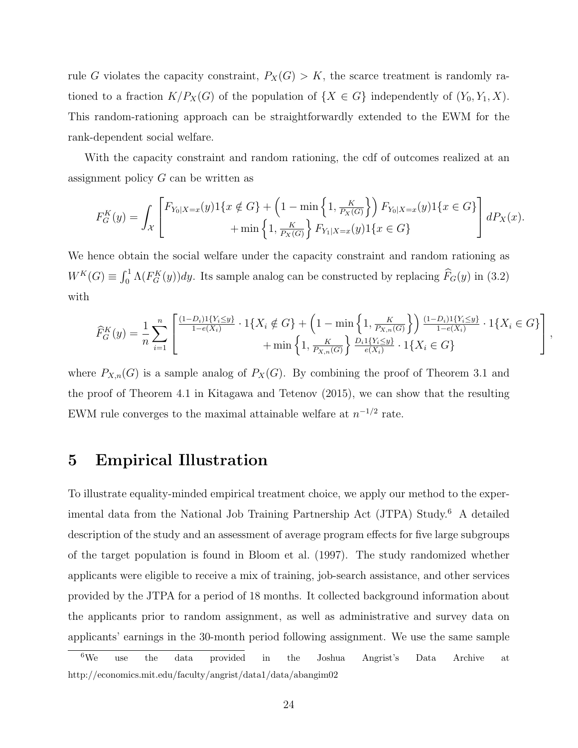rule $G$ violates the capacity constraint, $P_X(G) > K$, the scarce treatment is randomly rationed to a fraction $K/P_X(G)$ of the population of $\{X \in G\}$ independently of $(Y_0, Y_1, X)$. This random-rationing approach can be straightforwardly extended to the EWM for the rank-dependent social welfare.

With the capacity constraint and random rationing, the cdf of outcomes realized at an assignment policy $G$ can be written as

$$F_G^K(y) = \int_{\mathcal{X}} \begin{bmatrix} F_{Y_0|X=x}(y)1\{x \notin G\} + \left(1 - \min\left\{1, \frac{K}{P_X(G)}\right\}\right) F_{Y_0|X=x}(y)1\{x \in G\} \\ + \min\left\{1, \frac{K}{P_X(G)}\right\} F_{Y_1|X=x}(y)1\{x \in G\} \end{bmatrix} dP_X(x).$$

We hence obtain the social welfare under the capacity constraint and random rationing as $W^K(G) \equiv \int_0^1 \Lambda(F_G^K(y))dy$. Its sample analog can be constructed by replacing $\widehat{F}_G(y)$ in (3.2) with

$$\widehat{F}_G^K(y) = \frac{1}{n}\sum_{i=1}^{n} \begin{bmatrix} \frac{(1-D_i)1\{Y_i \leq y\}}{1-e(X_i)} \cdot 1\{X_i \notin G\} + \left(1 - \min\left\{1, \frac{K}{P_{X,n}(G)}\right\}\right) \frac{(1-D_i)1\{Y_i \leq y\}}{1-e(X_i)} \cdot 1\{X_i \in G\} \\ + \min\left\{1, \frac{K}{P_{X,n}(G)}\right\} \frac{D_i 1\{Y_i \leq y\}}{e(X_i)} \cdot 1\{X_i \in G\} \end{bmatrix},$$

where $P_{X,n}(G)$ is a sample analog of $P_X(G)$. By combining the proof of Theorem 3.1 and the proof of Theorem 4.1 in Kitagawa and Tetenov (2015), we can show that the resulting EWM rule converges to the maximal attainable welfare at $n^{-1/2}$ rate.

# 5 Empirical Illustration

To illustrate equality-minded empirical treatment choice, we apply our method to the experimental data from the National Job Training Partnership Act (JTPA) Study.[6] A detailed description of the study and an assessment of average program effects for five large subgroups of the target population is found in Bloom et al. (1997). The study randomized whether applicants were eligible to receive a mix of training, job-search assistance, and other services provided by the JTPA for a period of 18 months. It collected background information about the applicants prior to random assignment, as well as administrative and survey data on applicants' earnings in the 30-month period following assignment. We use the same sample

[6] We use the data provided in the Joshua Angrist's Data Archive at http://economics.mit.edu/faculty/angrist/data1/data/abangim02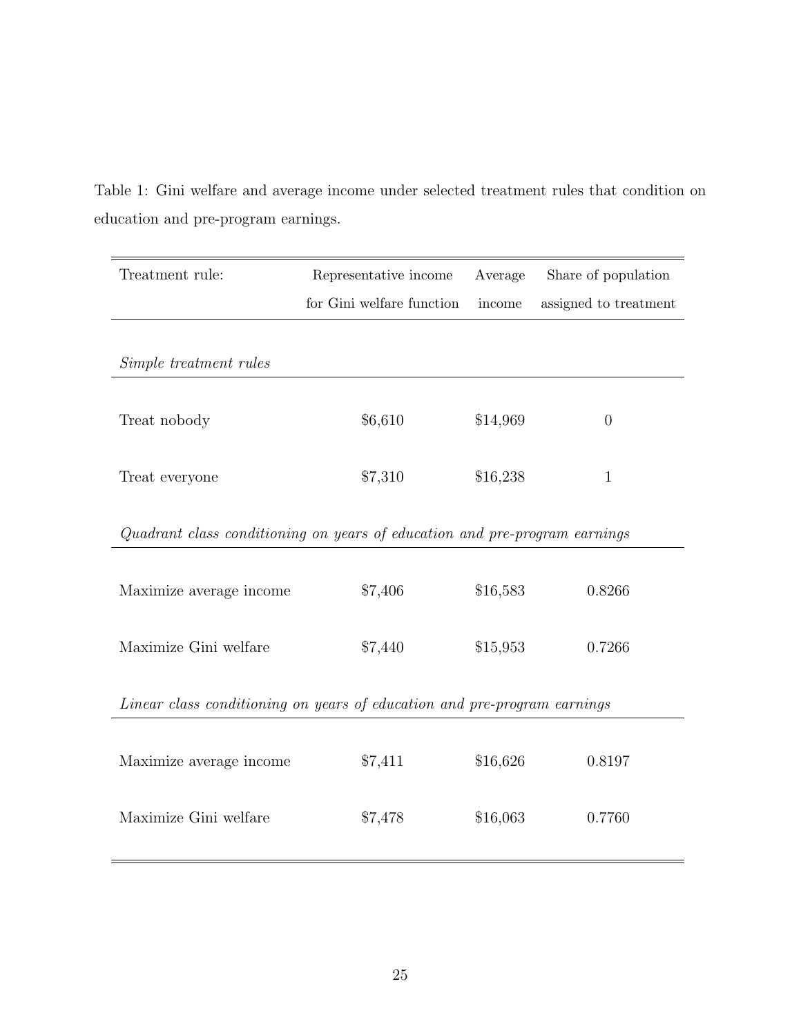Table 1: Gini welfare and average income under selected treatment rules that condition on education and pre-program earnings.

| Treatment rule: | Representative income for Gini welfare function | Average income | Share of population assigned to treatment |
|---|---|---|---|
| *Simple treatment rules* | | | |
| Treat nobody | \$6,610 | \$14,969 | 0 |
| Treat everyone | \$7,310 | \$16,238 | 1 |
| *Quadrant class conditioning on years of education and pre-program earnings* | | | |
| Maximize average income | \$7,406 | \$16,583 | 0.8266 |
| Maximize Gini welfare | \$7,440 | \$15,953 | 0.7266 |
| *Linear class conditioning on years of education and pre-program earnings* | | | |
| Maximize average income | \$7,411 | \$16,626 | 0.8197 |
| Maximize Gini welfare | \$7,478 | \$16,063 | 0.7760 |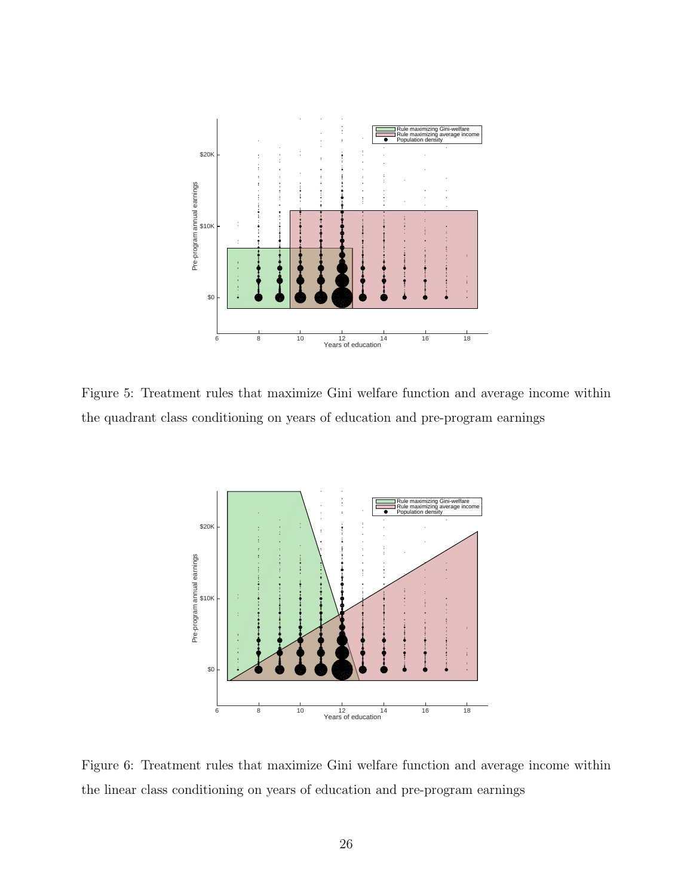Figure 5: Treatment rules that maximize Gini welfare function and average income within the quadrant class conditioning on years of education and pre-program earnings

Figure 6: Treatment rules that maximize Gini welfare function and average income within the linear class conditioning on years of education and pre-program earnings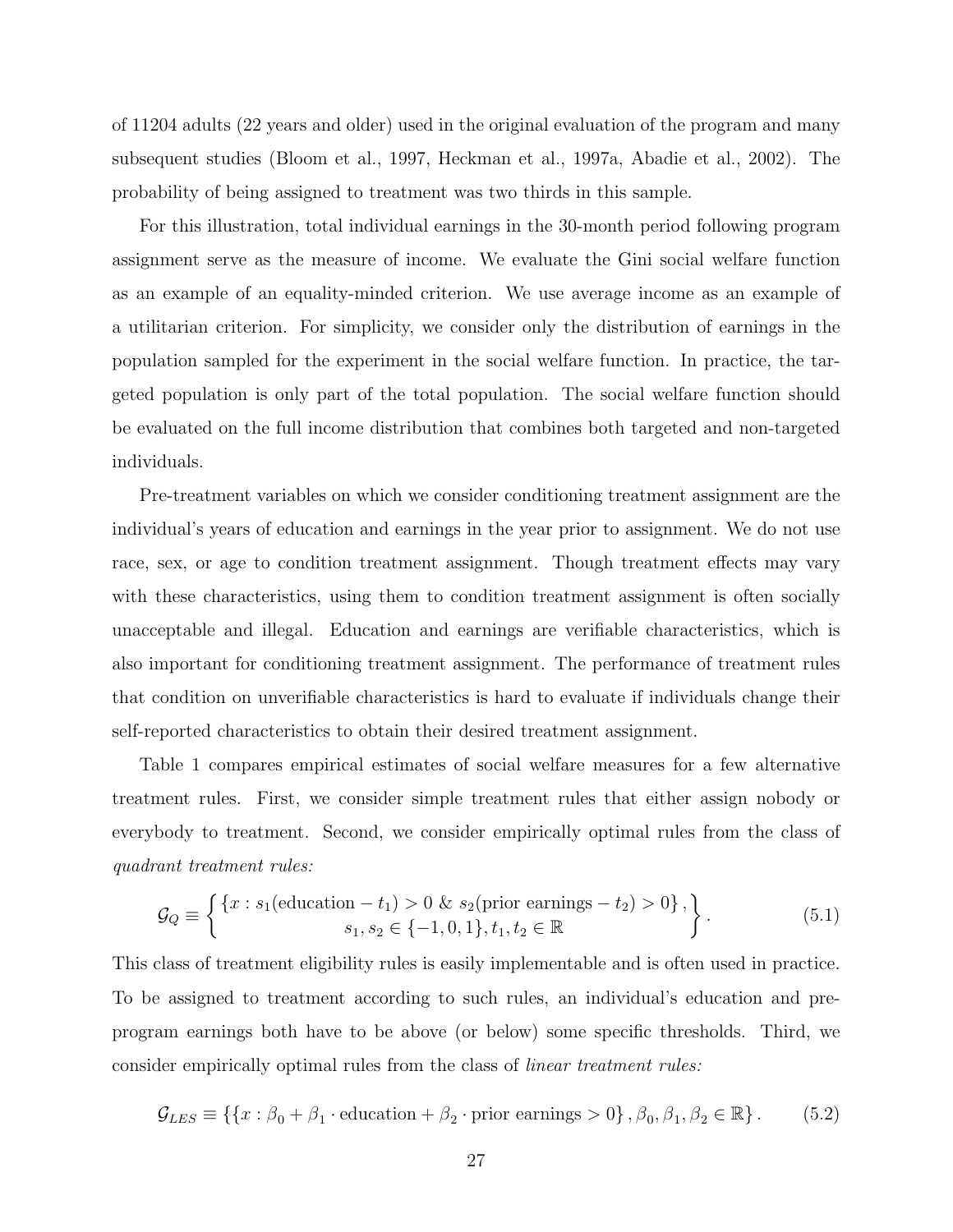of 11204 adults (22 years and older) used in the original evaluation of the program and many subsequent studies (Bloom et al., 1997, Heckman et al., 1997a, Abadie et al., 2002). The probability of being assigned to treatment was two thirds in this sample.

For this illustration, total individual earnings in the 30-month period following program assignment serve as the measure of income. We evaluate the Gini social welfare function as an example of an equality-minded criterion. We use average income as an example of a utilitarian criterion. For simplicity, we consider only the distribution of earnings in the population sampled for the experiment in the social welfare function. In practice, the targeted population is only part of the total population. The social welfare function should be evaluated on the full income distribution that combines both targeted and non-targeted individuals.

Pre-treatment variables on which we consider conditioning treatment assignment are the individual's years of education and earnings in the year prior to assignment. We do not use race, sex, or age to condition treatment assignment. Though treatment effects may vary with these characteristics, using them to condition treatment assignment is often socially unacceptable and illegal. Education and earnings are verifiable characteristics, which is also important for conditioning treatment assignment. The performance of treatment rules that condition on unverifiable characteristics is hard to evaluate if individuals change their self-reported characteristics to obtain their desired treatment assignment.

Table 1 compares empirical estimates of social welfare measures for a few alternative treatment rules. First, we consider simple treatment rules that either assign nobody or everybody to treatment. Second, we consider empirically optimal rules from the class of *quadrant treatment rules:*

$$\mathcal{G}_Q \equiv \left\{ \begin{array}{c} \{x : s_1(\text{education} - t_1) > 0 \ \& \ s_2(\text{prior earnings} - t_2) > 0\}, \\ s_1, s_2 \in \{-1, 0, 1\}, t_1, t_2 \in \mathbb{R} \end{array} \right\}. \tag{5.1}$$

This class of treatment eligibility rules is easily implementable and is often used in practice. To be assigned to treatment according to such rules, an individual's education and pre-program earnings both have to be above (or below) some specific thresholds. Third, we consider empirically optimal rules from the class of *linear treatment rules:*

$$\mathcal{G}_{LES} \equiv \{\{x : \beta_0 + \beta_1 \cdot \text{education} + \beta_2 \cdot \text{prior earnings} > 0\}, \beta_0, \beta_1, \beta_2 \in \mathbb{R}\}. \tag{5.2}$$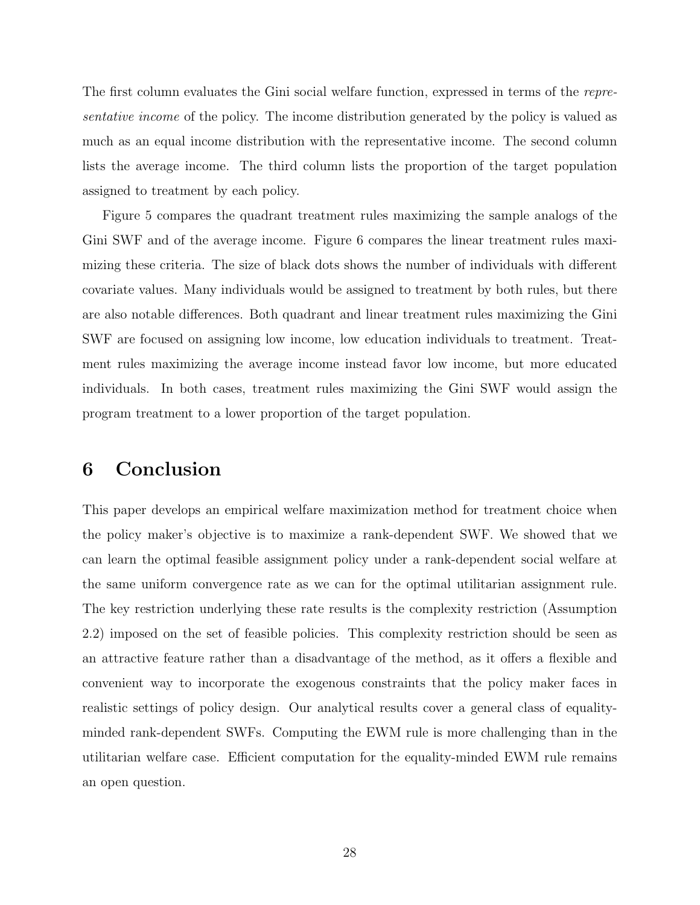The first column evaluates the Gini social welfare function, expressed in terms of the *representative income* of the policy. The income distribution generated by the policy is valued as much as an equal income distribution with the representative income. The second column lists the average income. The third column lists the proportion of the target population assigned to treatment by each policy.

Figure 5 compares the quadrant treatment rules maximizing the sample analogs of the Gini SWF and of the average income. Figure 6 compares the linear treatment rules maximizing these criteria. The size of black dots shows the number of individuals with different covariate values. Many individuals would be assigned to treatment by both rules, but there are also notable differences. Both quadrant and linear treatment rules maximizing the Gini SWF are focused on assigning low income, low education individuals to treatment. Treatment rules maximizing the average income instead favor low income, but more educated individuals. In both cases, treatment rules maximizing the Gini SWF would assign the program treatment to a lower proportion of the target population.

# 6 Conclusion

This paper develops an empirical welfare maximization method for treatment choice when the policy maker's objective is to maximize a rank-dependent SWF. We showed that we can learn the optimal feasible assignment policy under a rank-dependent social welfare at the same uniform convergence rate as we can for the optimal utilitarian assignment rule. The key restriction underlying these rate results is the complexity restriction (Assumption 2.2) imposed on the set of feasible policies. This complexity restriction should be seen as an attractive feature rather than a disadvantage of the method, as it offers a flexible and convenient way to incorporate the exogenous constraints that the policy maker faces in realistic settings of policy design. Our analytical results cover a general class of equality-minded rank-dependent SWFs. Computing the EWM rule is more challenging than in the utilitarian welfare case. Efficient computation for the equality-minded EWM rule remains an open question.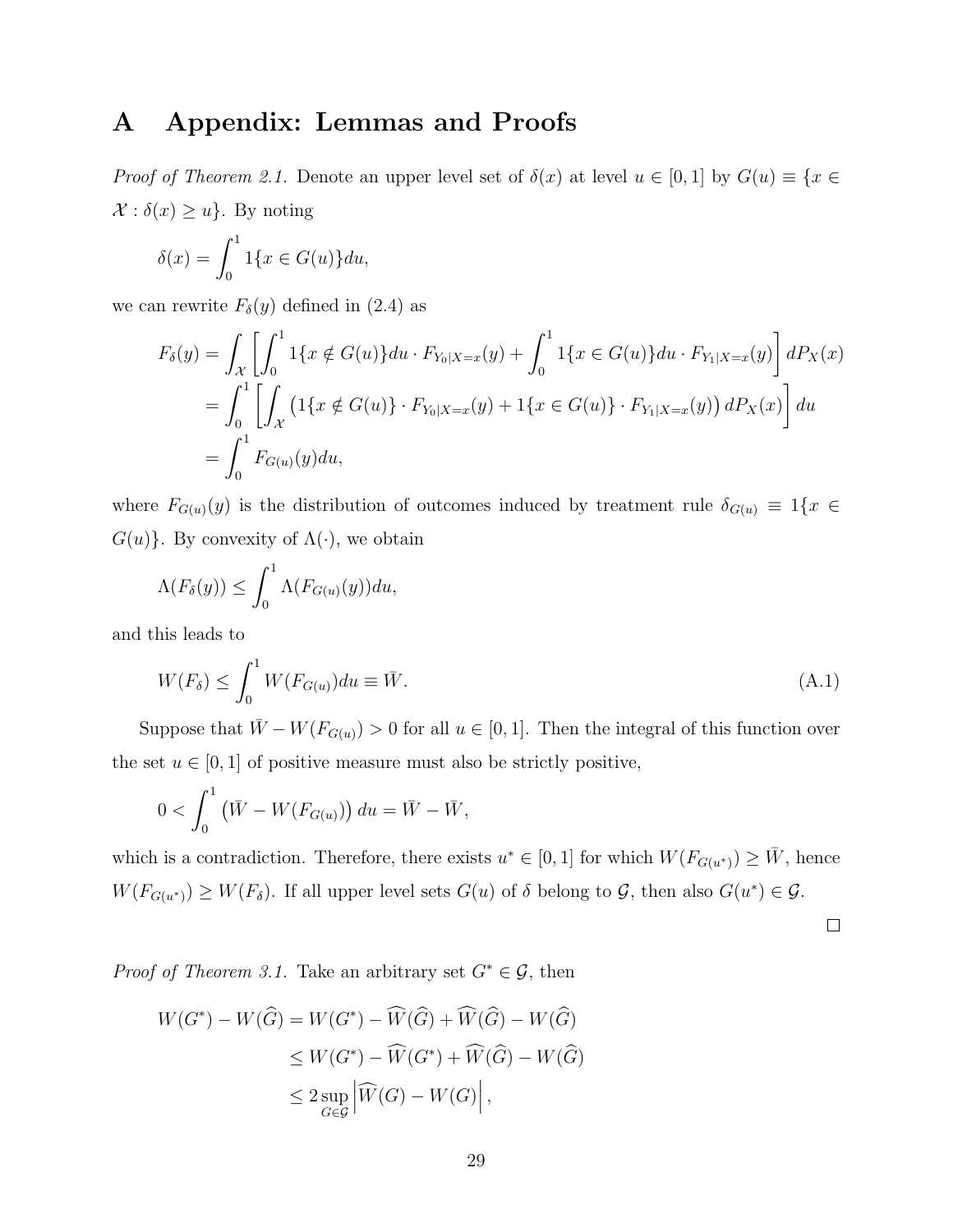# A Appendix: Lemmas and Proofs

*Proof of Theorem 2.1.* Denote an upper level set of $\delta(x)$ at level $u \in [0,1]$ by $G(u) \equiv \{x \in \mathcal{X} : \delta(x) \geq u\}$. By noting

$$\delta(x) = \int_0^1 1\{x \in G(u)\} du,$$

we can rewrite $F_\delta(y)$ defined in (2.4) as

$$\begin{aligned}
F_\delta(y) &= \int_{\mathcal{X}} \left[ \int_0^1 1\{x \notin G(u)\} du \cdot F_{Y_0|X=x}(y) + \int_0^1 1\{x \in G(u)\} du \cdot F_{Y_1|X=x}(y) \right] dP_X(x) \\
&= \int_0^1 \left[ \int_{\mathcal{X}} \left( 1\{x \notin G(u)\} \cdot F_{Y_0|X=x}(y) + 1\{x \in G(u)\} \cdot F_{Y_1|X=x}(y) \right) dP_X(x) \right] du \\
&= \int_0^1 F_{G(u)}(y) du,
\end{aligned}$$

where $F_{G(u)}(y)$ is the distribution of outcomes induced by treatment rule $\delta_{G(u)} \equiv 1\{x \in G(u)\}$. By convexity of $\Lambda(\cdot)$, we obtain

$$\Lambda(F_\delta(y)) \leq \int_0^1 \Lambda(F_{G(u)}(y)) du,$$

and this leads to

$$W(F_\delta) \leq \int_0^1 W(F_{G(u)}) du \equiv \bar{W}. \tag{A.1}$$

Suppose that $\bar{W} - W(F_{G(u)}) > 0$ for all $u \in [0,1]$. Then the integral of this function over the set $u \in [0,1]$ of positive measure must also be strictly positive,

$$0 < \int_0^1 \left( \bar{W} - W(F_{G(u)}) \right) du = \bar{W} - \bar{W},$$

which is a contradiction. Therefore, there exists $u^* \in [0,1]$ for which $W(F_{G(u^*)}) \geq \bar{W}$, hence $W(F_{G(u^*)}) \geq W(F_\delta)$. If all upper level sets $G(u)$ of $\delta$ belong to $\mathcal{G}$, then also $G(u^*) \in \mathcal{G}$.

□

*Proof of Theorem 3.1.* Take an arbitrary set $G^* \in \mathcal{G}$, then

$$\begin{aligned}
W(G^*) - W(\widehat{G}) &= W(G^*) - \widehat{W}(\widehat{G}) + \widehat{W}(\widehat{G}) - W(\widehat{G}) \\
&\leq W(G^*) - \widehat{W}(G^*) + \widehat{W}(\widehat{G}) - W(\widehat{G}) \\
&\leq 2 \sup_{G \in \mathcal{G}} \left| \widehat{W}(G) - W(G) \right|,
\end{aligned}$$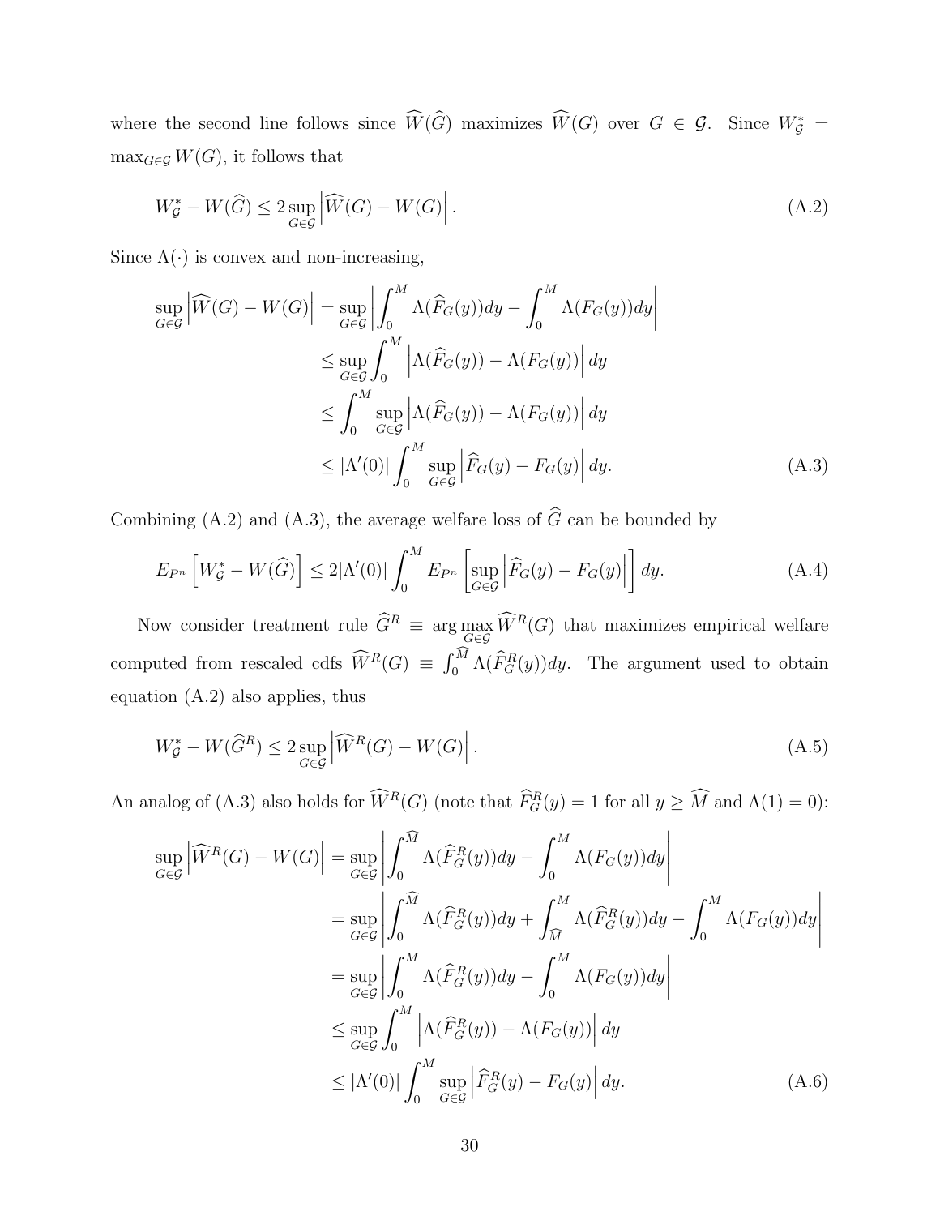where the second line follows since $\widehat{W}(\widehat{G})$ maximizes $\widehat{W}(G)$ over $G \in \mathcal{G}$. Since $W^*_{\mathcal{G}} = \max_{G\in\mathcal{G}} W(G)$, it follows that

$$
W^*_{\mathcal{G}} - W(\widehat{G}) \le 2 \sup_{G\in\mathcal{G}} \left| \widehat{W}(G) - W(G) \right|. \tag{A.2}
$$

Since $\Lambda(\cdot)$ is convex and non-increasing,

$$
\begin{aligned}
\sup_{G\in\mathcal{G}} \left| \widehat{W}(G) - W(G) \right| &= \sup_{G\in\mathcal{G}} \left| \int_0^M \Lambda(\widehat{F}_G(y))dy - \int_0^M \Lambda(F_G(y))dy \right| \\
&\le \sup_{G\in\mathcal{G}} \int_0^M \left| \Lambda(\widehat{F}_G(y)) - \Lambda(F_G(y)) \right| dy \\
&\le \int_0^M \sup_{G\in\mathcal{G}} \left| \Lambda(\widehat{F}_G(y)) - \Lambda(F_G(y)) \right| dy \\
&\le |\Lambda'(0)| \int_0^M \sup_{G\in\mathcal{G}} \left| \widehat{F}_G(y) - F_G(y) \right| dy. 
\end{aligned} \tag{A.3}
$$

Combining (A.2) and (A.3), the average welfare loss of $\widehat{G}$ can be bounded by

$$
E_{P^n}\left[ W^*_{\mathcal{G}} - W(\widehat{G}) \right] \le 2|\Lambda'(0)| \int_0^M E_{P^n}\left[ \sup_{G\in\mathcal{G}} \left| \widehat{F}_G(y) - F_G(y) \right| \right] dy. \tag{A.4}
$$

Now consider treatment rule $\widehat{G}^R \equiv \arg\max_{G\in\mathcal{G}} \widehat{W}^R(G)$ that maximizes empirical welfare computed from rescaled cdfs $\widehat{W}^R(G) \equiv \int_0^{\widehat{M}} \Lambda(\widehat{F}^R_G(y))dy$. The argument used to obtain equation (A.2) also applies, thus

$$
W^*_{\mathcal{G}} - W(\widehat{G}^R) \le 2 \sup_{G\in\mathcal{G}} \left| \widehat{W}^R(G) - W(G) \right|. \tag{A.5}
$$

An analog of (A.3) also holds for $\widehat{W}^R(G)$ (note that $\widehat{F}^R_G(y) = 1$ for all $y \ge \widehat{M}$ and $\Lambda(1) = 0$):

$$
\begin{aligned}
\sup_{G\in\mathcal{G}} \left| \widehat{W}^R(G) - W(G) \right| &= \sup_{G\in\mathcal{G}} \left| \int_0^{\widehat{M}} \Lambda(\widehat{F}^R_G(y))dy - \int_0^M \Lambda(F_G(y))dy \right| \\
&= \sup_{G\in\mathcal{G}} \left| \int_0^{\widehat{M}} \Lambda(\widehat{F}^R_G(y))dy + \int_{\widehat{M}}^M \Lambda(\widehat{F}^R_G(y))dy - \int_0^M \Lambda(F_G(y))dy \right| \\
&= \sup_{G\in\mathcal{G}} \left| \int_0^M \Lambda(\widehat{F}^R_G(y))dy - \int_0^M \Lambda(F_G(y))dy \right| \\
&\le \sup_{G\in\mathcal{G}} \int_0^M \left| \Lambda(\widehat{F}^R_G(y)) - \Lambda(F_G(y)) \right| dy \\
&\le |\Lambda'(0)| \int_0^M \sup_{G\in\mathcal{G}} \left| \widehat{F}^R_G(y) - F_G(y) \right| dy.
\end{aligned} \tag{A.6}
$$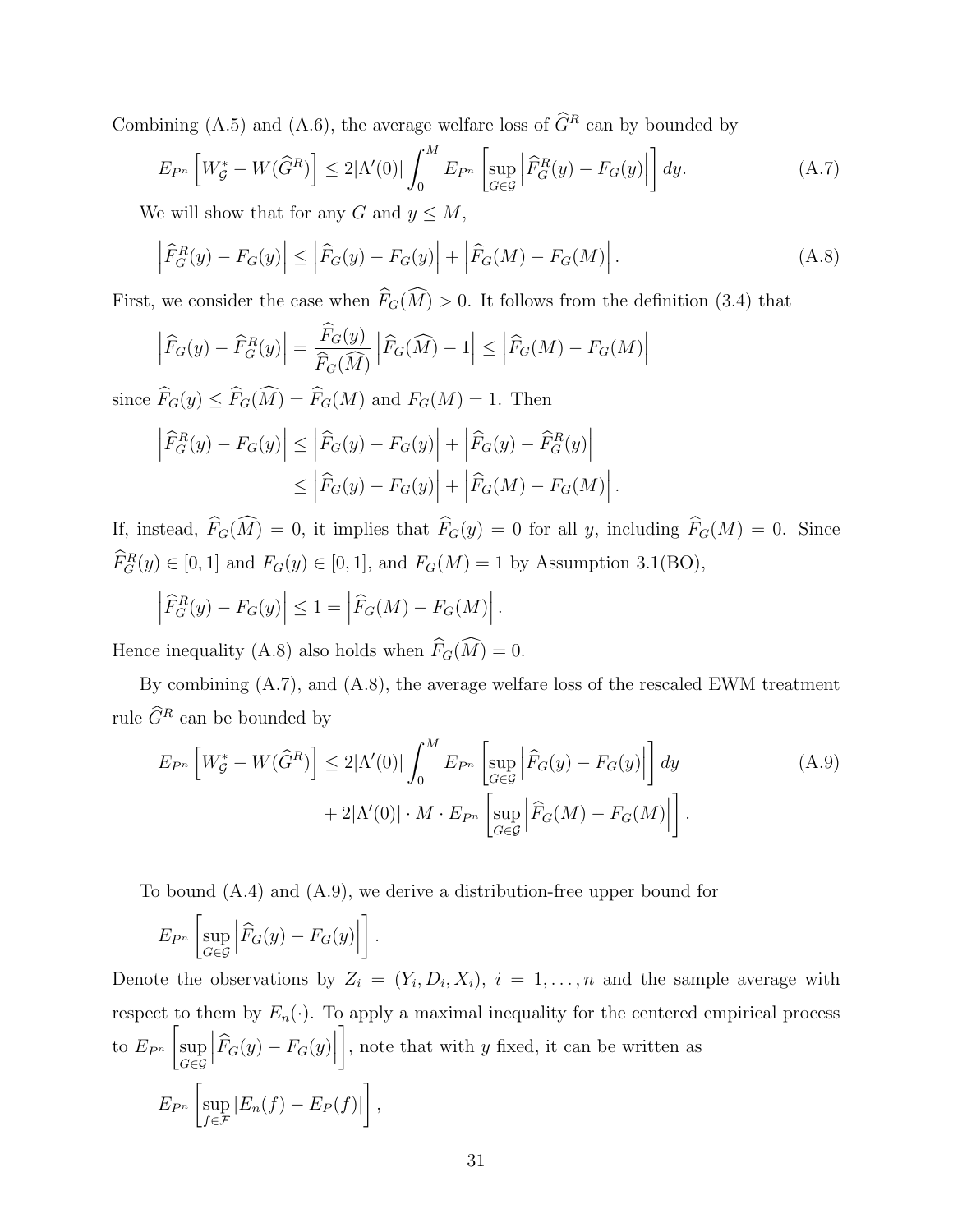Combining (A.5) and (A.6), the average welfare loss of $\widehat{G}^R$ can by bounded by

$$E_{P^n}\left[W^*_{\mathcal{G}} - W(\widehat{G}^R)\right] \leq 2|\Lambda'(0)| \int_0^M E_{P^n}\left[\sup_{G\in\mathcal{G}}\left|\widehat{F}^R_G(y) - F_G(y)\right|\right] dy. \tag{A.7}$$

We will show that for any $G$ and $y \leq M$,

$$\left|\widehat{F}^R_G(y) - F_G(y)\right| \leq \left|\widehat{F}_G(y) - F_G(y)\right| + \left|\widehat{F}_G(M) - F_G(M)\right|. \tag{A.8}$$

First, we consider the case when $\widehat{F}_G(\widehat{M}) > 0$. It follows from the definition (3.4) that

$$\left|\widehat{F}_G(y) - \widehat{F}^R_G(y)\right| = \frac{\widehat{F}_G(y)}{\widehat{F}_G(\widehat{M})}\left|\widehat{F}_G(\widehat{M}) - 1\right| \leq \left|\widehat{F}_G(M) - F_G(M)\right|$$

since $\widehat{F}_G(y) \leq \widehat{F}_G(\widehat{M}) = \widehat{F}_G(M)$ and $F_G(M) = 1$. Then

$$\begin{aligned}
\left|\widehat{F}^R_G(y) - F_G(y)\right| &\leq \left|\widehat{F}_G(y) - F_G(y)\right| + \left|\widehat{F}_G(y) - \widehat{F}^R_G(y)\right| \\
&\leq \left|\widehat{F}_G(y) - F_G(y)\right| + \left|\widehat{F}_G(M) - F_G(M)\right|.
\end{aligned}$$

If, instead, $\widehat{F}_G(\widehat{M}) = 0$, it implies that $\widehat{F}_G(y) = 0$ for all $y$, including $\widehat{F}_G(M) = 0$. Since $\widehat{F}^R_G(y) \in [0,1]$ and $F_G(y) \in [0,1]$, and $F_G(M) = 1$ by Assumption 3.1(BO),

$$\left|\widehat{F}^R_G(y) - F_G(y)\right| \leq 1 = \left|\widehat{F}_G(M) - F_G(M)\right|.$$

Hence inequality (A.8) also holds when $\widehat{F}_G(\widehat{M}) = 0$.

By combining (A.7), and (A.8), the average welfare loss of the rescaled EWM treatment rule $\widehat{G}^R$ can be bounded by

$$\begin{aligned}
E_{P^n}\left[W^*_{\mathcal{G}} - W(\widehat{G}^R)\right] \leq\ & 2|\Lambda'(0)| \int_0^M E_{P^n}\left[\sup_{G\in\mathcal{G}}\left|\widehat{F}_G(y) - F_G(y)\right|\right] dy \\
&+ 2|\Lambda'(0)| \cdot M \cdot E_{P^n}\left[\sup_{G\in\mathcal{G}}\left|\widehat{F}_G(M) - F_G(M)\right|\right].
\end{aligned} \tag{A.9}$$

To bound (A.4) and (A.9), we derive a distribution-free upper bound for

$$E_{P^n}\left[\sup_{G\in\mathcal{G}}\left|\widehat{F}_G(y) - F_G(y)\right|\right].$$

Denote the observations by $Z_i = (Y_i, D_i, X_i)$, $i = 1, \ldots, n$ and the sample average with respect to them by $E_n(\cdot)$. To apply a maximal inequality for the centered empirical process to $E_{P^n}\left[\sup_{G\in\mathcal{G}}\left|\widehat{F}_G(y) - F_G(y)\right|\right]$, note that with $y$ fixed, it can be written as

$$E_{P^n}\left[\sup_{f\in\mathcal{F}}\left|E_n(f) - E_P(f)\right|\right],$$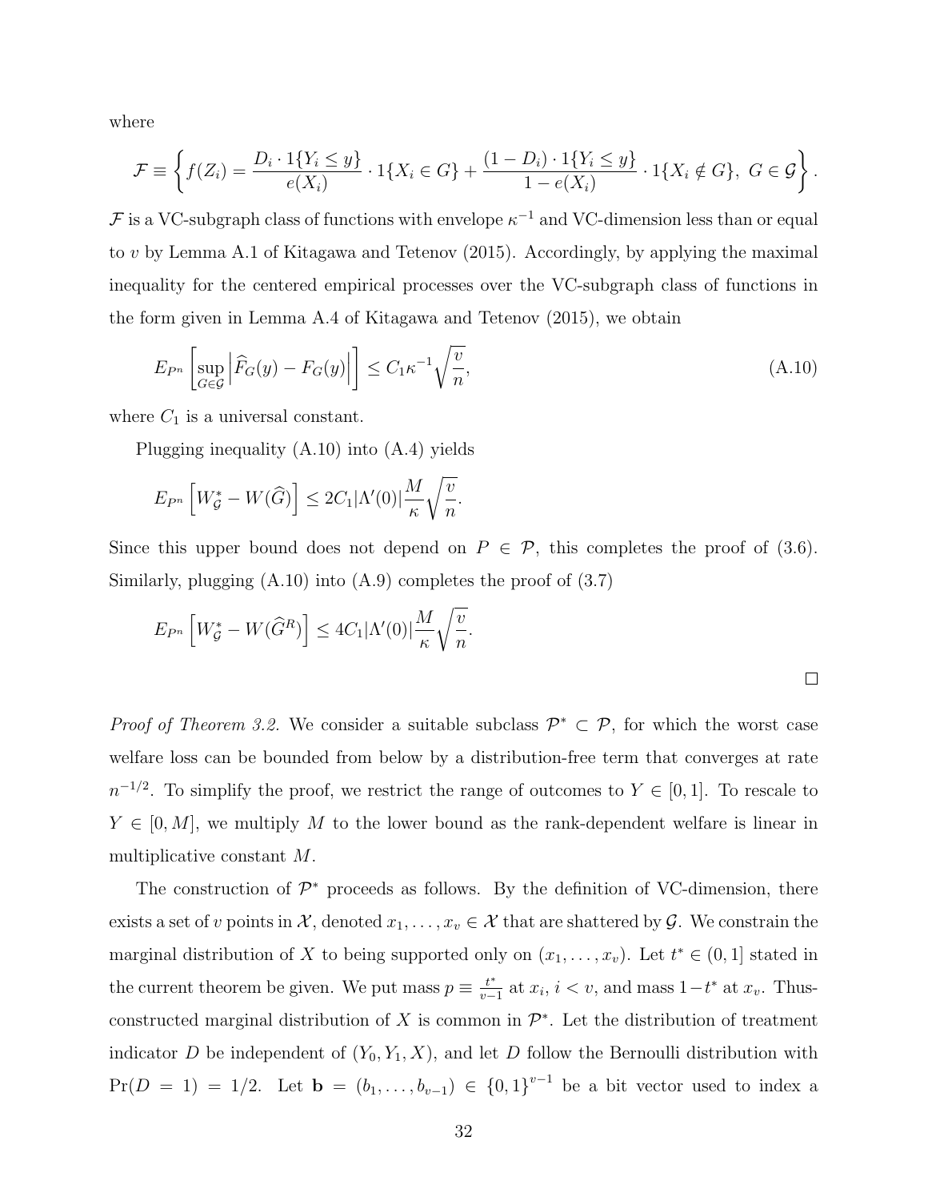where

$$\mathcal{F} \equiv \left\{ f(Z_i) = \frac{D_i \cdot 1\{Y_i \le y\}}{e(X_i)} \cdot 1\{X_i \in G\} + \frac{(1-D_i) \cdot 1\{Y_i \le y\}}{1-e(X_i)} \cdot 1\{X_i \notin G\},\ G \in \mathcal{G} \right\}.$$

$\mathcal{F}$ is a VC-subgraph class of functions with envelope $\kappa^{-1}$ and VC-dimension less than or equal to $v$ by Lemma A.1 of Kitagawa and Tetenov (2015). Accordingly, by applying the maximal inequality for the centered empirical processes over the VC-subgraph class of functions in the form given in Lemma A.4 of Kitagawa and Tetenov (2015), we obtain

$$E_{P^n}\left[ \sup_{G \in \mathcal{G}} \left| \widehat{F}_G(y) - F_G(y) \right| \right] \le C_1 \kappa^{-1} \sqrt{\frac{v}{n}}, \tag{A.10}$$

where $C_1$ is a universal constant.

Plugging inequality (A.10) into (A.4) yields

$$E_{P^n}\left[ W_{\mathcal{G}}^* - W(\widehat{G}) \right] \le 2C_1 |\Lambda'(0)| \frac{M}{\kappa} \sqrt{\frac{v}{n}}.$$

Since this upper bound does not depend on $P \in \mathcal{P}$, this completes the proof of (3.6). Similarly, plugging (A.10) into (A.9) completes the proof of (3.7)

$$E_{P^n}\left[ W_{\mathcal{G}}^* - W(\widehat{G}^R) \right] \le 4C_1 |\Lambda'(0)| \frac{M}{\kappa} \sqrt{\frac{v}{n}}.$$

□

*Proof of Theorem 3.2.* We consider a suitable subclass $\mathcal{P}^* \subset \mathcal{P}$, for which the worst case welfare loss can be bounded from below by a distribution-free term that converges at rate $n^{-1/2}$. To simplify the proof, we restrict the range of outcomes to $Y \in [0,1]$. To rescale to $Y \in [0, M]$, we multiply $M$ to the lower bound as the rank-dependent welfare is linear in multiplicative constant $M$.

The construction of $\mathcal{P}^*$ proceeds as follows. By the definition of VC-dimension, there exists a set of $v$ points in $\mathcal{X}$, denoted $x_1, \ldots, x_v \in \mathcal{X}$ that are shattered by $\mathcal{G}$. We constrain the marginal distribution of $X$ to being supported only on $(x_1, \ldots, x_v)$. Let $t^* \in (0, 1]$ stated in the current theorem be given. We put mass $p \equiv \frac{t^*}{v-1}$ at $x_i$, $i < v$, and mass $1 - t^*$ at $x_v$. Thus-constructed marginal distribution of $X$ is common in $\mathcal{P}^*$. Let the distribution of treatment indicator $D$ be independent of $(Y_0, Y_1, X)$, and let $D$ follow the Bernoulli distribution with $\Pr(D = 1) = 1/2$. Let $\mathbf{b} = (b_1, \ldots, b_{v-1}) \in \{0,1\}^{v-1}$ be a bit vector used to index a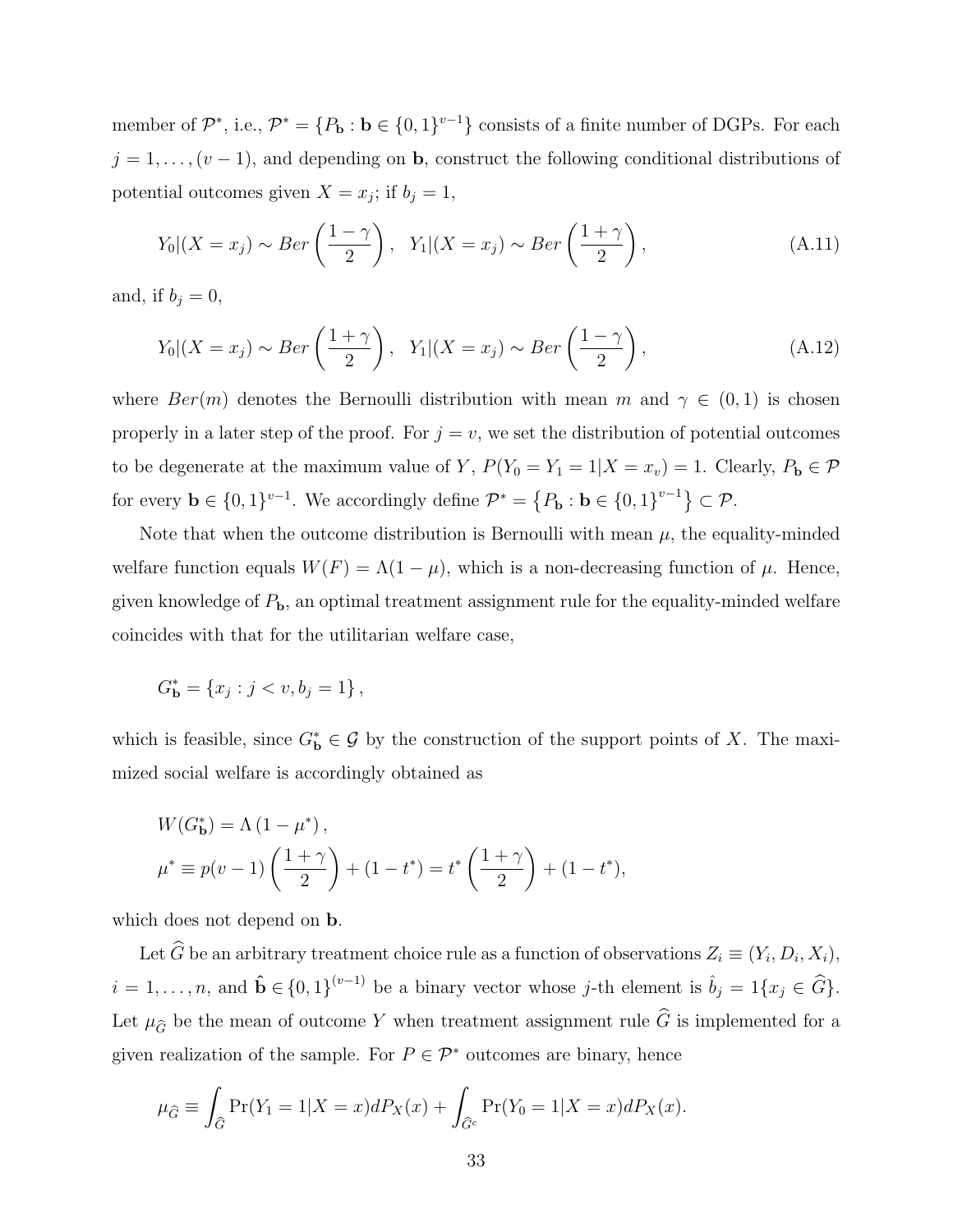member of $\mathcal{P}^*$, i.e., $\mathcal{P}^* = \{P_{\mathbf{b}} : \mathbf{b} \in \{0,1\}^{v-1}\}$ consists of a finite number of DGPs. For each $j = 1, \ldots, (v-1)$, and depending on $\mathbf{b}$, construct the following conditional distributions of potential outcomes given $X = x_j$; if $b_j = 1$,

$$Y_0|(X = x_j) \sim Ber\left(\frac{1-\gamma}{2}\right), \quad Y_1|(X = x_j) \sim Ber\left(\frac{1+\gamma}{2}\right), \tag{A.11}$$

and, if $b_j = 0$,

$$Y_0|(X = x_j) \sim Ber\left(\frac{1+\gamma}{2}\right), \quad Y_1|(X = x_j) \sim Ber\left(\frac{1-\gamma}{2}\right), \tag{A.12}$$

where $Ber(m)$ denotes the Bernoulli distribution with mean $m$ and $\gamma \in (0,1)$ is chosen properly in a later step of the proof. For $j = v$, we set the distribution of potential outcomes to be degenerate at the maximum value of $Y$, $P(Y_0 = Y_1 = 1|X = x_v) = 1$. Clearly, $P_{\mathbf{b}} \in \mathcal{P}$ for every $\mathbf{b} \in \{0,1\}^{v-1}$. We accordingly define $\mathcal{P}^* = \left\{P_{\mathbf{b}} : \mathbf{b} \in \{0,1\}^{v-1}\right\} \subset \mathcal{P}$.

Note that when the outcome distribution is Bernoulli with mean $\mu$, the equality-minded welfare function equals $W(F) = \Lambda(1-\mu)$, which is a non-decreasing function of $\mu$. Hence, given knowledge of $P_{\mathbf{b}}$, an optimal treatment assignment rule for the equality-minded welfare coincides with that for the utilitarian welfare case,

$$G^*_{\mathbf{b}} = \{x_j : j < v, b_j = 1\},$$

which is feasible, since $G^*_{\mathbf{b}} \in \mathcal{G}$ by the construction of the support points of $X$. The maximized social welfare is accordingly obtained as

$$\begin{aligned}
&W(G^*_{\mathbf{b}}) = \Lambda\left(1 - \mu^*\right), \\
&\mu^* \equiv p(v-1)\left(\frac{1+\gamma}{2}\right) + (1 - t^*) = t^*\left(\frac{1+\gamma}{2}\right) + (1 - t^*),
\end{aligned}$$

which does not depend on $\mathbf{b}$.

Let $\widehat{G}$ be an arbitrary treatment choice rule as a function of observations $Z_i \equiv (Y_i, D_i, X_i)$, $i = 1, \ldots, n$, and $\hat{\mathbf{b}} \in \{0,1\}^{(v-1)}$ be a binary vector whose $j$-th element is $\hat{b}_j = 1\{x_j \in \widehat{G}\}$. Let $\mu_{\widehat{G}}$ be the mean of outcome $Y$ when treatment assignment rule $\widehat{G}$ is implemented for a given realization of the sample. For $P \in \mathcal{P}^*$ outcomes are binary, hence

$$\mu_{\widehat{G}} \equiv \int_{\widehat{G}} \Pr(Y_1 = 1|X = x)dP_X(x) + \int_{\widehat{G}^c} \Pr(Y_0 = 1|X = x)dP_X(x).$$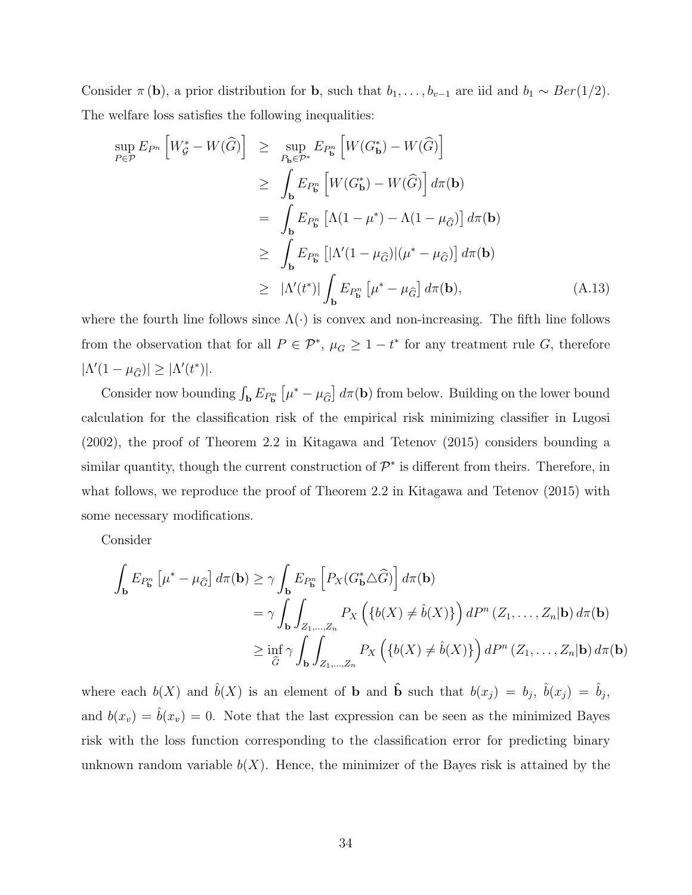Consider $\pi(\mathbf{b})$, a prior distribution for $\mathbf{b}$, such that $b_1, \ldots, b_{v-1}$ are iid and $b_1 \sim Ber(1/2)$. The welfare loss satisfies the following inequalities:

$$
\begin{aligned}
\sup_{P \in \mathcal{P}} E_{P^n}\left[W_{\mathcal{G}}^* - W(\widehat{G})\right] &\geq \sup_{P_{\mathbf{b}} \in \mathcal{P}^*} E_{P_{\mathbf{b}}^n}\left[W(G_{\mathbf{b}}^*) - W(\widehat{G})\right] \\
&\geq \int_{\mathbf{b}} E_{P_{\mathbf{b}}^n}\left[W(G_{\mathbf{b}}^*) - W(\widehat{G})\right] d\pi(\mathbf{b}) \\
&= \int_{\mathbf{b}} E_{P_{\mathbf{b}}^n}\left[\Lambda(1-\mu^*) - \Lambda(1-\mu_{\widehat{G}})\right] d\pi(\mathbf{b}) \\
&\geq \int_{\mathbf{b}} E_{P_{\mathbf{b}}^n}\left[|\Lambda'(1-\mu_{\widehat{G}})|(\mu^* - \mu_{\widehat{G}})\right] d\pi(\mathbf{b}) \\
&\geq |\Lambda'(t^*)| \int_{\mathbf{b}} E_{P_{\mathbf{b}}^n}\left[\mu^* - \mu_{\widehat{G}}\right] d\pi(\mathbf{b}), \qquad \text{(A.13)}
\end{aligned}
$$

where the fourth line follows since $\Lambda(\cdot)$ is convex and non-increasing. The fifth line follows from the observation that for all $P \in \mathcal{P}^*$, $\mu_G \geq 1 - t^*$ for any treatment rule $G$, therefore $|\Lambda'(1-\mu_{\widehat{G}})| \geq |\Lambda'(t^*)|$.

Consider now bounding $\int_{\mathbf{b}} E_{P_{\mathbf{b}}^n}\left[\mu^* - \mu_{\widehat{G}}\right] d\pi(\mathbf{b})$ from below. Building on the lower bound calculation for the classification risk of the empirical risk minimizing classifier in Lugosi (2002), the proof of Theorem 2.2 in Kitagawa and Tetenov (2015) considers bounding a similar quantity, though the current construction of $\mathcal{P}^*$ is different from theirs. Therefore, in what follows, we reproduce the proof of Theorem 2.2 in Kitagawa and Tetenov (2015) with some necessary modifications.

Consider

$$
\begin{aligned}
\int_{\mathbf{b}} E_{P_{\mathbf{b}}^n}\left[\mu^* - \mu_{\widehat{G}}\right] d\pi(\mathbf{b}) &\geq \gamma \int_{\mathbf{b}} E_{P_{\mathbf{b}}^n}\left[P_X(G_{\mathbf{b}}^* \triangle \widehat{G})\right] d\pi(\mathbf{b}) \\
&= \gamma \int_{\mathbf{b}} \int_{Z_1,\ldots,Z_n} P_X\left(\{b(X) \neq \hat{b}(X)\}\right) dP^n\left(Z_1,\ldots,Z_n|\mathbf{b}\right) d\pi(\mathbf{b}) \\
&\geq \inf_{\widehat{G}} \gamma \int_{\mathbf{b}} \int_{Z_1,\ldots,Z_n} P_X\left(\{b(X) \neq \hat{b}(X)\}\right) dP^n\left(Z_1,\ldots,Z_n|\mathbf{b}\right) d\pi(\mathbf{b})
\end{aligned}
$$

where each $b(X)$ and $\hat{b}(X)$ is an element of $\mathbf{b}$ and $\hat{\mathbf{b}}$ such that $b(x_j) = b_j$, $\hat{b}(x_j) = \hat{b}_j$, and $b(x_v) = \hat{b}(x_v) = 0$. Note that the last expression can be seen as the minimized Bayes risk with the loss function corresponding to the classification error for predicting binary unknown random variable $b(X)$. Hence, the minimizer of the Bayes risk is attained by the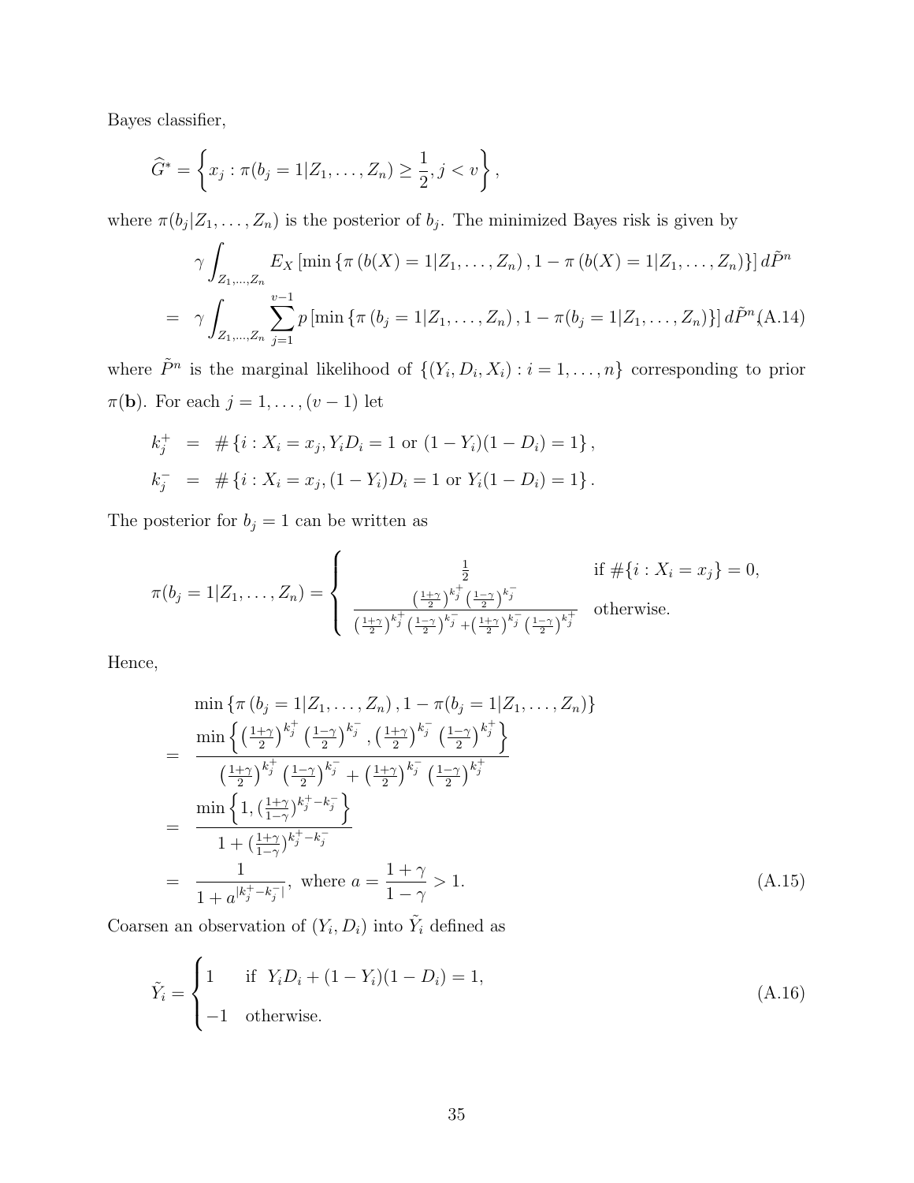Bayes classifier,

$$\widehat{G}^* = \left\{ x_j : \pi(b_j = 1 | Z_1, \ldots, Z_n) \geq \frac{1}{2}, j < v \right\},$$

where $\pi(b_j | Z_1, \ldots, Z_n)$ is the posterior of $b_j$. The minimized Bayes risk is given by

$$\begin{aligned}
& \gamma \int_{Z_1,\ldots,Z_n} E_X \left[ \min \left\{ \pi \left( b(X) = 1 | Z_1, \ldots, Z_n \right), 1 - \pi \left( b(X) = 1 | Z_1, \ldots, Z_n \right) \right\} \right] d\tilde{P}^n \\
= \; & \gamma \int_{Z_1,\ldots,Z_n} \sum_{j=1}^{v-1} p \left[ \min \left\{ \pi \left( b_j = 1 | Z_1, \ldots, Z_n \right), 1 - \pi (b_j = 1 | Z_1, \ldots, Z_n) \right\} \right] d\tilde{P}^n, \qquad \text{(A.14)}
\end{aligned}$$

where $\tilde{P}^n$ is the marginal likelihood of $\{(Y_i, D_i, X_i) : i = 1, \ldots, n\}$ corresponding to prior $\pi(\mathbf{b})$. For each $j = 1, \ldots, (v-1)$ let

$$\begin{aligned}
k_j^+ &= \# \left\{ i : X_i = x_j, Y_i D_i = 1 \text{ or } (1 - Y_i)(1 - D_i) = 1 \right\}, \\
k_j^- &= \# \left\{ i : X_i = x_j, (1 - Y_i) D_i = 1 \text{ or } Y_i (1 - D_i) = 1 \right\}.
\end{aligned}$$

The posterior for $b_j = 1$ can be written as

$$\pi(b_j = 1 | Z_1, \ldots, Z_n) = \begin{cases} \frac{1}{2} & \text{if } \#\{i : X_i = x_j\} = 0, \\ \frac{\left(\frac{1+\gamma}{2}\right)^{k_j^+} \left(\frac{1-\gamma}{2}\right)^{k_j^-}}{\left(\frac{1+\gamma}{2}\right)^{k_j^+} \left(\frac{1-\gamma}{2}\right)^{k_j^-} + \left(\frac{1+\gamma}{2}\right)^{k_j^-} \left(\frac{1-\gamma}{2}\right)^{k_j^+}} & \text{otherwise.} \end{cases}$$

Hence,

$$\begin{aligned}
& \min \left\{ \pi \left( b_j = 1 | Z_1, \ldots, Z_n \right), 1 - \pi (b_j = 1 | Z_1, \ldots, Z_n) \right\} \\
= \; & \frac{\min \left\{ \left(\frac{1+\gamma}{2}\right)^{k_j^+} \left(\frac{1-\gamma}{2}\right)^{k_j^-}, \left(\frac{1+\gamma}{2}\right)^{k_j^-} \left(\frac{1-\gamma}{2}\right)^{k_j^+} \right\}}{\left(\frac{1+\gamma}{2}\right)^{k_j^+} \left(\frac{1-\gamma}{2}\right)^{k_j^-} + \left(\frac{1+\gamma}{2}\right)^{k_j^-} \left(\frac{1-\gamma}{2}\right)^{k_j^+}} \\
= \; & \frac{\min \left\{ 1, \left(\frac{1+\gamma}{1-\gamma}\right)^{k_j^+ - k_j^-} \right\}}{1 + \left(\frac{1+\gamma}{1-\gamma}\right)^{k_j^+ - k_j^-}} \\
= \; & \frac{1}{1 + a^{|k_j^+ - k_j^-|}}, \text{ where } a = \frac{1+\gamma}{1-\gamma} > 1. \qquad \text{(A.15)}
\end{aligned}$$

Coarsen an observation of $(Y_i, D_i)$ into $\tilde{Y}_i$ defined as

$$\tilde{Y}_i = \begin{cases} 1 & \text{if } \; Y_i D_i + (1 - Y_i)(1 - D_i) = 1, \\ -1 & \text{otherwise.} \end{cases} \qquad \text{(A.16)}$$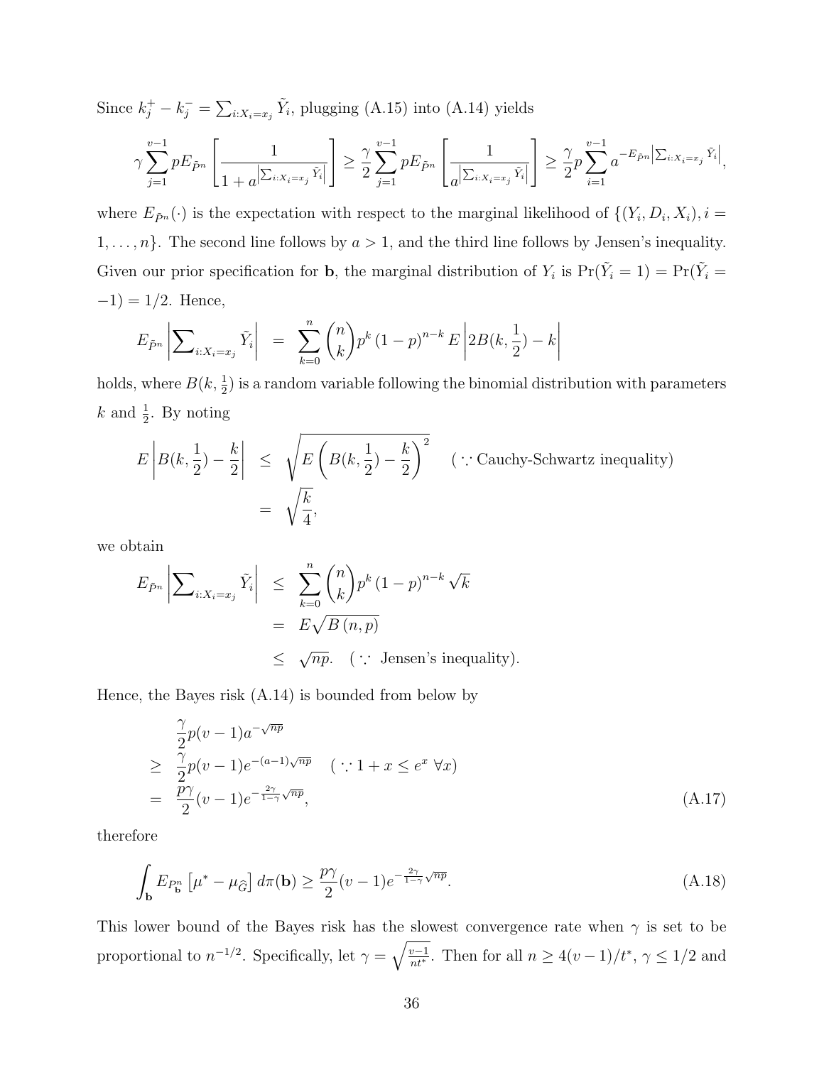Since $k_j^+ - k_j^- = \sum_{i:X_i=x_j} \tilde{Y}_i$, plugging (A.15) into (A.14) yields

$$\gamma \sum_{j=1}^{v-1} p E_{\tilde{P}^n} \left[ \frac{1}{1 + a^{\left|\sum_{i:X_i=x_j} \tilde{Y}_i\right|}} \right] \geq \frac{\gamma}{2} \sum_{j=1}^{v-1} p E_{\tilde{P}^n} \left[ \frac{1}{a^{\left|\sum_{i:X_i=x_j} \tilde{Y}_i\right|}} \right] \geq \frac{\gamma}{2} p \sum_{i=1}^{v-1} a^{-E_{\tilde{P}^n}\left|\sum_{i:X_i=x_j} \tilde{Y}_i\right|},$$

where $E_{\tilde{P}^n}(\cdot)$ is the expectation with respect to the marginal likelihood of $\{(Y_i, D_i, X_i), i = 1, \ldots, n\}$. The second line follows by $a > 1$, and the third line follows by Jensen's inequality. Given our prior specification for $\mathbf{b}$, the marginal distribution of $Y_i$ is $\Pr(\tilde{Y}_i = 1) = \Pr(\tilde{Y}_i = -1) = 1/2$. Hence,

$$E_{\tilde{P}^n} \left| \sum_{i:X_i=x_j} \tilde{Y}_i \right| = \sum_{k=0}^{n} \binom{n}{k} p^k (1-p)^{n-k} E \left| 2B(k, \frac{1}{2}) - k \right|$$

holds, where $B(k, \frac{1}{2})$ is a random variable following the binomial distribution with parameters $k$ and $\frac{1}{2}$. By noting

$$\begin{aligned} E \left| B(k, \frac{1}{2}) - \frac{k}{2} \right| &\leq \sqrt{E \left( B(k, \frac{1}{2}) - \frac{k}{2} \right)^2} \quad (\because \text{Cauchy-Schwartz inequality}) \\ &= \sqrt{\frac{k}{4}}, \end{aligned}$$

we obtain

$$\begin{aligned} E_{\tilde{P}^n} \left| \sum_{i:X_i=x_j} \tilde{Y}_i \right| &\leq \sum_{k=0}^{n} \binom{n}{k} p^k (1-p)^{n-k} \sqrt{k} \\ &= E\sqrt{B(n,p)} \\ &\leq \sqrt{np}. \quad (\because \text{ Jensen's inequality}). \end{aligned}$$

Hence, the Bayes risk (A.14) is bounded from below by

$$\begin{aligned} & \frac{\gamma}{2} p(v-1) a^{-\sqrt{np}} \\ \geq \ & \frac{\gamma}{2} p(v-1) e^{-(a-1)\sqrt{np}} \quad (\because 1 + x \leq e^x \ \forall x) \\ = \ & \frac{p\gamma}{2}(v-1) e^{-\frac{2\gamma}{1-\gamma}\sqrt{np}}, \end{aligned} \tag{A.17}$$

therefore

$$\int_{\mathbf{b}} E_{P_{\mathbf{b}}^n} \left[ \mu^* - \mu_{\widehat{G}} \right] d\pi(\mathbf{b}) \geq \frac{p\gamma}{2}(v-1) e^{-\frac{2\gamma}{1-\gamma}\sqrt{np}}. \tag{A.18}$$

This lower bound of the Bayes risk has the slowest convergence rate when $\gamma$ is set to be proportional to $n^{-1/2}$. Specifically, let $\gamma = \sqrt{\frac{v-1}{nt^*}}$. Then for all $n \geq 4(v-1)/t^*$, $\gamma \leq 1/2$ and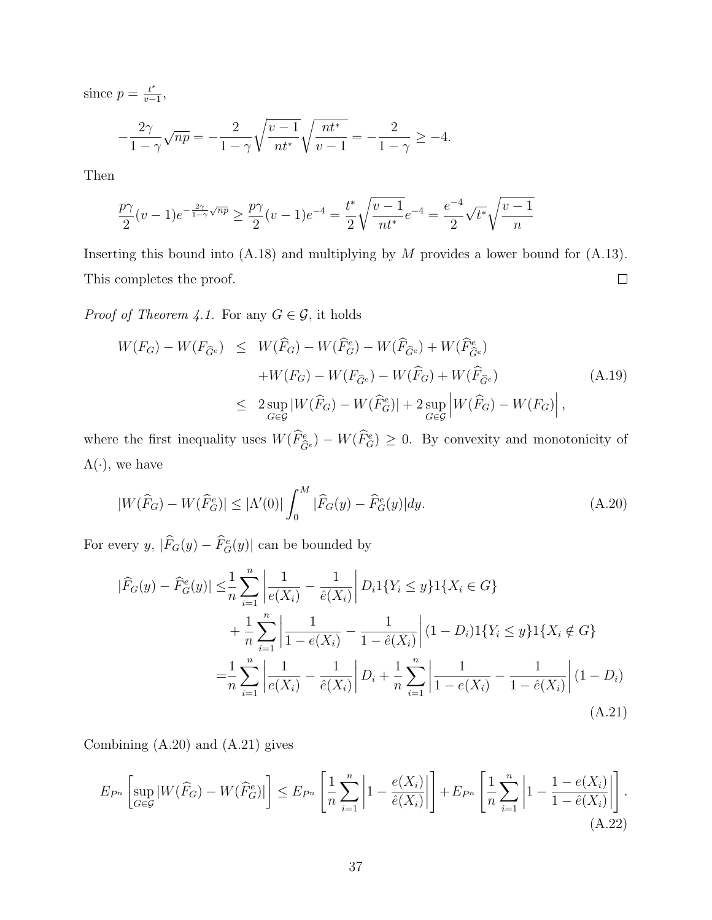since $p = \frac{t^*}{v-1}$,

$$-\frac{2\gamma}{1-\gamma}\sqrt{np} = -\frac{2}{1-\gamma}\sqrt{\frac{v-1}{nt^*}}\sqrt{\frac{nt^*}{v-1}} = -\frac{2}{1-\gamma} \geq -4.$$

Then

$$\frac{p\gamma}{2}(v-1)e^{-\frac{2\gamma}{1-\gamma}\sqrt{np}} \geq \frac{p\gamma}{2}(v-1)e^{-4} = \frac{t^*}{2}\sqrt{\frac{v-1}{nt^*}}e^{-4} = \frac{e^{-4}}{2}\sqrt{t^*}\sqrt{\frac{v-1}{n}}$$

Inserting this bound into (A.18) and multiplying by $M$ provides a lower bound for (A.13). This completes the proof. $\square$

*Proof of Theorem 4.1.* For any $G \in \mathcal{G}$, it holds

$$\begin{aligned} W(F_G) - W(F_{\widehat{G}^e}) \quad &\leq \quad W(\widehat{F}_G) - W(\widehat{F}_G^e) - W(\widehat{F}_{\widehat{G}^e}) + W(\widehat{F}^e_{\widehat{G}^e}) \\ &\quad + W(F_G) - W(F_{\widehat{G}^e}) - W(\widehat{F}_G) + W(\widehat{F}_{\widehat{G}^e}) \\ &\leq \quad 2\sup_{G\in\mathcal{G}} |W(\widehat{F}_G) - W(\widehat{F}^e_G)| + 2\sup_{G\in\mathcal{G}} \left| W(\widehat{F}_G) - W(F_G) \right|, \end{aligned} \tag{A.19}$$

where the first inequality uses $W(\widehat{F}^e_{\widehat{G}^e}) - W(\widehat{F}^e_G) \geq 0$. By convexity and monotonicity of $\Lambda(\cdot)$, we have

$$|W(\widehat{F}_G) - W(\widehat{F}^e_G)| \leq |\Lambda'(0)| \int_0^M |\widehat{F}_G(y) - \widehat{F}^e_G(y)| dy. \tag{A.20}$$

For every $y$, $|\widehat{F}_G(y) - \widehat{F}^e_G(y)|$ can be bounded by

$$\begin{aligned} |\widehat{F}_G(y) - \widehat{F}^e_G(y)| \leq &\frac{1}{n}\sum_{i=1}^n \left| \frac{1}{e(X_i)} - \frac{1}{\hat{e}(X_i)} \right| D_i 1\{Y_i \leq y\} 1\{X_i \in G\} \\ &+ \frac{1}{n}\sum_{i=1}^n \left| \frac{1}{1-e(X_i)} - \frac{1}{1-\hat{e}(X_i)} \right| (1-D_i) 1\{Y_i \leq y\} 1\{X_i \notin G\} \\ = &\frac{1}{n}\sum_{i=1}^n \left| \frac{1}{e(X_i)} - \frac{1}{\hat{e}(X_i)} \right| D_i + \frac{1}{n}\sum_{i=1}^n \left| \frac{1}{1-e(X_i)} - \frac{1}{1-\hat{e}(X_i)} \right| (1-D_i) \end{aligned} \tag{A.21}$$

Combining (A.20) and (A.21) gives

$$E_{P^n}\left[ \sup_{G\in\mathcal{G}} |W(\widehat{F}_G) - W(\widehat{F}^e_G)| \right] \leq E_{P^n}\left[ \frac{1}{n}\sum_{i=1}^n \left| 1 - \frac{e(X_i)}{\hat{e}(X_i)} \right| \right] + E_{P^n}\left[ \frac{1}{n}\sum_{i=1}^n \left| 1 - \frac{1-e(X_i)}{1-\hat{e}(X_i)} \right| \right]. \tag{A.22}$$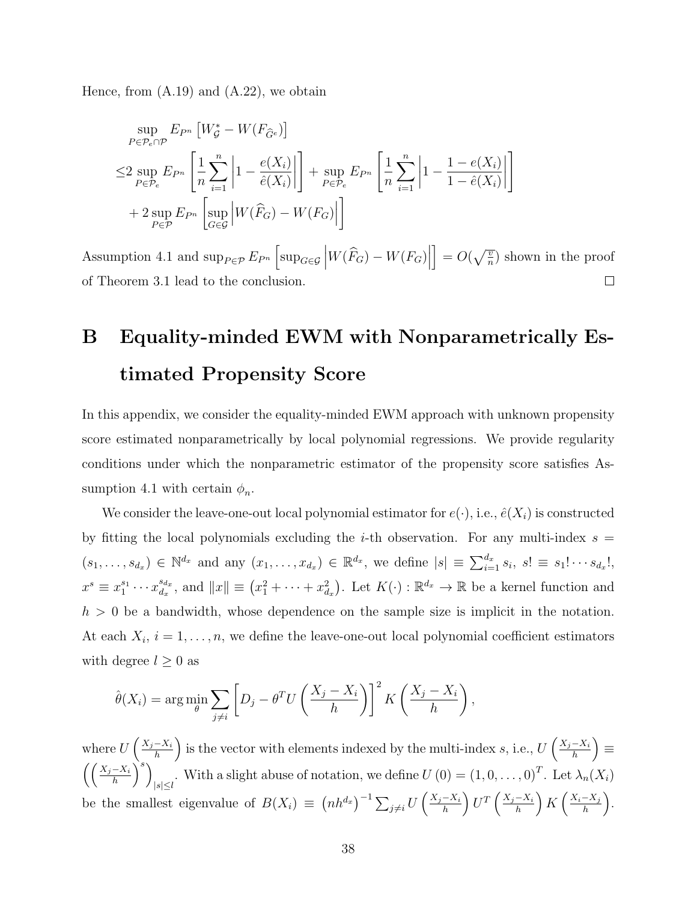Hence, from (A.19) and (A.22), we obtain

$$
\begin{aligned}
&\sup_{P\in\mathcal{P}_e\cap\mathcal{P}} E_{P^n}\left[W^*_{\mathcal{G}} - W(F_{\widehat{G}^e})\right] \\
\leq & 2\sup_{P\in\mathcal{P}_e} E_{P^n}\left[\frac{1}{n}\sum_{i=1}^n \left|1-\frac{e(X_i)}{\hat{e}(X_i)}\right|\right] + \sup_{P\in\mathcal{P}_e} E_{P^n}\left[\frac{1}{n}\sum_{i=1}^n \left|1-\frac{1-e(X_i)}{1-\hat{e}(X_i)}\right|\right] \\
&+ 2\sup_{P\in\mathcal{P}} E_{P^n}\left[\sup_{G\in\mathcal{G}}\left|W(\widehat{F}_G)-W(F_G)\right|\right]
\end{aligned}
$$

Assumption 4.1 and $\sup_{P\in\mathcal{P}} E_{P^n}\left[\sup_{G\in\mathcal{G}}\left|W(\widehat{F}_G)-W(F_G)\right|\right] = O(\sqrt{\frac{v}{n}})$ shown in the proof of Theorem 3.1 lead to the conclusion. □

# B Equality-minded EWM with Nonparametrically Estimated Propensity Score

In this appendix, we consider the equality-minded EWM approach with unknown propensity score estimated nonparametrically by local polynomial regressions. We provide regularity conditions under which the nonparametric estimator of the propensity score satisfies Assumption 4.1 with certain $\phi_n$.

We consider the leave-one-out local polynomial estimator for $e(\cdot)$, i.e., $\hat{e}(X_i)$ is constructed by fitting the local polynomials excluding the $i$-th observation. For any multi-index $s = (s_1,\ldots,s_{d_x}) \in \mathbb{N}^{d_x}$ and any $(x_1,\ldots,x_{d_x}) \in \mathbb{R}^{d_x}$, we define $|s| \equiv \sum_{i=1}^{d_x} s_i$, $s! \equiv s_1!\cdots s_{d_x}!$, $x^s \equiv x_1^{s_1}\cdots x_{d_x}^{s_{d_x}}$, and $\|x\| \equiv \left(x_1^2+\cdots+x_{d_x}^2\right)$. Let $K(\cdot):\mathbb{R}^{d_x}\to\mathbb{R}$ be a kernel function and $h>0$ be a bandwidth, whose dependence on the sample size is implicit in the notation. At each $X_i$, $i=1,\ldots,n$, we define the leave-one-out local polynomial coefficient estimators with degree $l \geq 0$ as

$$
\hat{\theta}(X_i) = \arg\min_{\theta} \sum_{j\neq i}\left[D_j - \theta^T U\left(\frac{X_j-X_i}{h}\right)\right]^2 K\left(\frac{X_j-X_i}{h}\right),
$$

where $U\left(\frac{X_j-X_i}{h}\right)$ is the vector with elements indexed by the multi-index $s$, i.e., $U\left(\frac{X_j-X_i}{h}\right) \equiv \left(\left(\frac{X_j-X_i}{h}\right)^s\right)_{|s|\leq l}$. With a slight abuse of notation, we define $U(0) = (1,0,\ldots,0)^T$. Let $\lambda_n(X_i)$ be the smallest eigenvalue of $B(X_i) \equiv \left(nh^{d_x}\right)^{-1}\sum_{j\neq i} U\left(\frac{X_j-X_i}{h}\right)U^T\left(\frac{X_j-X_i}{h}\right)K\left(\frac{X_i-X_j}{h}\right)$.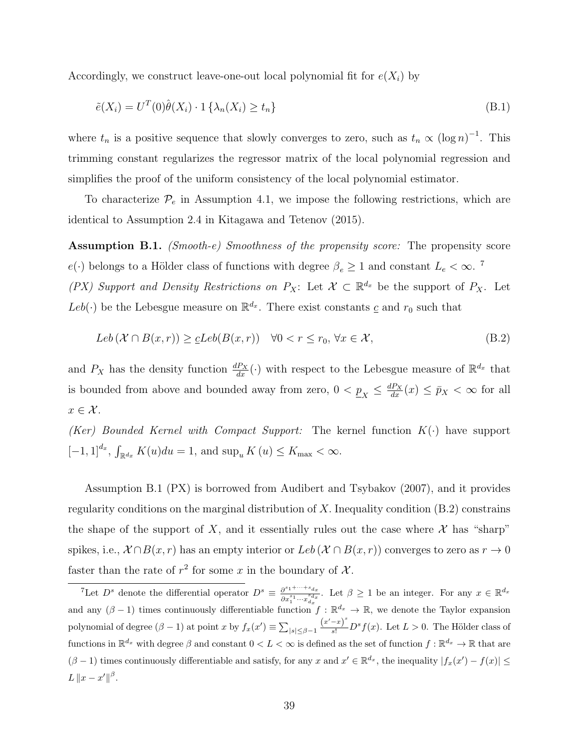Accordingly, we construct leave-one-out local polynomial fit for $e(X_i)$ by

$$\tilde{e}(X_i) = U^T(0)\hat{\theta}(X_i) \cdot 1\{\lambda_n(X_i) \geq t_n\} \tag{B.1}$$

where $t_n$ is a positive sequence that slowly converges to zero, such as $t_n \propto (\log n)^{-1}$. This trimming constant regularizes the regressor matrix of the local polynomial regression and simplifies the proof of the uniform consistency of the local polynomial estimator.

To characterize $\mathcal{P}_e$ in Assumption 4.1, we impose the following restrictions, which are identical to Assumption 2.4 in Kitagawa and Tetenov (2015).

**Assumption B.1.** *(Smooth-e) Smoothness of the propensity score:* The propensity score $e(\cdot)$ belongs to a Hölder class of functions with degree $\beta_e \geq 1$ and constant $L_e < \infty$. [7]
*(PX) Support and Density Restrictions on $P_X$:* Let $\mathcal{X} \subset \mathbb{R}^{d_x}$ be the support of $P_X$. Let $Leb(\cdot)$ be the Lebesgue measure on $\mathbb{R}^{d_x}$. There exist constants $\underline{c}$ and $r_0$ such that

$$Leb\left(\mathcal{X} \cap B(x,r)\right) \geq \underline{c}Leb(B(x,r)) \quad \forall 0 < r \leq r_0,\, \forall x \in \mathcal{X}, \tag{B.2}$$

and $P_X$ has the density function $\frac{dP_X}{dx}(\cdot)$ with respect to the Lebesgue measure of $\mathbb{R}^{d_x}$ that is bounded from above and bounded away from zero, $0 < \underline{p}_X \leq \frac{dP_X}{dx}(x) \leq \bar{p}_X < \infty$ for all $x \in \mathcal{X}$.
*(Ker) Bounded Kernel with Compact Support:* The kernel function $K(\cdot)$ have support $[-1,1]^{d_x}$, $\int_{\mathbb{R}^{d_x}} K(u)du = 1$, and $\sup_u K(u) \leq K_{\max} < \infty$.

Assumption B.1 (PX) is borrowed from Audibert and Tsybakov (2007), and it provides regularity conditions on the marginal distribution of $X$. Inequality condition (B.2) constrains the shape of the support of $X$, and it essentially rules out the case where $\mathcal{X}$ has "sharp" spikes, i.e., $\mathcal{X} \cap B(x,r)$ has an empty interior or $Leb\left(\mathcal{X} \cap B(x,r)\right)$ converges to zero as $r \to 0$ faster than the rate of $r^2$ for some $x$ in the boundary of $\mathcal{X}$.

[7] Let $D^s$ denote the differential operator $D^s \equiv \frac{\partial^{s_1+\cdots+s_{d_x}}}{\partial x_1^{s_1}\cdots x_{d_x}^{s_{d_x}}}$. Let $\beta \geq 1$ be an integer. For any $x \in \mathbb{R}^{d_x}$ and any $(\beta-1)$ times continuously differentiable function $f: \mathbb{R}^{d_x} \to \mathbb{R}$, we denote the Taylor expansion polynomial of degree $(\beta-1)$ at point $x$ by $f_x(x') \equiv \sum_{|s|\leq \beta-1} \frac{(x'-x)^s}{s!} D^s f(x)$. Let $L > 0$. The Hölder class of functions in $\mathbb{R}^{d_x}$ with degree $\beta$ and constant $0 < L < \infty$ is defined as the set of function $f: \mathbb{R}^{d_x} \to \mathbb{R}$ that are $(\beta-1)$ times continuously differentiable and satisfy, for any $x$ and $x' \in \mathbb{R}^{d_x}$, the inequality $|f_x(x') - f(x)| \leq L\left\|x - x'\right\|^{\beta}$.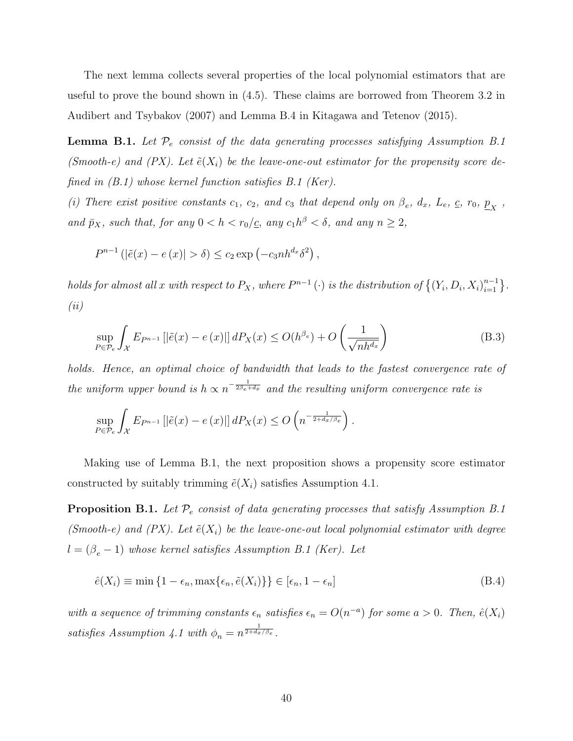The next lemma collects several properties of the local polynomial estimators that are useful to prove the bound shown in (4.5). These claims are borrowed from Theorem 3.2 in Audibert and Tsybakov (2007) and Lemma B.4 in Kitagawa and Tetenov (2015).

**Lemma B.1.** *Let $\mathcal{P}_e$ consist of the data generating processes satisfying Assumption B.1 (Smooth-e) and (PX). Let $\tilde{e}(X_i)$ be the leave-one-out estimator for the propensity score defined in (B.1) whose kernel function satisfies B.1 (Ker).*

*(i) There exist positive constants $c_1$, $c_2$, and $c_3$ that depend only on $\beta_e$, $d_x$, $L_e$, $\underline{c}$, $r_0$, $\underline{p}_X$, and $\bar{p}_X$, such that, for any $0 < h < r_0/\underline{c}$, any $c_1 h^{\beta} < \delta$, and any $n \geq 2$,*

$$
P^{n-1}\left(|\tilde{e}(x) - e\left(x\right)| > \delta\right) \leq c_2 \exp\left(-c_3 n h^{d_x} \delta^2\right),
$$

*holds for almost all $x$ with respect to $P_X$, where $P^{n-1}(\cdot)$ is the distribution of $\left\{(Y_i, D_i, X_i)_{i=1}^{n-1}\right\}$.*

*(ii)*

$$
\sup_{P \in \mathcal{P}_e} \int_{\mathcal{X}} E_{P^{n-1}}\left[|\tilde{e}(x) - e\left(x\right)|\right] dP_X(x) \leq O(h^{\beta_e}) + O\left(\frac{1}{\sqrt{nh^{d_x}}}\right) \tag{B.3}
$$

*holds. Hence, an optimal choice of bandwidth that leads to the fastest convergence rate of the uniform upper bound is $h \propto n^{-\frac{1}{2\beta_e + d_x}}$ and the resulting uniform convergence rate is*

$$
\sup_{P \in \mathcal{P}_e} \int_{\mathcal{X}} E_{P^{n-1}}\left[|\tilde{e}(x) - e\left(x\right)|\right] dP_X(x) \leq O\left(n^{-\frac{1}{2 + d_x/\beta_e}}\right).
$$

Making use of Lemma B.1, the next proposition shows a propensity score estimator constructed by suitably trimming $\tilde{e}(X_i)$ satisfies Assumption 4.1.

**Proposition B.1.** *Let $\mathcal{P}_e$ consist of data generating processes that satisfy Assumption B.1 (Smooth-e) and (PX). Let $\tilde{e}(X_i)$ be the leave-one-out local polynomial estimator with degree $l = (\beta_e - 1)$ whose kernel satisfies Assumption B.1 (Ker). Let*

$$
\hat{e}(X_i) \equiv \min\left\{1 - \epsilon_n, \max\{\epsilon_n, \tilde{e}(X_i)\}\right\} \in [\epsilon_n, 1 - \epsilon_n] \tag{B.4}
$$

*with a sequence of trimming constants $\epsilon_n$ satisfies $\epsilon_n = O(n^{-a})$ for some $a > 0$. Then, $\hat{e}(X_i)$ satisfies Assumption 4.1 with $\phi_n = n^{\frac{1}{2 + d_x/\beta_e}}$.*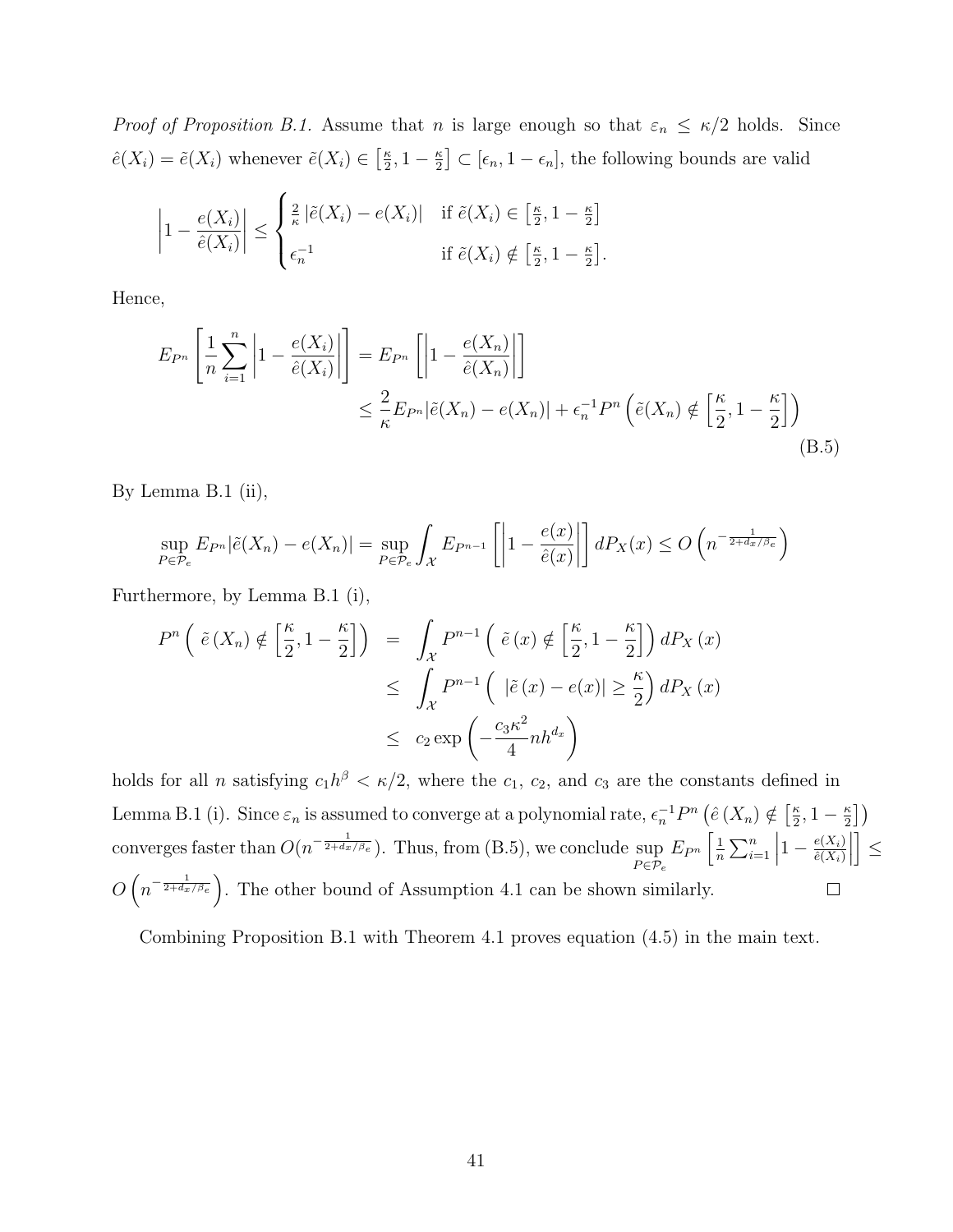*Proof of Proposition B.1.* Assume that $n$ is large enough so that $\varepsilon_n \leq \kappa/2$ holds. Since $\hat{e}(X_i) = \tilde{e}(X_i)$ whenever $\tilde{e}(X_i) \in \left[\frac{\kappa}{2}, 1 - \frac{\kappa}{2}\right] \subset [\epsilon_n, 1 - \epsilon_n]$, the following bounds are valid

$$
\left|1 - \frac{e(X_i)}{\hat{e}(X_i)}\right| \leq \begin{cases} \frac{2}{\kappa} \left|\tilde{e}(X_i) - e(X_i)\right| & \text{if } \tilde{e}(X_i) \in \left[\frac{\kappa}{2}, 1 - \frac{\kappa}{2}\right] \\ \epsilon_n^{-1} & \text{if } \tilde{e}(X_i) \notin \left[\frac{\kappa}{2}, 1 - \frac{\kappa}{2}\right]. \end{cases}
$$

Hence,

$$
\begin{aligned}
E_{P^n}\left[\frac{1}{n}\sum_{i=1}^{n}\left|1 - \frac{e(X_i)}{\hat{e}(X_i)}\right|\right] &= E_{P^n}\left[\left|1 - \frac{e(X_n)}{\hat{e}(X_n)}\right|\right] \\
&\leq \frac{2}{\kappa} E_{P^n}|\tilde{e}(X_n) - e(X_n)| + \epsilon_n^{-1} P^n\left(\tilde{e}(X_n) \notin \left[\frac{\kappa}{2}, 1 - \frac{\kappa}{2}\right]\right)
\end{aligned} \tag{B.5}
$$

By Lemma B.1 (ii),

$$
\sup_{P \in \mathcal{P}_e} E_{P^n}|\tilde{e}(X_n) - e(X_n)| = \sup_{P \in \mathcal{P}_e} \int_{\mathcal{X}} E_{P^{n-1}}\left[\left|1 - \frac{e(x)}{\hat{e}(x)}\right|\right] dP_X(x) \leq O\left(n^{-\frac{1}{2 + d_x/\beta_e}}\right)
$$

Furthermore, by Lemma B.1 (i),

$$
\begin{aligned}
P^n\left(\tilde{e}(X_n) \notin \left[\frac{\kappa}{2}, 1 - \frac{\kappa}{2}\right]\right) &= \int_{\mathcal{X}} P^{n-1}\left(\tilde{e}(x) \notin \left[\frac{\kappa}{2}, 1 - \frac{\kappa}{2}\right]\right) dP_X(x) \\
&\leq \int_{\mathcal{X}} P^{n-1}\left(|\tilde{e}(x) - e(x)| \geq \frac{\kappa}{2}\right) dP_X(x) \\
&\leq c_2 \exp\left(-\frac{c_3 \kappa^2}{4} n h^{d_x}\right)
\end{aligned}
$$

holds for all $n$ satisfying $c_1 h^{\beta} < \kappa/2$, where the $c_1$, $c_2$, and $c_3$ are the constants defined in Lemma B.1 (i). Since $\varepsilon_n$ is assumed to converge at a polynomial rate, $\epsilon_n^{-1} P^n\left(\hat{e}(X_n) \notin \left[\frac{\kappa}{2}, 1 - \frac{\kappa}{2}\right]\right)$ converges faster than $O(n^{-\frac{1}{2 + d_x/\beta_e}})$. Thus, from (B.5), we conclude $\sup_{P \in \mathcal{P}_e} E_{P^n}\left[\frac{1}{n}\sum_{i=1}^{n}\left|1 - \frac{e(X_i)}{\hat{e}(X_i)}\right|\right] \leq O\left(n^{-\frac{1}{2 + d_x/\beta_e}}\right)$. The other bound of Assumption 4.1 can be shown similarly. $\square$

Combining Proposition B.1 with Theorem 4.1 proves equation (4.5) in the main text.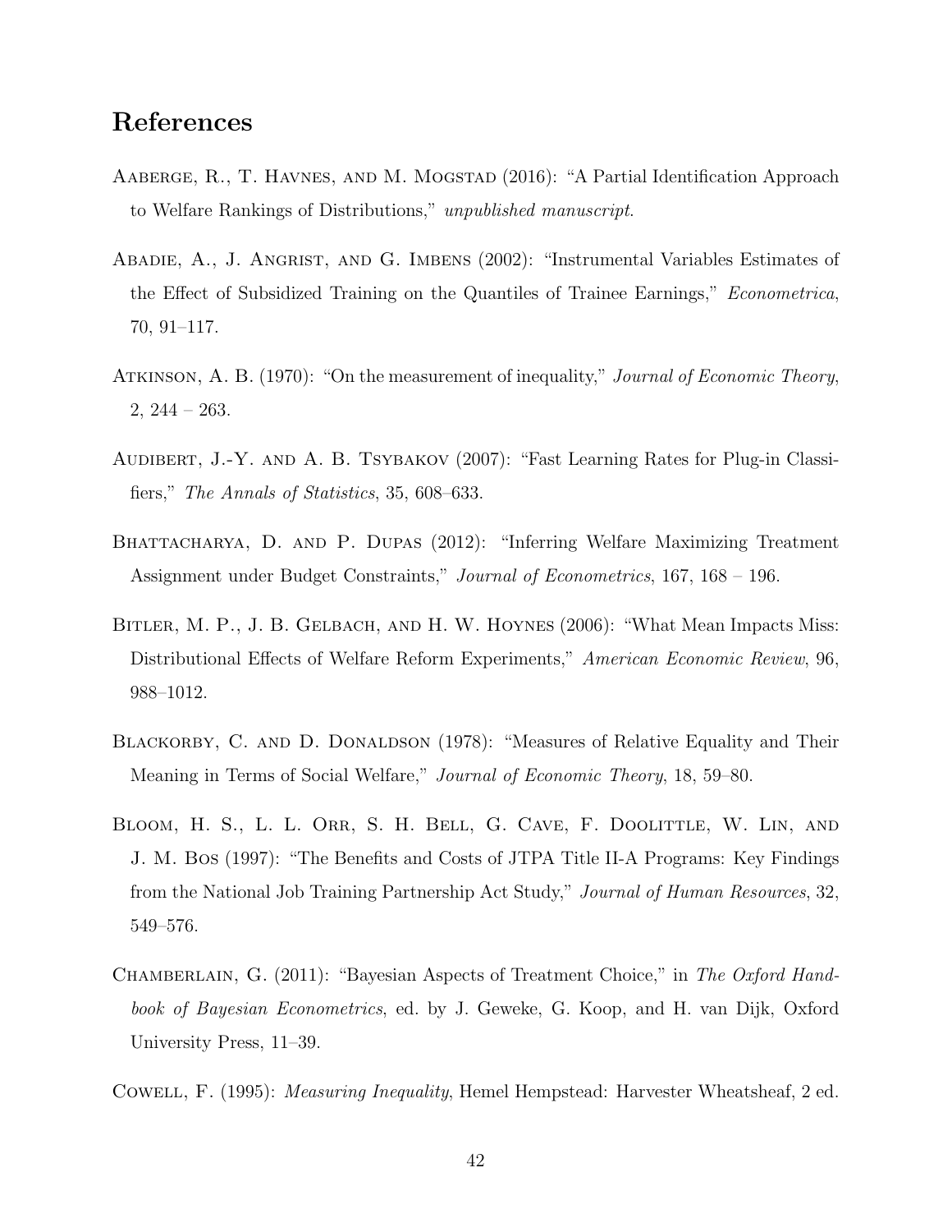# References

Aaberge, R., T. Havnes, and M. Mogstad (2016): "A Partial Identification Approach to Welfare Rankings of Distributions," *unpublished manuscript*.

Abadie, A., J. Angrist, and G. Imbens (2002): "Instrumental Variables Estimates of the Effect of Subsidized Training on the Quantiles of Trainee Earnings," *Econometrica*, 70, 91–117.

Atkinson, A. B. (1970): "On the measurement of inequality," *Journal of Economic Theory*, 2, 244 – 263.

Audibert, J.-Y. and A. B. Tsybakov (2007): "Fast Learning Rates for Plug-in Classifiers," *The Annals of Statistics*, 35, 608–633.

Bhattacharya, D. and P. Dupas (2012): "Inferring Welfare Maximizing Treatment Assignment under Budget Constraints," *Journal of Econometrics*, 167, 168 – 196.

Bitler, M. P., J. B. Gelbach, and H. W. Hoynes (2006): "What Mean Impacts Miss: Distributional Effects of Welfare Reform Experiments," *American Economic Review*, 96, 988–1012.

Blackorby, C. and D. Donaldson (1978): "Measures of Relative Equality and Their Meaning in Terms of Social Welfare," *Journal of Economic Theory*, 18, 59–80.

Bloom, H. S., L. L. Orr, S. H. Bell, G. Cave, F. Doolittle, W. Lin, and J. M. Bos (1997): "The Benefits and Costs of JTPA Title II-A Programs: Key Findings from the National Job Training Partnership Act Study," *Journal of Human Resources*, 32, 549–576.

Chamberlain, G. (2011): "Bayesian Aspects of Treatment Choice," in *The Oxford Handbook of Bayesian Econometrics*, ed. by J. Geweke, G. Koop, and H. van Dijk, Oxford University Press, 11–39.

Cowell, F. (1995): *Measuring Inequality*, Hemel Hempstead: Harvester Wheatsheaf, 2 ed.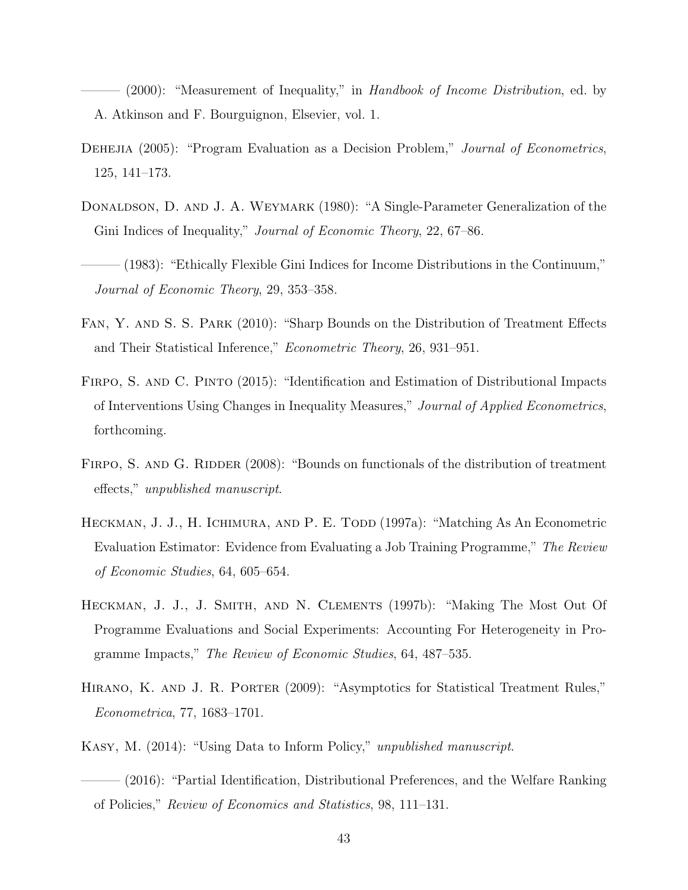——— (2000): "Measurement of Inequality," in *Handbook of Income Distribution*, ed. by A. Atkinson and F. Bourguignon, Elsevier, vol. 1.

Dehejia (2005): "Program Evaluation as a Decision Problem," *Journal of Econometrics*, 125, 141–173.

Donaldson, D. and J. A. Weymark (1980): "A Single-Parameter Generalization of the Gini Indices of Inequality," *Journal of Economic Theory*, 22, 67–86.

——— (1983): "Ethically Flexible Gini Indices for Income Distributions in the Continuum," *Journal of Economic Theory*, 29, 353–358.

Fan, Y. and S. S. Park (2010): "Sharp Bounds on the Distribution of Treatment Effects and Their Statistical Inference," *Econometric Theory*, 26, 931–951.

Firpo, S. and C. Pinto (2015): "Identification and Estimation of Distributional Impacts of Interventions Using Changes in Inequality Measures," *Journal of Applied Econometrics*, forthcoming.

Firpo, S. and G. Ridder (2008): "Bounds on functionals of the distribution of treatment effects," *unpublished manuscript*.

Heckman, J. J., H. Ichimura, and P. E. Todd (1997a): "Matching As An Econometric Evaluation Estimator: Evidence from Evaluating a Job Training Programme," *The Review of Economic Studies*, 64, 605–654.

Heckman, J. J., J. Smith, and N. Clements (1997b): "Making The Most Out Of Programme Evaluations and Social Experiments: Accounting For Heterogeneity in Programme Impacts," *The Review of Economic Studies*, 64, 487–535.

Hirano, K. and J. R. Porter (2009): "Asymptotics for Statistical Treatment Rules," *Econometrica*, 77, 1683–1701.

Kasy, M. (2014): "Using Data to Inform Policy," *unpublished manuscript*.

——— (2016): "Partial Identification, Distributional Preferences, and the Welfare Ranking of Policies," *Review of Economics and Statistics*, 98, 111–131.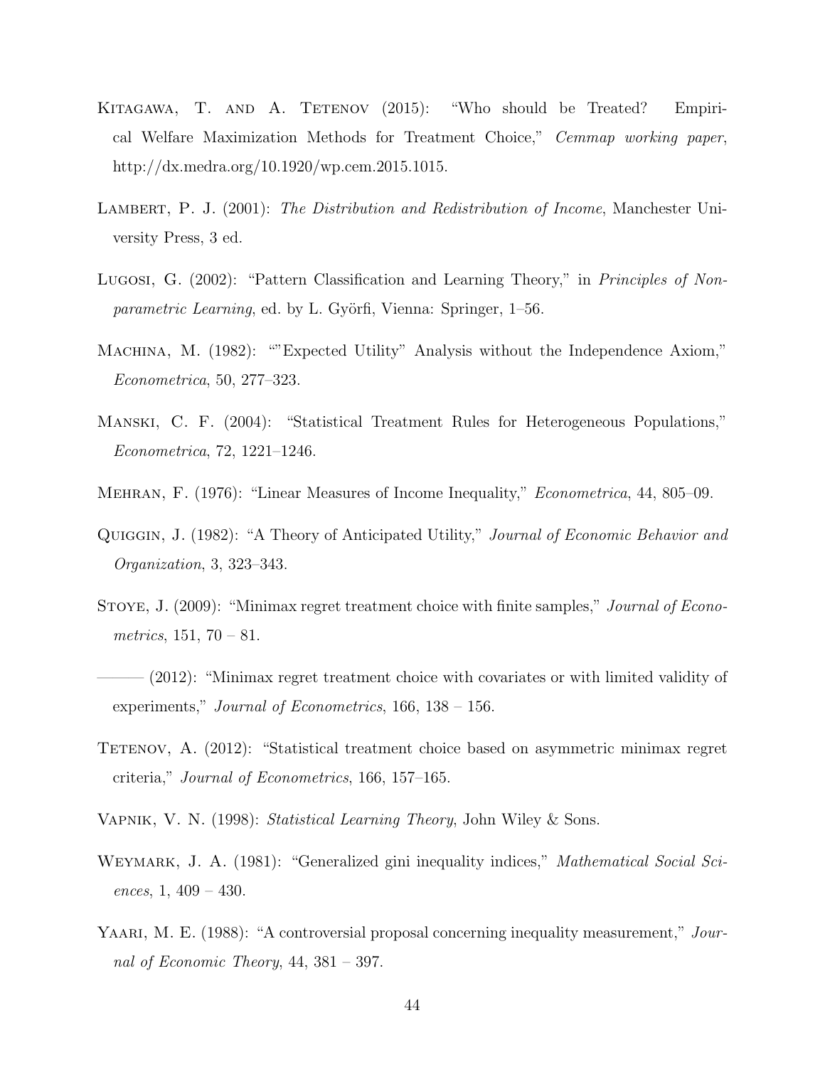Kitagawa, T. and A. Tetenov (2015): "Who should be Treated? Empirical Welfare Maximization Methods for Treatment Choice," *Cemmap working paper*, http://dx.medra.org/10.1920/wp.cem.2015.1015.

Lambert, P. J. (2001): *The Distribution and Redistribution of Income*, Manchester University Press, 3 ed.

Lugosi, G. (2002): "Pattern Classification and Learning Theory," in *Principles of Nonparametric Learning*, ed. by L. Györfi, Vienna: Springer, 1–56.

Machina, M. (1982): ""Expected Utility" Analysis without the Independence Axiom," *Econometrica*, 50, 277–323.

Manski, C. F. (2004): "Statistical Treatment Rules for Heterogeneous Populations," *Econometrica*, 72, 1221–1246.

Mehran, F. (1976): "Linear Measures of Income Inequality," *Econometrica*, 44, 805–09.

Quiggin, J. (1982): "A Theory of Anticipated Utility," *Journal of Economic Behavior and Organization*, 3, 323–343.

Stoye, J. (2009): "Minimax regret treatment choice with finite samples," *Journal of Econometrics*, 151, 70 – 81.

——— (2012): "Minimax regret treatment choice with covariates or with limited validity of experiments," *Journal of Econometrics*, 166, 138 – 156.

Tetenov, A. (2012): "Statistical treatment choice based on asymmetric minimax regret criteria," *Journal of Econometrics*, 166, 157–165.

Vapnik, V. N. (1998): *Statistical Learning Theory*, John Wiley & Sons.

Weymark, J. A. (1981): "Generalized gini inequality indices," *Mathematical Social Sciences*, 1, 409 – 430.

Yaari, M. E. (1988): "A controversial proposal concerning inequality measurement," *Journal of Economic Theory*, 44, 381 – 397.